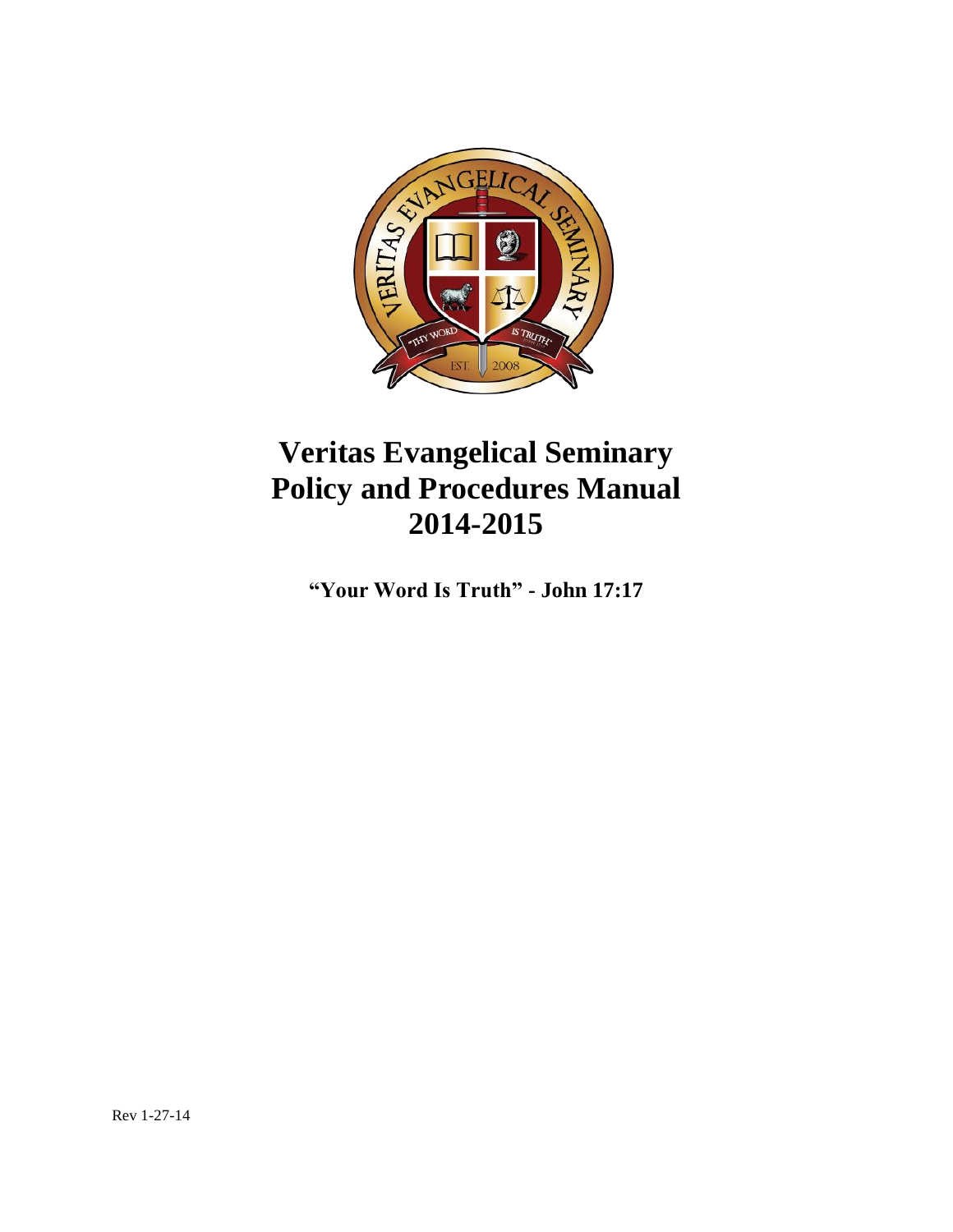# Veritas Evangelical Seminary
# Policy and Procedures Manual
# 2014-2015

**"Your Word Is Truth" - John 17:17**

Rev 1-27-14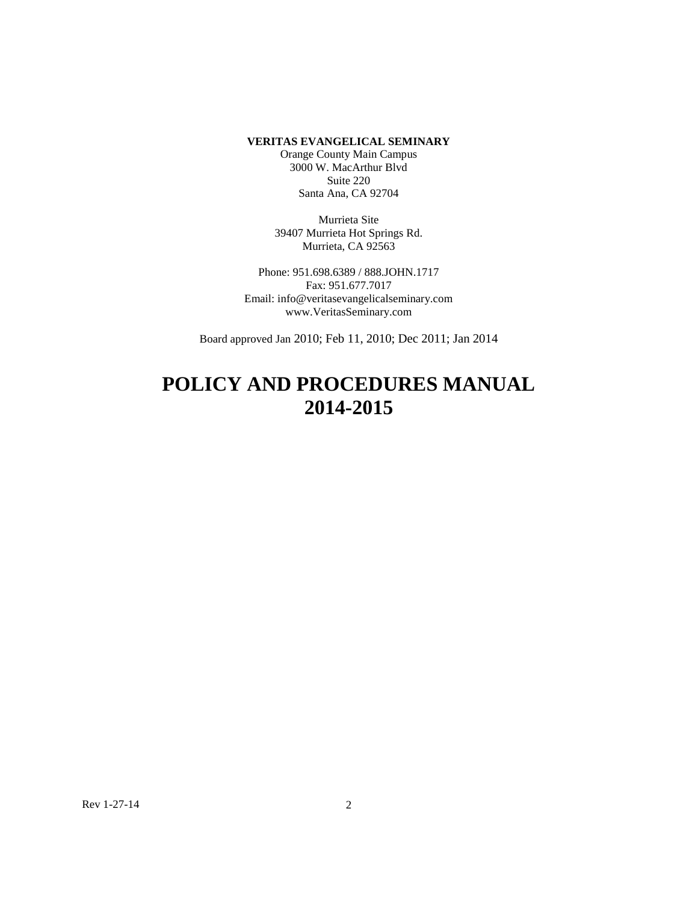**VERITAS EVANGELICAL SEMINARY**

Orange County Main Campus
3000 W. MacArthur Blvd
Suite 220
Santa Ana, CA 92704

Murrieta Site
39407 Murrieta Hot Springs Rd.
Murrieta, CA 92563

Phone: 951.698.6389 / 888.JOHN.1717
Fax: 951.677.7017
Email: info@veritasevangelicalseminary.com
www.VeritasSeminary.com

Board approved Jan 2010; Feb 11, 2010; Dec 2011; Jan 2014

# POLICY AND PROCEDURES MANUAL 2014-2015

Rev 1-27-14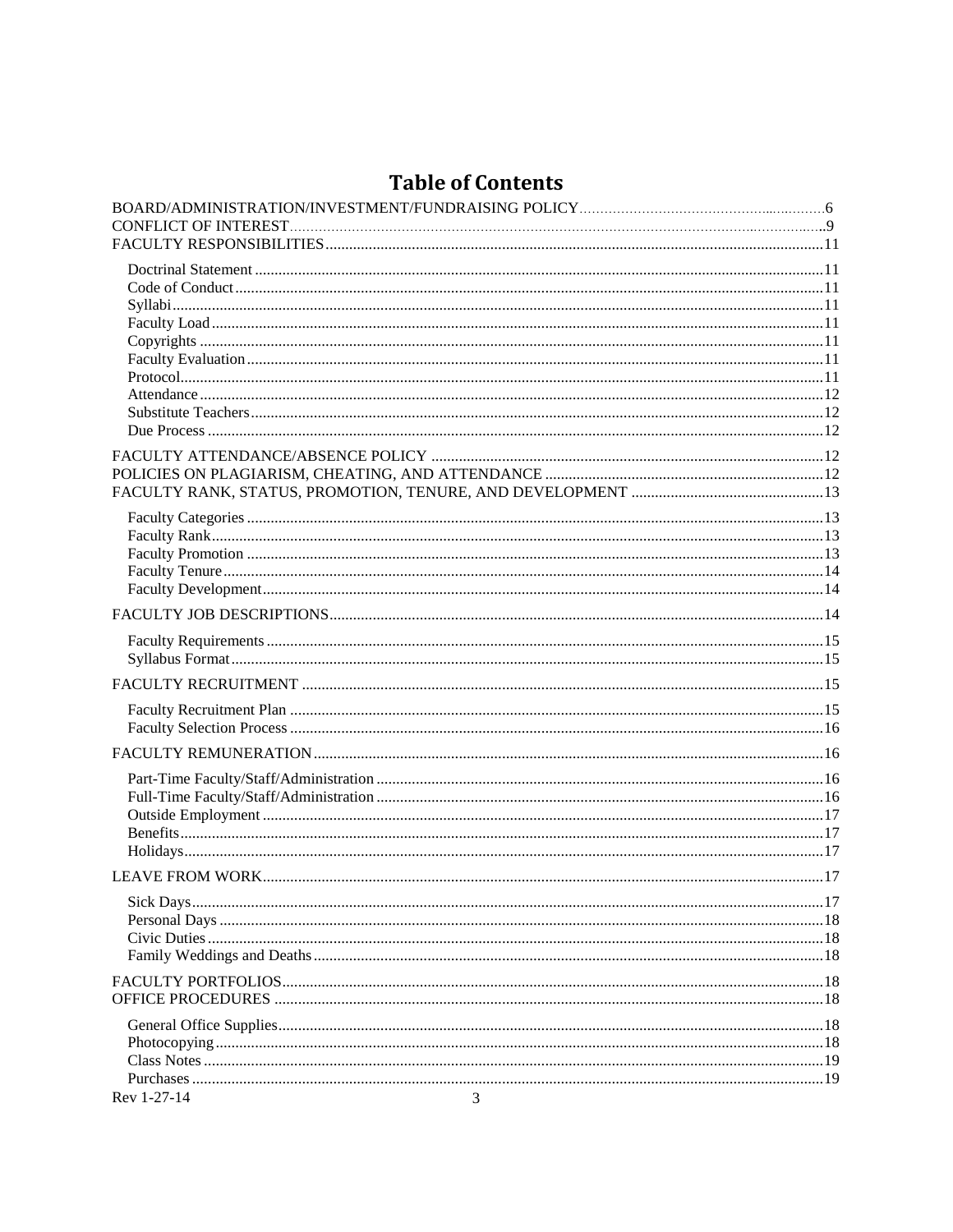# Table of Contents

BOARD/ADMINISTRATION/INVESTMENT/FUNDRAISING POLICY ... 6
CONFLICT OF INTEREST ... 9
FACULTY RESPONSIBILITIES ... 11

- Doctrinal Statement ... 11
- Code of Conduct ... 11
- Syllabi ... 11
- Faculty Load ... 11
- Copyrights ... 11
- Faculty Evaluation ... 11
- Protocol ... 11
- Attendance ... 12
- Substitute Teachers ... 12
- Due Process ... 12

FACULTY ATTENDANCE/ABSENCE POLICY ... 12
POLICIES ON PLAGIARISM, CHEATING, AND ATTENDANCE ... 12
FACULTY RANK, STATUS, PROMOTION, TENURE, AND DEVELOPMENT ... 13

- Faculty Categories ... 13
- Faculty Rank ... 13
- Faculty Promotion ... 13
- Faculty Tenure ... 14
- Faculty Development ... 14

FACULTY JOB DESCRIPTIONS ... 14

- Faculty Requirements ... 15
- Syllabus Format ... 15

FACULTY RECRUITMENT ... 15

- Faculty Recruitment Plan ... 15
- Faculty Selection Process ... 16

FACULTY REMUNERATION ... 16

- Part-Time Faculty/Staff/Administration ... 16
- Full-Time Faculty/Staff/Administration ... 16
- Outside Employment ... 17
- Benefits ... 17
- Holidays ... 17

LEAVE FROM WORK ... 17

- Sick Days ... 17
- Personal Days ... 18
- Civic Duties ... 18
- Family Weddings and Deaths ... 18

FACULTY PORTFOLIOS ... 18
OFFICE PROCEDURES ... 18

- General Office Supplies ... 18
- Photocopying ... 18
- Class Notes ... 19
- Purchases ... 19

Rev 1-27-14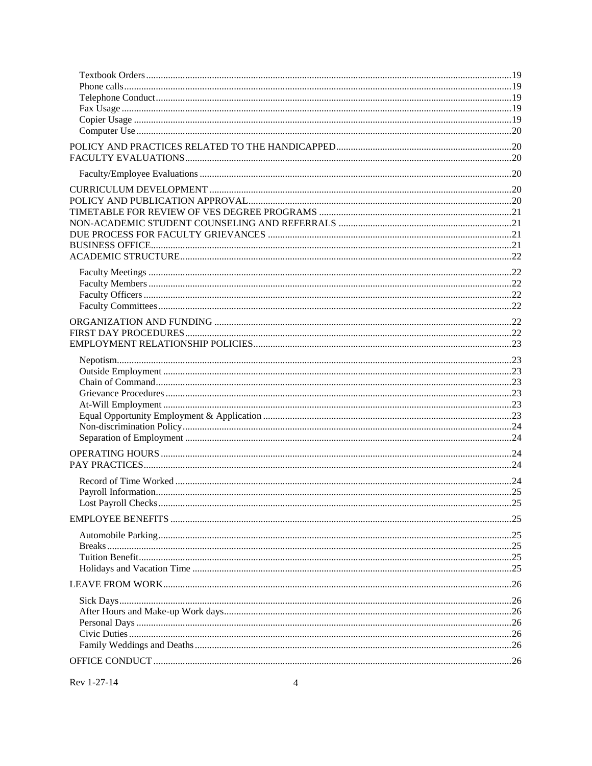- Textbook Orders ....................................................................................................................................19
- Phone calls.............................................................................................................................................19
- Telephone Conduct................................................................................................................................19
- Fax Usage .............................................................................................................................................19
- Copier Usage .........................................................................................................................................19
- Computer Use........................................................................................................................................20

POLICY AND PRACTICES RELATED TO THE HANDICAPPED........................................................................20

FACULTY EVALUATIONS.....................................................................................................................20

- Faculty/Employee Evaluations ..............................................................................................................20

CURRICULUM DEVELOPMENT ..........................................................................................................20

POLICY AND PUBLICATION APPROVAL...........................................................................................20

TIMETABLE FOR REVIEW OF VES DEGREE PROGRAMS ..............................................................21

NON-ACADEMIC STUDENT COUNSELING AND REFERRALS ......................................................................21

DUE PROCESS FOR FACULTY GRIEVANCES ..................................................................................21

BUSINESS OFFICE..................................................................................................................................21

ACADEMIC STRUCTURE......................................................................................................................22

- Faculty Meetings ...................................................................................................................................22
- Faculty Members ...................................................................................................................................22
- Faculty Officers .....................................................................................................................................22
- Faculty Committees...............................................................................................................................22

ORGANIZATION AND FUNDING .........................................................................................................22

FIRST DAY PROCEDURES.....................................................................................................................22

EMPLOYMENT RELATIONSHIP POLICIES.........................................................................................23

- Nepotism................................................................................................................................................23
- Outside Employment .............................................................................................................................23
- Chain of Command................................................................................................................................23
- Grievance Procedures ............................................................................................................................23
- At-Will Employment .............................................................................................................................23
- Equal Opportunity Employment & Application ....................................................................................23
- Non-discrimination Policy.....................................................................................................................24
- Separation of Employment ....................................................................................................................24

OPERATING HOURS ..............................................................................................................................24

PAY PRACTICES.....................................................................................................................................24

- Record of Time Worked ........................................................................................................................24
- Payroll Information................................................................................................................................25
- Lost Payroll Checks...............................................................................................................................25

EMPLOYEE BENEFITS ..........................................................................................................................25

- Automobile Parking...............................................................................................................................25
- Breaks ....................................................................................................................................................25
- Tuition Benefit.......................................................................................................................................25
- Holidays and Vacation Time .................................................................................................................25

LEAVE FROM WORK.............................................................................................................................26

- Sick Days...............................................................................................................................................26
- After Hours and Make-up Work days.....................................................................................................26
- Personal Days ........................................................................................................................................26
- Civic Duties ...........................................................................................................................................26
- Family Weddings and Deaths................................................................................................................26

OFFICE CONDUCT .................................................................................................................................26

Rev 1-27-14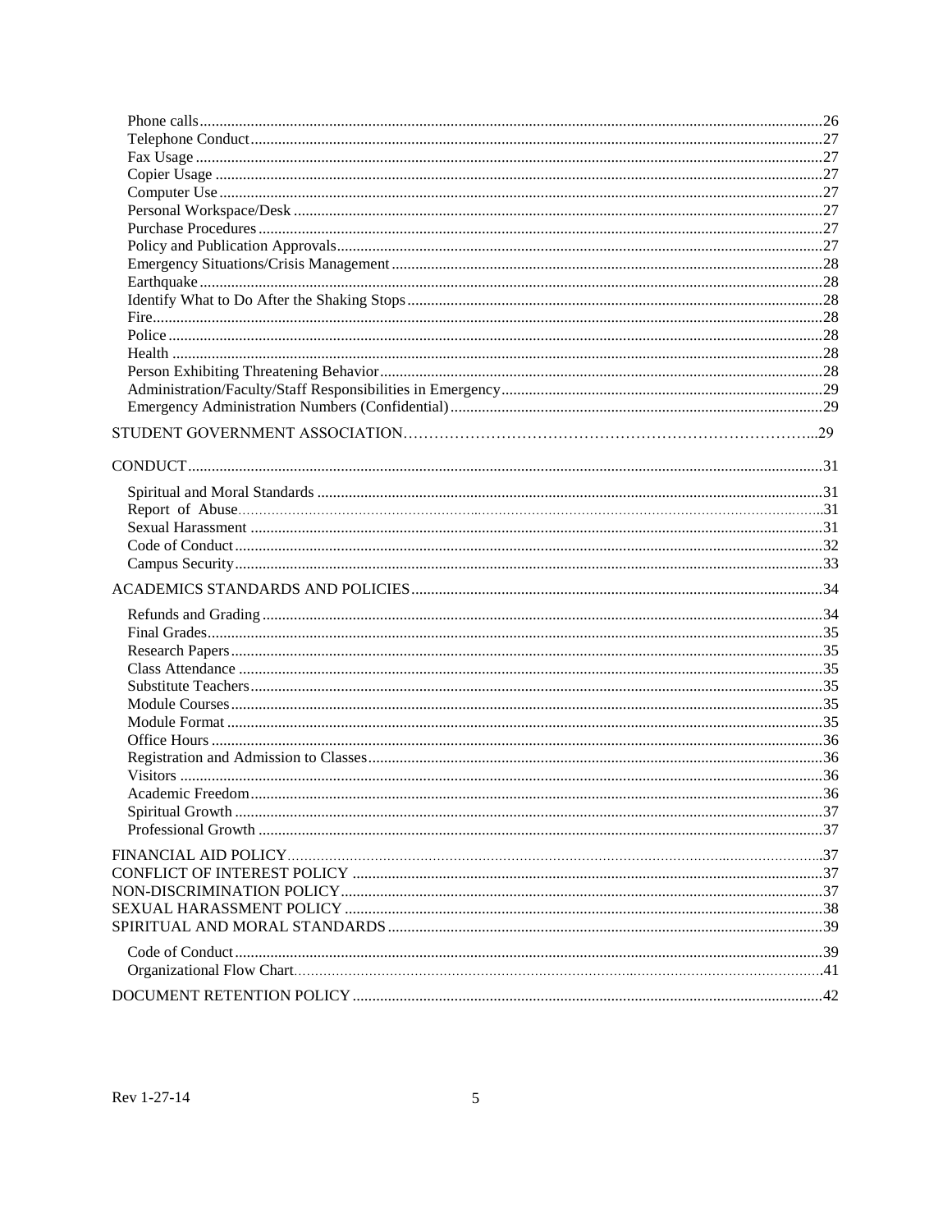Phone calls ........................................................ 26
Telephone Conduct ........................................................ 27
Fax Usage ........................................................ 27
Copier Usage ........................................................ 27
Computer Use ........................................................ 27
Personal Workspace/Desk ........................................................ 27
Purchase Procedures ........................................................ 27
Policy and Publication Approvals ........................................................ 27
Emergency Situations/Crisis Management ........................................................ 28
Earthquake ........................................................ 28
Identify What to Do After the Shaking Stops ........................................................ 28
Fire ........................................................ 28
Police ........................................................ 28
Health ........................................................ 28
Person Exhibiting Threatening Behavior ........................................................ 28
Administration/Faculty/Staff Responsibilities in Emergency ........................................................ 29
Emergency Administration Numbers (Confidential) ........................................................ 29

STUDENT GOVERNMENT ASSOCIATION ........................................................ 29

CONDUCT ........................................................ 31

Spiritual and Moral Standards ........................................................ 31
Report of Abuse ........................................................ 31
Sexual Harassment ........................................................ 31
Code of Conduct ........................................................ 32
Campus Security ........................................................ 33

ACADEMICS STANDARDS AND POLICIES ........................................................ 34

Refunds and Grading ........................................................ 34
Final Grades ........................................................ 35
Research Papers ........................................................ 35
Class Attendance ........................................................ 35
Substitute Teachers ........................................................ 35
Module Courses ........................................................ 35
Module Format ........................................................ 35
Office Hours ........................................................ 36
Registration and Admission to Classes ........................................................ 36
Visitors ........................................................ 36
Academic Freedom ........................................................ 36
Spiritual Growth ........................................................ 37
Professional Growth ........................................................ 37

FINANCIAL AID POLICY ........................................................ 37
CONFLICT OF INTEREST POLICY ........................................................ 37
NON-DISCRIMINATION POLICY ........................................................ 37
SEXUAL HARASSMENT POLICY ........................................................ 38
SPIRITUAL AND MORAL STANDARDS ........................................................ 39

Code of Conduct ........................................................ 39
Organizational Flow Chart ........................................................ 41

DOCUMENT RETENTION POLICY ........................................................ 42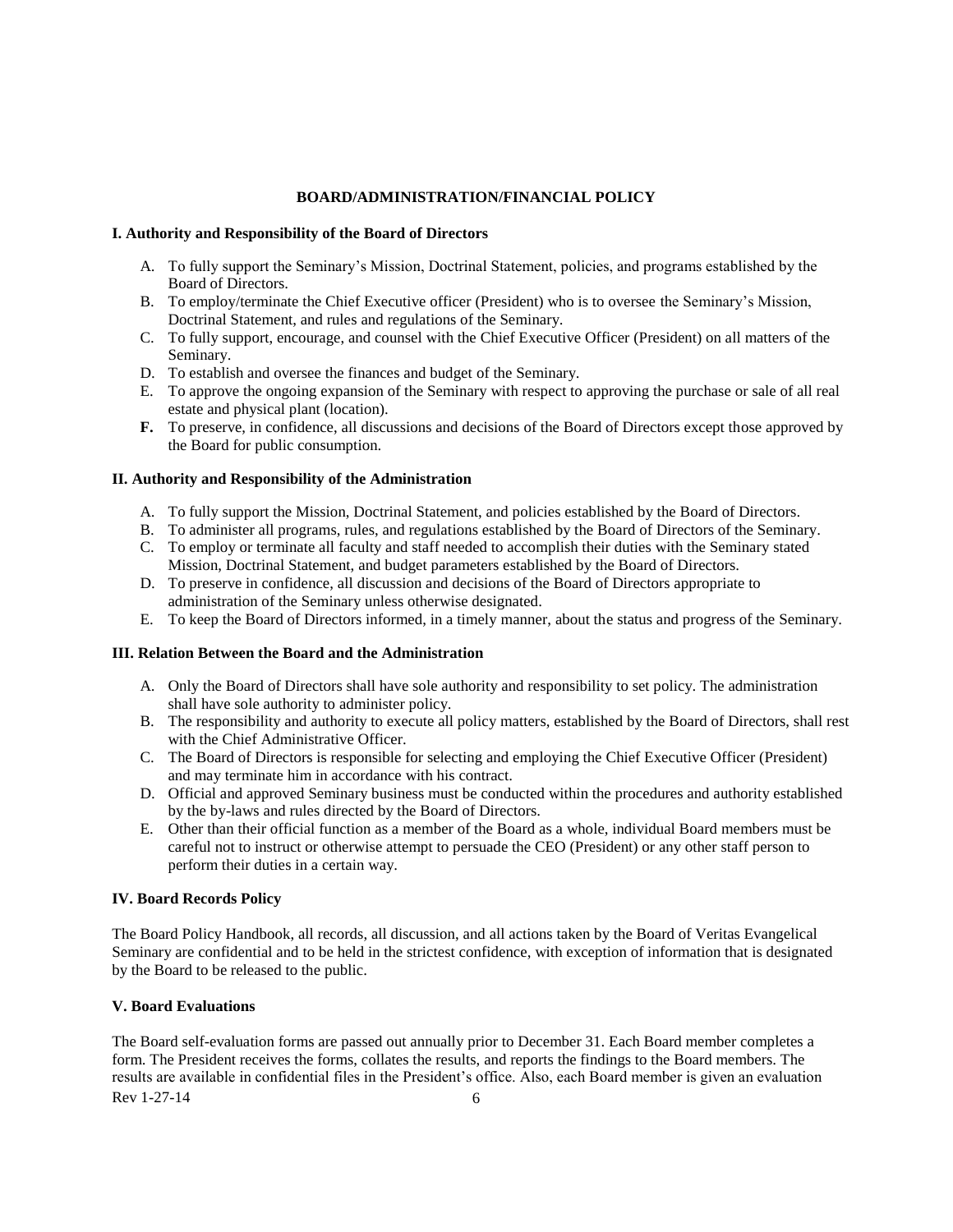## BOARD/ADMINISTRATION/FINANCIAL POLICY

### I. Authority and Responsibility of the Board of Directors

A. To fully support the Seminary's Mission, Doctrinal Statement, policies, and programs established by the Board of Directors.
B. To employ/terminate the Chief Executive officer (President) who is to oversee the Seminary's Mission, Doctrinal Statement, and rules and regulations of the Seminary.
C. To fully support, encourage, and counsel with the Chief Executive Officer (President) on all matters of the Seminary.
D. To establish and oversee the finances and budget of the Seminary.
E. To approve the ongoing expansion of the Seminary with respect to approving the purchase or sale of all real estate and physical plant (location).
**F.** To preserve, in confidence, all discussions and decisions of the Board of Directors except those approved by the Board for public consumption.

### II. Authority and Responsibility of the Administration

A. To fully support the Mission, Doctrinal Statement, and policies established by the Board of Directors.
B. To administer all programs, rules, and regulations established by the Board of Directors of the Seminary.
C. To employ or terminate all faculty and staff needed to accomplish their duties with the Seminary stated Mission, Doctrinal Statement, and budget parameters established by the Board of Directors.
D. To preserve in confidence, all discussion and decisions of the Board of Directors appropriate to administration of the Seminary unless otherwise designated.
E. To keep the Board of Directors informed, in a timely manner, about the status and progress of the Seminary.

### III. Relation Between the Board and the Administration

A. Only the Board of Directors shall have sole authority and responsibility to set policy. The administration shall have sole authority to administer policy.
B. The responsibility and authority to execute all policy matters, established by the Board of Directors, shall rest with the Chief Administrative Officer.
C. The Board of Directors is responsible for selecting and employing the Chief Executive Officer (President) and may terminate him in accordance with his contract.
D. Official and approved Seminary business must be conducted within the procedures and authority established by the by-laws and rules directed by the Board of Directors.
E. Other than their official function as a member of the Board as a whole, individual Board members must be careful not to instruct or otherwise attempt to persuade the CEO (President) or any other staff person to perform their duties in a certain way.

### IV. Board Records Policy

The Board Policy Handbook, all records, all discussion, and all actions taken by the Board of Veritas Evangelical Seminary are confidential and to be held in the strictest confidence, with exception of information that is designated by the Board to be released to the public.

### V. Board Evaluations

The Board self-evaluation forms are passed out annually prior to December 31. Each Board member completes a form. The President receives the forms, collates the results, and reports the findings to the Board members. The results are available in confidential files in the President's office. Also, each Board member is given an evaluation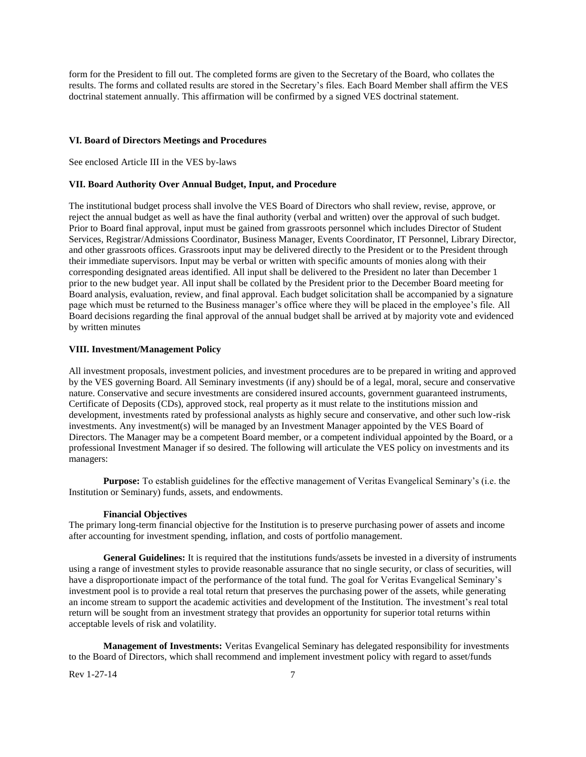form for the President to fill out. The completed forms are given to the Secretary of the Board, who collates the results. The forms and collated results are stored in the Secretary's files. Each Board Member shall affirm the VES doctrinal statement annually. This affirmation will be confirmed by a signed VES doctrinal statement.

### VI. Board of Directors Meetings and Procedures

See enclosed Article III in the VES by-laws

### VII. Board Authority Over Annual Budget, Input, and Procedure

The institutional budget process shall involve the VES Board of Directors who shall review, revise, approve, or reject the annual budget as well as have the final authority (verbal and written) over the approval of such budget. Prior to Board final approval, input must be gained from grassroots personnel which includes Director of Student Services, Registrar/Admissions Coordinator, Business Manager, Events Coordinator, IT Personnel, Library Director, and other grassroots offices. Grassroots input may be delivered directly to the President or to the President through their immediate supervisors. Input may be verbal or written with specific amounts of monies along with their corresponding designated areas identified. All input shall be delivered to the President no later than December 1 prior to the new budget year. All input shall be collated by the President prior to the December Board meeting for Board analysis, evaluation, review, and final approval. Each budget solicitation shall be accompanied by a signature page which must be returned to the Business manager's office where they will be placed in the employee's file. All Board decisions regarding the final approval of the annual budget shall be arrived at by majority vote and evidenced by written minutes

### VIII. Investment/Management Policy

All investment proposals, investment policies, and investment procedures are to be prepared in writing and approved by the VES governing Board. All Seminary investments (if any) should be of a legal, moral, secure and conservative nature. Conservative and secure investments are considered insured accounts, government guaranteed instruments, Certificate of Deposits (CDs), approved stock, real property as it must relate to the institutions mission and development, investments rated by professional analysts as highly secure and conservative, and other such low-risk investments. Any investment(s) will be managed by an Investment Manager appointed by the VES Board of Directors. The Manager may be a competent Board member, or a competent individual appointed by the Board, or a professional Investment Manager if so desired. The following will articulate the VES policy on investments and its managers:

**Purpose:** To establish guidelines for the effective management of Veritas Evangelical Seminary's (i.e. the Institution or Seminary) funds, assets, and endowments.

**Financial Objectives**

The primary long-term financial objective for the Institution is to preserve purchasing power of assets and income after accounting for investment spending, inflation, and costs of portfolio management.

**General Guidelines:** It is required that the institutions funds/assets be invested in a diversity of instruments using a range of investment styles to provide reasonable assurance that no single security, or class of securities, will have a disproportionate impact of the performance of the total fund. The goal for Veritas Evangelical Seminary's investment pool is to provide a real total return that preserves the purchasing power of the assets, while generating an income stream to support the academic activities and development of the Institution. The investment's real total return will be sought from an investment strategy that provides an opportunity for superior total returns within acceptable levels of risk and volatility.

**Management of Investments:** Veritas Evangelical Seminary has delegated responsibility for investments to the Board of Directors, which shall recommend and implement investment policy with regard to asset/funds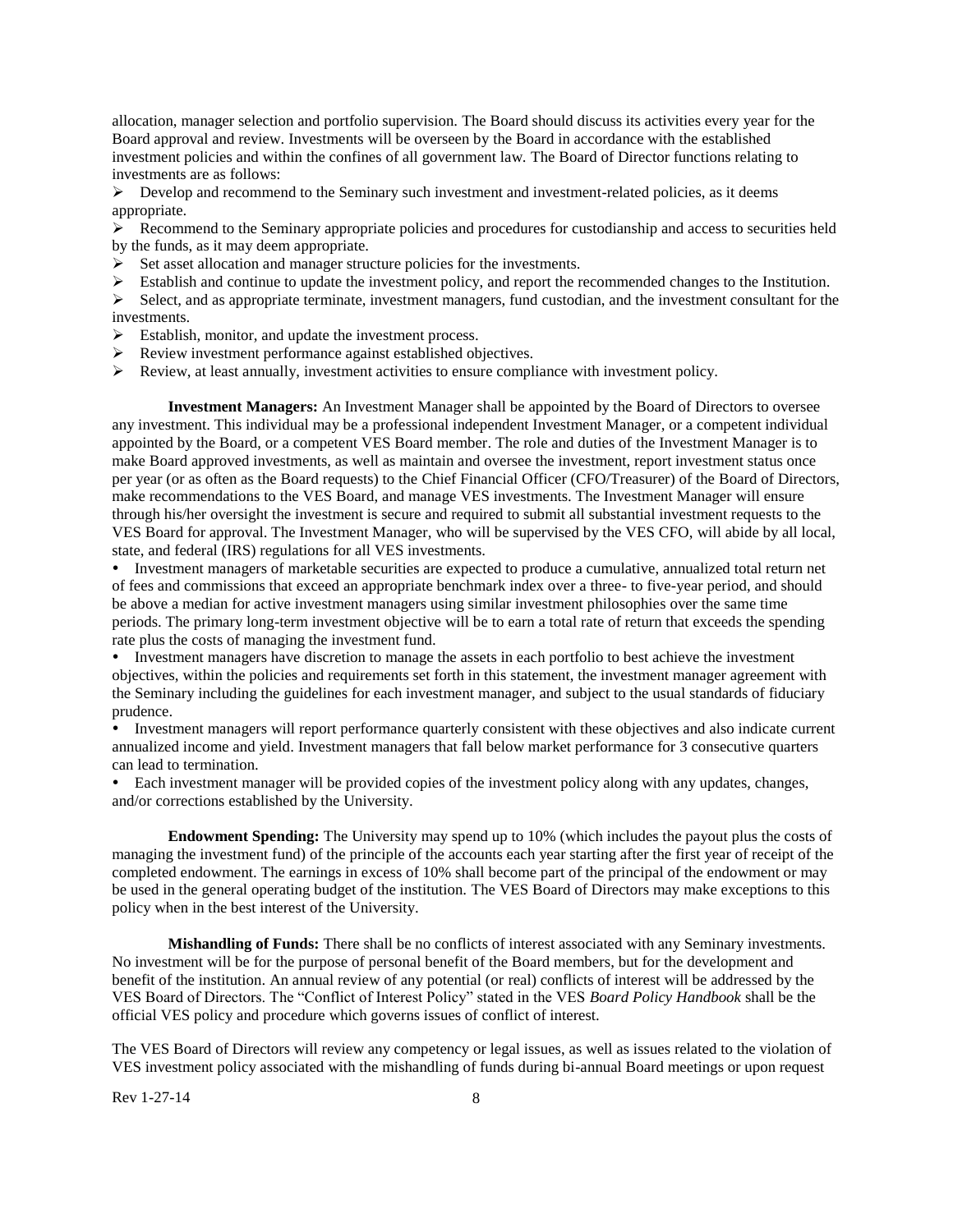allocation, manager selection and portfolio supervision. The Board should discuss its activities every year for the Board approval and review. Investments will be overseen by the Board in accordance with the established investment policies and within the confines of all government law. The Board of Director functions relating to investments are as follows:

- Develop and recommend to the Seminary such investment and investment-related policies, as it deems appropriate.
- Recommend to the Seminary appropriate policies and procedures for custodianship and access to securities held by the funds, as it may deem appropriate.
- Set asset allocation and manager structure policies for the investments.
- Establish and continue to update the investment policy, and report the recommended changes to the Institution.
- Select, and as appropriate terminate, investment managers, fund custodian, and the investment consultant for the investments.
- Establish, monitor, and update the investment process.
- Review investment performance against established objectives.
- Review, at least annually, investment activities to ensure compliance with investment policy.

**Investment Managers:** An Investment Manager shall be appointed by the Board of Directors to oversee any investment. This individual may be a professional independent Investment Manager, or a competent individual appointed by the Board, or a competent VES Board member. The role and duties of the Investment Manager is to make Board approved investments, as well as maintain and oversee the investment, report investment status once per year (or as often as the Board requests) to the Chief Financial Officer (CFO/Treasurer) of the Board of Directors, make recommendations to the VES Board, and manage VES investments. The Investment Manager will ensure through his/her oversight the investment is secure and required to submit all substantial investment requests to the VES Board for approval. The Investment Manager, who will be supervised by the VES CFO, will abide by all local, state, and federal (IRS) regulations for all VES investments.

- Investment managers of marketable securities are expected to produce a cumulative, annualized total return net of fees and commissions that exceed an appropriate benchmark index over a three- to five-year period, and should be above a median for active investment managers using similar investment philosophies over the same time periods. The primary long-term investment objective will be to earn a total rate of return that exceeds the spending rate plus the costs of managing the investment fund.
- Investment managers have discretion to manage the assets in each portfolio to best achieve the investment objectives, within the policies and requirements set forth in this statement, the investment manager agreement with the Seminary including the guidelines for each investment manager, and subject to the usual standards of fiduciary prudence.
- Investment managers will report performance quarterly consistent with these objectives and also indicate current annualized income and yield. Investment managers that fall below market performance for 3 consecutive quarters can lead to termination.
- Each investment manager will be provided copies of the investment policy along with any updates, changes, and/or corrections established by the University.

**Endowment Spending:** The University may spend up to 10% (which includes the payout plus the costs of managing the investment fund) of the principle of the accounts each year starting after the first year of receipt of the completed endowment. The earnings in excess of 10% shall become part of the principal of the endowment or may be used in the general operating budget of the institution. The VES Board of Directors may make exceptions to this policy when in the best interest of the University.

**Mishandling of Funds:** There shall be no conflicts of interest associated with any Seminary investments. No investment will be for the purpose of personal benefit of the Board members, but for the development and benefit of the institution. An annual review of any potential (or real) conflicts of interest will be addressed by the VES Board of Directors. The "Conflict of Interest Policy" stated in the VES *Board Policy Handbook* shall be the official VES policy and procedure which governs issues of conflict of interest.

The VES Board of Directors will review any competency or legal issues, as well as issues related to the violation of VES investment policy associated with the mishandling of funds during bi-annual Board meetings or upon request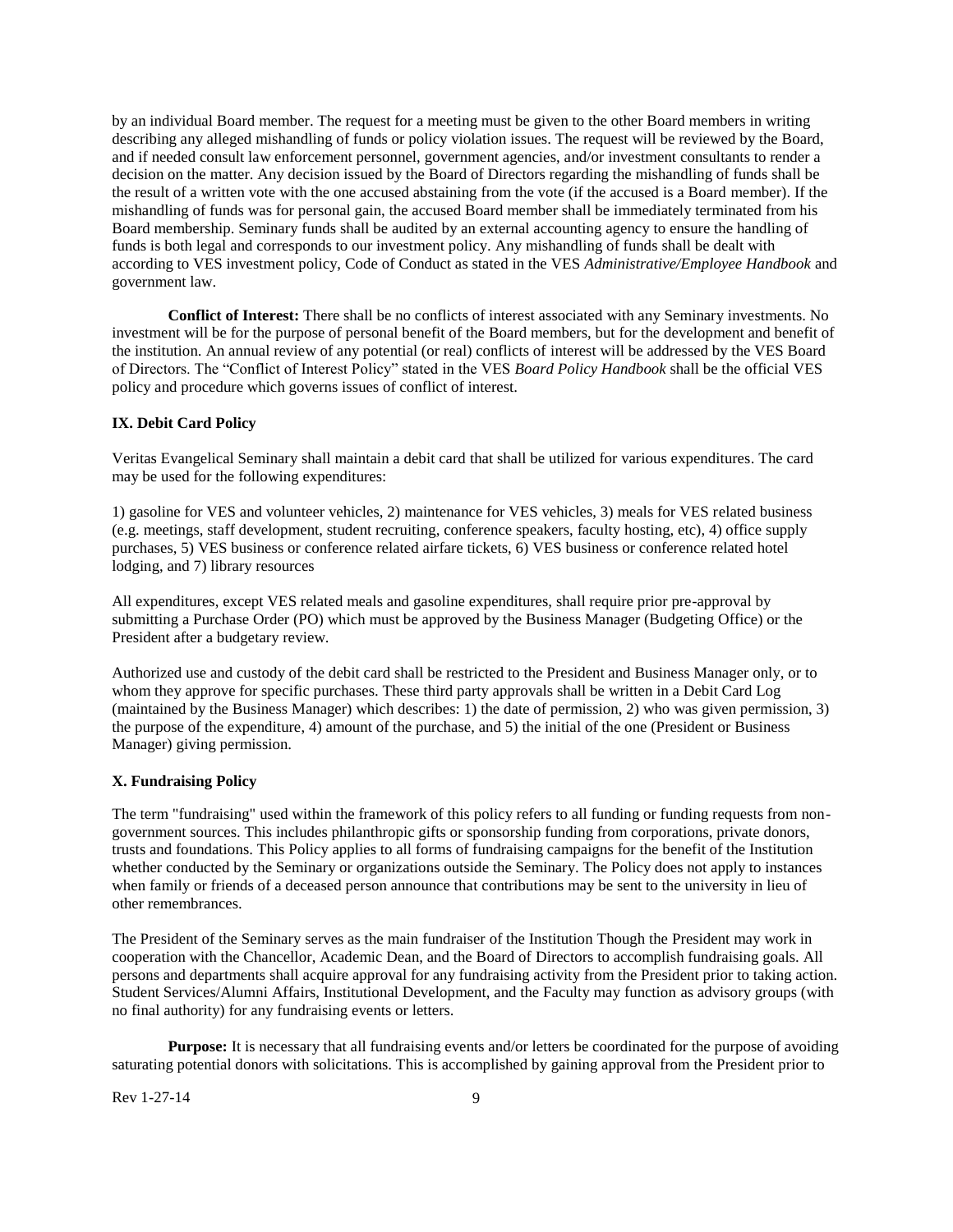by an individual Board member. The request for a meeting must be given to the other Board members in writing describing any alleged mishandling of funds or policy violation issues. The request will be reviewed by the Board, and if needed consult law enforcement personnel, government agencies, and/or investment consultants to render a decision on the matter. Any decision issued by the Board of Directors regarding the mishandling of funds shall be the result of a written vote with the one accused abstaining from the vote (if the accused is a Board member). If the mishandling of funds was for personal gain, the accused Board member shall be immediately terminated from his Board membership. Seminary funds shall be audited by an external accounting agency to ensure the handling of funds is both legal and corresponds to our investment policy. Any mishandling of funds shall be dealt with according to VES investment policy, Code of Conduct as stated in the VES *Administrative/Employee Handbook* and government law.

**Conflict of Interest:** There shall be no conflicts of interest associated with any Seminary investments. No investment will be for the purpose of personal benefit of the Board members, but for the development and benefit of the institution. An annual review of any potential (or real) conflicts of interest will be addressed by the VES Board of Directors. The "Conflict of Interest Policy" stated in the VES *Board Policy Handbook* shall be the official VES policy and procedure which governs issues of conflict of interest.

### IX. Debit Card Policy

Veritas Evangelical Seminary shall maintain a debit card that shall be utilized for various expenditures. The card may be used for the following expenditures:

1) gasoline for VES and volunteer vehicles, 2) maintenance for VES vehicles, 3) meals for VES related business (e.g. meetings, staff development, student recruiting, conference speakers, faculty hosting, etc), 4) office supply purchases, 5) VES business or conference related airfare tickets, 6) VES business or conference related hotel lodging, and 7) library resources

All expenditures, except VES related meals and gasoline expenditures, shall require prior pre-approval by submitting a Purchase Order (PO) which must be approved by the Business Manager (Budgeting Office) or the President after a budgetary review.

Authorized use and custody of the debit card shall be restricted to the President and Business Manager only, or to whom they approve for specific purchases. These third party approvals shall be written in a Debit Card Log (maintained by the Business Manager) which describes: 1) the date of permission, 2) who was given permission, 3) the purpose of the expenditure, 4) amount of the purchase, and 5) the initial of the one (President or Business Manager) giving permission.

### X. Fundraising Policy

The term "fundraising" used within the framework of this policy refers to all funding or funding requests from non-government sources. This includes philanthropic gifts or sponsorship funding from corporations, private donors, trusts and foundations. This Policy applies to all forms of fundraising campaigns for the benefit of the Institution whether conducted by the Seminary or organizations outside the Seminary. The Policy does not apply to instances when family or friends of a deceased person announce that contributions may be sent to the university in lieu of other remembrances.

The President of the Seminary serves as the main fundraiser of the Institution Though the President may work in cooperation with the Chancellor, Academic Dean, and the Board of Directors to accomplish fundraising goals. All persons and departments shall acquire approval for any fundraising activity from the President prior to taking action. Student Services/Alumni Affairs, Institutional Development, and the Faculty may function as advisory groups (with no final authority) for any fundraising events or letters.

**Purpose:** It is necessary that all fundraising events and/or letters be coordinated for the purpose of avoiding saturating potential donors with solicitations. This is accomplished by gaining approval from the President prior to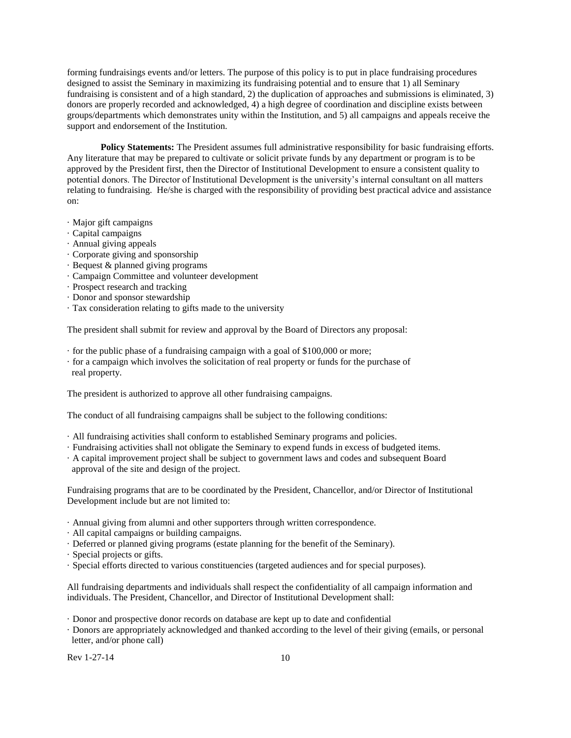forming fundraisings events and/or letters. The purpose of this policy is to put in place fundraising procedures designed to assist the Seminary in maximizing its fundraising potential and to ensure that 1) all Seminary fundraising is consistent and of a high standard, 2) the duplication of approaches and submissions is eliminated, 3) donors are properly recorded and acknowledged, 4) a high degree of coordination and discipline exists between groups/departments which demonstrates unity within the Institution, and 5) all campaigns and appeals receive the support and endorsement of the Institution.

**Policy Statements:** The President assumes full administrative responsibility for basic fundraising efforts. Any literature that may be prepared to cultivate or solicit private funds by any department or program is to be approved by the President first, then the Director of Institutional Development to ensure a consistent quality to potential donors. The Director of Institutional Development is the university's internal consultant on all matters relating to fundraising. He/she is charged with the responsibility of providing best practical advice and assistance on:

- Major gift campaigns
- Capital campaigns
- Annual giving appeals
- Corporate giving and sponsorship
- Bequest & planned giving programs
- Campaign Committee and volunteer development
- Prospect research and tracking
- Donor and sponsor stewardship
- Tax consideration relating to gifts made to the university

The president shall submit for review and approval by the Board of Directors any proposal:

- for the public phase of a fundraising campaign with a goal of $100,000 or more;
- for a campaign which involves the solicitation of real property or funds for the purchase of real property.

The president is authorized to approve all other fundraising campaigns.

The conduct of all fundraising campaigns shall be subject to the following conditions:

- All fundraising activities shall conform to established Seminary programs and policies.
- Fundraising activities shall not obligate the Seminary to expend funds in excess of budgeted items.
- A capital improvement project shall be subject to government laws and codes and subsequent Board approval of the site and design of the project.

Fundraising programs that are to be coordinated by the President, Chancellor, and/or Director of Institutional Development include but are not limited to:

- Annual giving from alumni and other supporters through written correspondence.
- All capital campaigns or building campaigns.
- Deferred or planned giving programs (estate planning for the benefit of the Seminary).
- Special projects or gifts.
- Special efforts directed to various constituencies (targeted audiences and for special purposes).

All fundraising departments and individuals shall respect the confidentiality of all campaign information and individuals. The President, Chancellor, and Director of Institutional Development shall:

- Donor and prospective donor records on database are kept up to date and confidential
- Donors are appropriately acknowledged and thanked according to the level of their giving (emails, or personal letter, and/or phone call)

Rev 1-27-14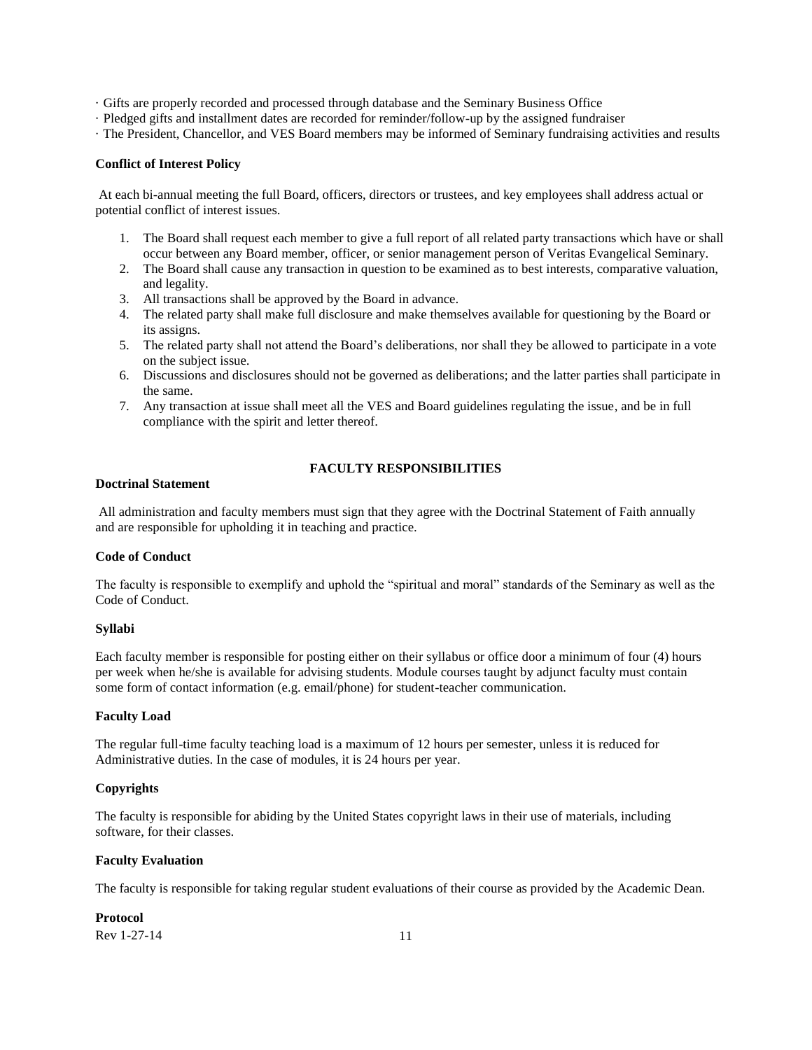· Gifts are properly recorded and processed through database and the Seminary Business Office
· Pledged gifts and installment dates are recorded for reminder/follow-up by the assigned fundraiser
· The President, Chancellor, and VES Board members may be informed of Seminary fundraising activities and results

**Conflict of Interest Policy**

At each bi-annual meeting the full Board, officers, directors or trustees, and key employees shall address actual or potential conflict of interest issues.

1. The Board shall request each member to give a full report of all related party transactions which have or shall occur between any Board member, officer, or senior management person of Veritas Evangelical Seminary.
2. The Board shall cause any transaction in question to be examined as to best interests, comparative valuation, and legality.
3. All transactions shall be approved by the Board in advance.
4. The related party shall make full disclosure and make themselves available for questioning by the Board or its assigns.
5. The related party shall not attend the Board's deliberations, nor shall they be allowed to participate in a vote on the subject issue.
6. Discussions and disclosures should not be governed as deliberations; and the latter parties shall participate in the same.
7. Any transaction at issue shall meet all the VES and Board guidelines regulating the issue, and be in full compliance with the spirit and letter thereof.

## FACULTY RESPONSIBILITIES

**Doctrinal Statement**

All administration and faculty members must sign that they agree with the Doctrinal Statement of Faith annually and are responsible for upholding it in teaching and practice.

**Code of Conduct**

The faculty is responsible to exemplify and uphold the "spiritual and moral" standards of the Seminary as well as the Code of Conduct.

**Syllabi**

Each faculty member is responsible for posting either on their syllabus or office door a minimum of four (4) hours per week when he/she is available for advising students. Module courses taught by adjunct faculty must contain some form of contact information (e.g. email/phone) for student-teacher communication.

**Faculty Load**

The regular full-time faculty teaching load is a maximum of 12 hours per semester, unless it is reduced for Administrative duties. In the case of modules, it is 24 hours per year.

**Copyrights**

The faculty is responsible for abiding by the United States copyright laws in their use of materials, including software, for their classes.

**Faculty Evaluation**

The faculty is responsible for taking regular student evaluations of their course as provided by the Academic Dean.

**Protocol**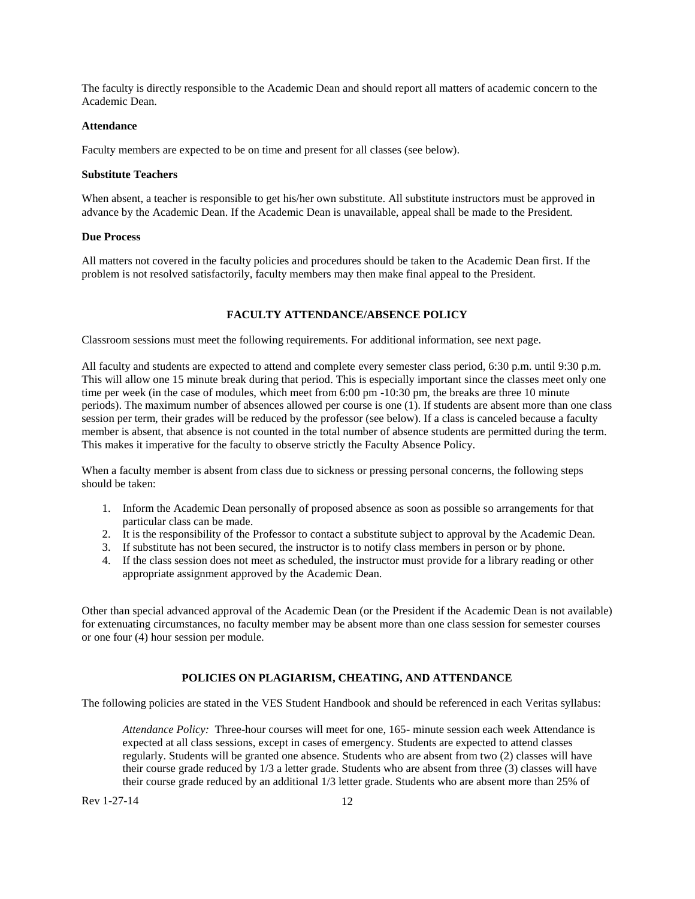The faculty is directly responsible to the Academic Dean and should report all matters of academic concern to the Academic Dean.

**Attendance**

Faculty members are expected to be on time and present for all classes (see below).

**Substitute Teachers**

When absent, a teacher is responsible to get his/her own substitute. All substitute instructors must be approved in advance by the Academic Dean. If the Academic Dean is unavailable, appeal shall be made to the President.

**Due Process**

All matters not covered in the faculty policies and procedures should be taken to the Academic Dean first. If the problem is not resolved satisfactorily, faculty members may then make final appeal to the President.

## FACULTY ATTENDANCE/ABSENCE POLICY

Classroom sessions must meet the following requirements. For additional information, see next page.

All faculty and students are expected to attend and complete every semester class period, 6:30 p.m. until 9:30 p.m. This will allow one 15 minute break during that period. This is especially important since the classes meet only one time per week (in the case of modules, which meet from 6:00 pm -10:30 pm, the breaks are three 10 minute periods). The maximum number of absences allowed per course is one (1). If students are absent more than one class session per term, their grades will be reduced by the professor (see below). If a class is canceled because a faculty member is absent, that absence is not counted in the total number of absence students are permitted during the term. This makes it imperative for the faculty to observe strictly the Faculty Absence Policy.

When a faculty member is absent from class due to sickness or pressing personal concerns, the following steps should be taken:

1. Inform the Academic Dean personally of proposed absence as soon as possible so arrangements for that particular class can be made.
2. It is the responsibility of the Professor to contact a substitute subject to approval by the Academic Dean.
3. If substitute has not been secured, the instructor is to notify class members in person or by phone.
4. If the class session does not meet as scheduled, the instructor must provide for a library reading or other appropriate assignment approved by the Academic Dean.

Other than special advanced approval of the Academic Dean (or the President if the Academic Dean is not available) for extenuating circumstances, no faculty member may be absent more than one class session for semester courses or one four (4) hour session per module.

## POLICIES ON PLAGIARISM, CHEATING, AND ATTENDANCE

The following policies are stated in the VES Student Handbook and should be referenced in each Veritas syllabus:

> *Attendance Policy:* Three-hour courses will meet for one, 165- minute session each week Attendance is expected at all class sessions, except in cases of emergency. Students are expected to attend classes regularly. Students will be granted one absence. Students who are absent from two (2) classes will have their course grade reduced by 1/3 a letter grade. Students who are absent from three (3) classes will have their course grade reduced by an additional 1/3 letter grade. Students who are absent more than 25% of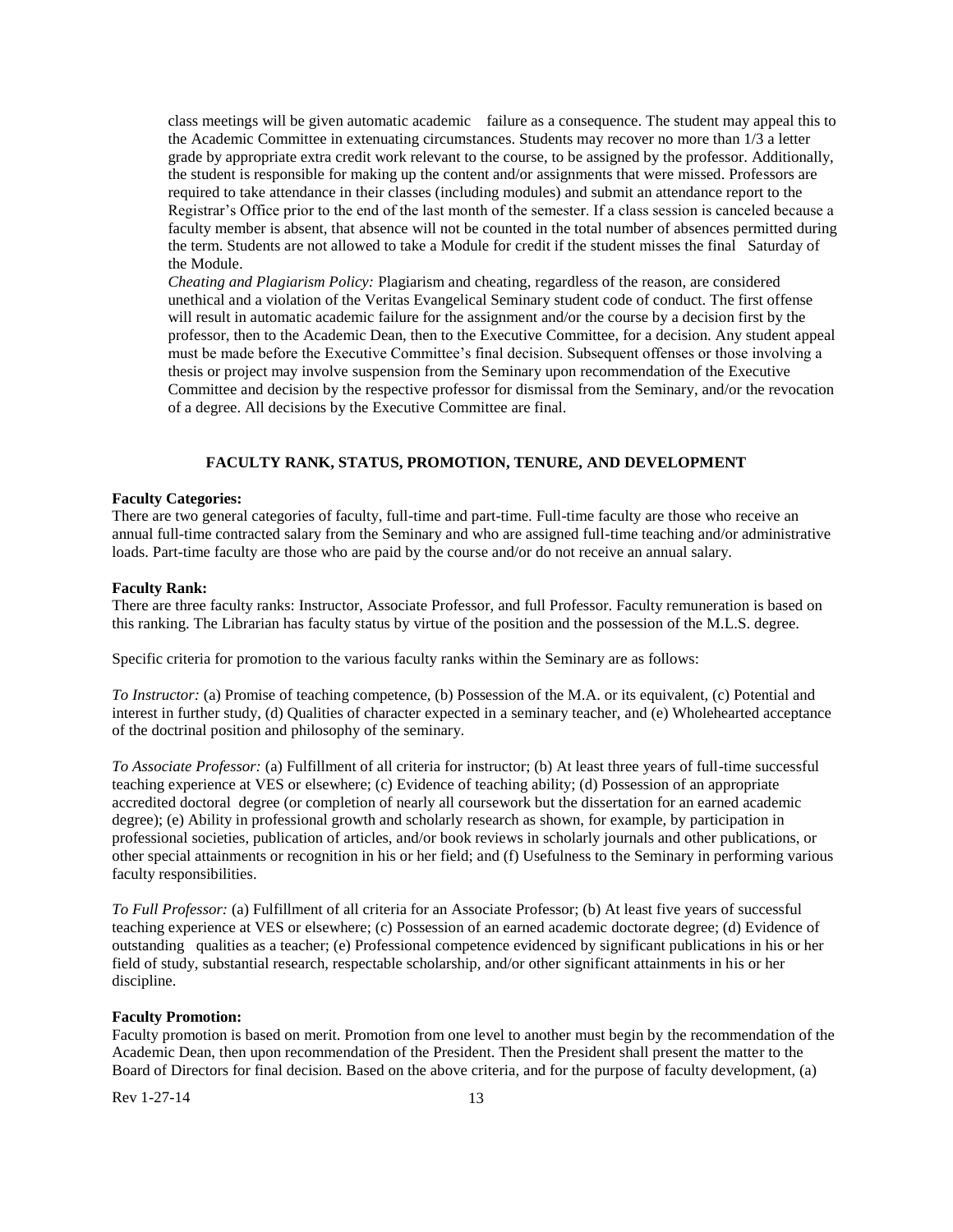class meetings will be given automatic academic failure as a consequence. The student may appeal this to the Academic Committee in extenuating circumstances. Students may recover no more than 1/3 a letter grade by appropriate extra credit work relevant to the course, to be assigned by the professor. Additionally, the student is responsible for making up the content and/or assignments that were missed. Professors are required to take attendance in their classes (including modules) and submit an attendance report to the Registrar's Office prior to the end of the last month of the semester. If a class session is canceled because a faculty member is absent, that absence will not be counted in the total number of absences permitted during the term. Students are not allowed to take a Module for credit if the student misses the final Saturday of the Module.

*Cheating and Plagiarism Policy:* Plagiarism and cheating, regardless of the reason, are considered unethical and a violation of the Veritas Evangelical Seminary student code of conduct. The first offense will result in automatic academic failure for the assignment and/or the course by a decision first by the professor, then to the Academic Dean, then to the Executive Committee, for a decision. Any student appeal must be made before the Executive Committee's final decision. Subsequent offenses or those involving a thesis or project may involve suspension from the Seminary upon recommendation of the Executive Committee and decision by the respective professor for dismissal from the Seminary, and/or the revocation of a degree. All decisions by the Executive Committee are final.

## FACULTY RANK, STATUS, PROMOTION, TENURE, AND DEVELOPMENT

**Faculty Categories:**

There are two general categories of faculty, full-time and part-time. Full-time faculty are those who receive an annual full-time contracted salary from the Seminary and who are assigned full-time teaching and/or administrative loads. Part-time faculty are those who are paid by the course and/or do not receive an annual salary.

**Faculty Rank:**

There are three faculty ranks: Instructor, Associate Professor, and full Professor. Faculty remuneration is based on this ranking. The Librarian has faculty status by virtue of the position and the possession of the M.L.S. degree.

Specific criteria for promotion to the various faculty ranks within the Seminary are as follows:

*To Instructor:* (a) Promise of teaching competence, (b) Possession of the M.A. or its equivalent, (c) Potential and interest in further study, (d) Qualities of character expected in a seminary teacher, and (e) Wholehearted acceptance of the doctrinal position and philosophy of the seminary.

*To Associate Professor:* (a) Fulfillment of all criteria for instructor; (b) At least three years of full-time successful teaching experience at VES or elsewhere; (c) Evidence of teaching ability; (d) Possession of an appropriate accredited doctoral degree (or completion of nearly all coursework but the dissertation for an earned academic degree); (e) Ability in professional growth and scholarly research as shown, for example, by participation in professional societies, publication of articles, and/or book reviews in scholarly journals and other publications, or other special attainments or recognition in his or her field; and (f) Usefulness to the Seminary in performing various faculty responsibilities.

*To Full Professor:* (a) Fulfillment of all criteria for an Associate Professor; (b) At least five years of successful teaching experience at VES or elsewhere; (c) Possession of an earned academic doctorate degree; (d) Evidence of outstanding qualities as a teacher; (e) Professional competence evidenced by significant publications in his or her field of study, substantial research, respectable scholarship, and/or other significant attainments in his or her discipline.

**Faculty Promotion:**

Faculty promotion is based on merit. Promotion from one level to another must begin by the recommendation of the Academic Dean, then upon recommendation of the President. Then the President shall present the matter to the Board of Directors for final decision. Based on the above criteria, and for the purpose of faculty development, (a)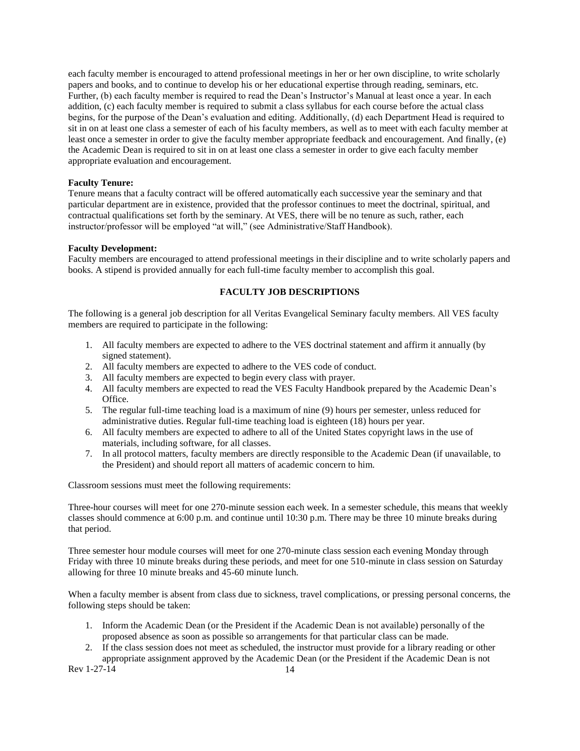each faculty member is encouraged to attend professional meetings in her or her own discipline, to write scholarly papers and books, and to continue to develop his or her educational expertise through reading, seminars, etc. Further, (b) each faculty member is required to read the Dean's Instructor's Manual at least once a year. In each addition, (c) each faculty member is required to submit a class syllabus for each course before the actual class begins, for the purpose of the Dean's evaluation and editing. Additionally, (d) each Department Head is required to sit in on at least one class a semester of each of his faculty members, as well as to meet with each faculty member at least once a semester in order to give the faculty member appropriate feedback and encouragement. And finally, (e) the Academic Dean is required to sit in on at least one class a semester in order to give each faculty member appropriate evaluation and encouragement.

**Faculty Tenure:**
Tenure means that a faculty contract will be offered automatically each successive year the seminary and that particular department are in existence, provided that the professor continues to meet the doctrinal, spiritual, and contractual qualifications set forth by the seminary. At VES, there will be no tenure as such, rather, each instructor/professor will be employed "at will," (see Administrative/Staff Handbook).

**Faculty Development:**
Faculty members are encouraged to attend professional meetings in their discipline and to write scholarly papers and books. A stipend is provided annually for each full-time faculty member to accomplish this goal.

## FACULTY JOB DESCRIPTIONS

The following is a general job description for all Veritas Evangelical Seminary faculty members. All VES faculty members are required to participate in the following:

1. All faculty members are expected to adhere to the VES doctrinal statement and affirm it annually (by signed statement).
2. All faculty members are expected to adhere to the VES code of conduct.
3. All faculty members are expected to begin every class with prayer.
4. All faculty members are expected to read the VES Faculty Handbook prepared by the Academic Dean's Office.
5. The regular full-time teaching load is a maximum of nine (9) hours per semester, unless reduced for administrative duties. Regular full-time teaching load is eighteen (18) hours per year.
6. All faculty members are expected to adhere to all of the United States copyright laws in the use of materials, including software, for all classes.
7. In all protocol matters, faculty members are directly responsible to the Academic Dean (if unavailable, to the President) and should report all matters of academic concern to him.

Classroom sessions must meet the following requirements:

Three-hour courses will meet for one 270-minute session each week. In a semester schedule, this means that weekly classes should commence at 6:00 p.m. and continue until 10:30 p.m. There may be three 10 minute breaks during that period.

Three semester hour module courses will meet for one 270-minute class session each evening Monday through Friday with three 10 minute breaks during these periods, and meet for one 510-minute in class session on Saturday allowing for three 10 minute breaks and 45-60 minute lunch.

When a faculty member is absent from class due to sickness, travel complications, or pressing personal concerns, the following steps should be taken:

1. Inform the Academic Dean (or the President if the Academic Dean is not available) personally of the proposed absence as soon as possible so arrangements for that particular class can be made.
2. If the class session does not meet as scheduled, the instructor must provide for a library reading or other appropriate assignment approved by the Academic Dean (or the President if the Academic Dean is not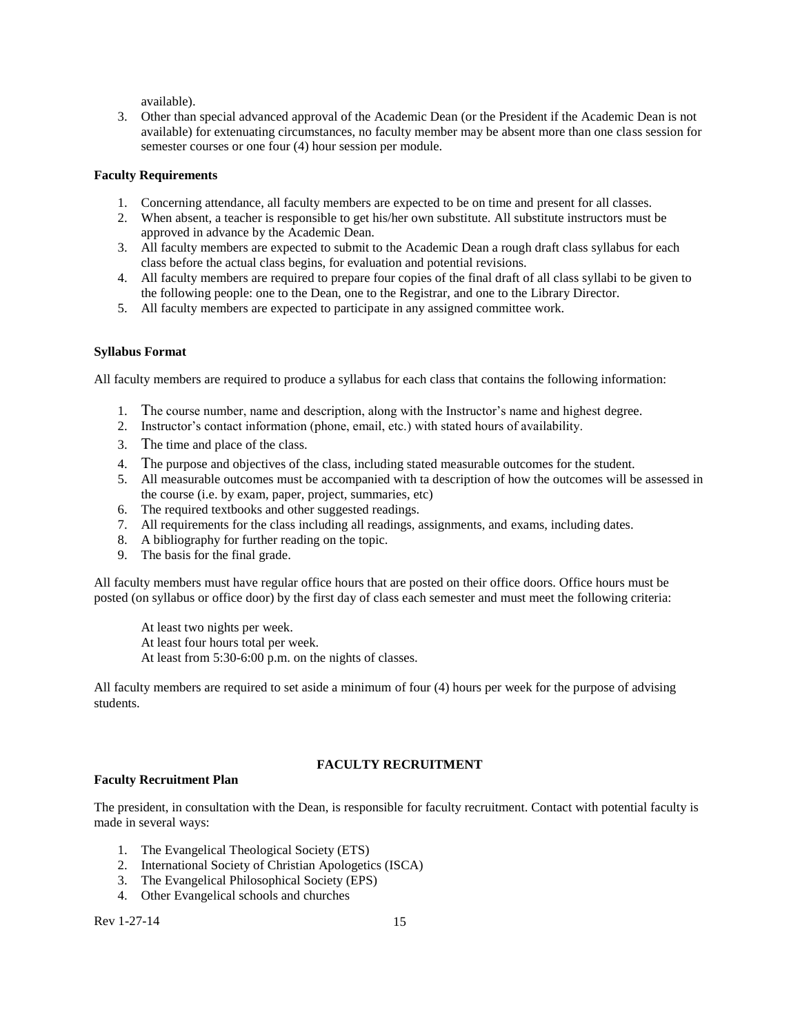available).

3. Other than special advanced approval of the Academic Dean (or the President if the Academic Dean is not available) for extenuating circumstances, no faculty member may be absent more than one class session for semester courses or one four (4) hour session per module.

**Faculty Requirements**

1. Concerning attendance, all faculty members are expected to be on time and present for all classes.
2. When absent, a teacher is responsible to get his/her own substitute. All substitute instructors must be approved in advance by the Academic Dean.
3. All faculty members are expected to submit to the Academic Dean a rough draft class syllabus for each class before the actual class begins, for evaluation and potential revisions.
4. All faculty members are required to prepare four copies of the final draft of all class syllabi to be given to the following people: one to the Dean, one to the Registrar, and one to the Library Director.
5. All faculty members are expected to participate in any assigned committee work.

**Syllabus Format**

All faculty members are required to produce a syllabus for each class that contains the following information:

1. The course number, name and description, along with the Instructor's name and highest degree.
2. Instructor's contact information (phone, email, etc.) with stated hours of availability.
3. The time and place of the class.
4. The purpose and objectives of the class, including stated measurable outcomes for the student.
5. All measurable outcomes must be accompanied with ta description of how the outcomes will be assessed in the course (i.e. by exam, paper, project, summaries, etc)
6. The required textbooks and other suggested readings.
7. All requirements for the class including all readings, assignments, and exams, including dates.
8. A bibliography for further reading on the topic.
9. The basis for the final grade.

All faculty members must have regular office hours that are posted on their office doors. Office hours must be posted (on syllabus or office door) by the first day of class each semester and must meet the following criteria:

At least two nights per week.
At least four hours total per week.
At least from 5:30-6:00 p.m. on the nights of classes.

All faculty members are required to set aside a minimum of four (4) hours per week for the purpose of advising students.

## FACULTY RECRUITMENT

**Faculty Recruitment Plan**

The president, in consultation with the Dean, is responsible for faculty recruitment. Contact with potential faculty is made in several ways:

1. The Evangelical Theological Society (ETS)
2. International Society of Christian Apologetics (ISCA)
3. The Evangelical Philosophical Society (EPS)
4. Other Evangelical schools and churches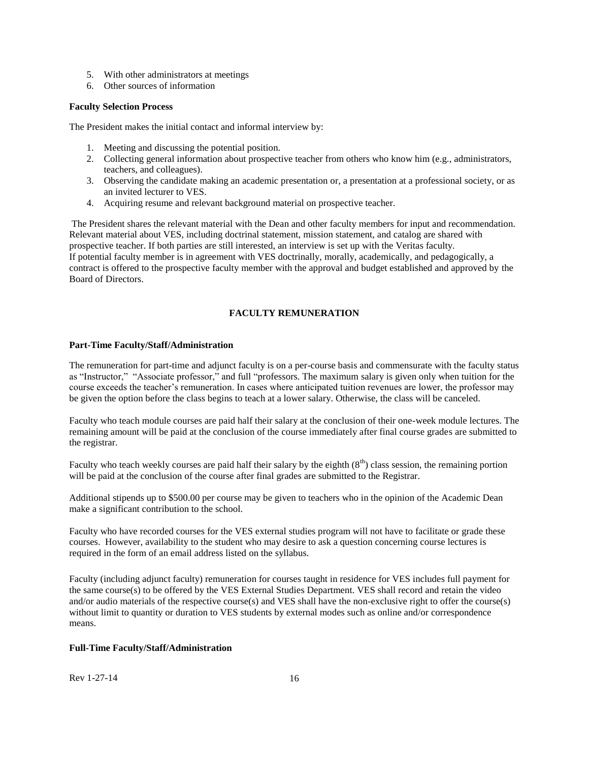5. With other administrators at meetings
6. Other sources of information

**Faculty Selection Process**

The President makes the initial contact and informal interview by:

1. Meeting and discussing the potential position.
2. Collecting general information about prospective teacher from others who know him (e.g., administrators, teachers, and colleagues).
3. Observing the candidate making an academic presentation or, a presentation at a professional society, or as an invited lecturer to VES.
4. Acquiring resume and relevant background material on prospective teacher.

The President shares the relevant material with the Dean and other faculty members for input and recommendation. Relevant material about VES, including doctrinal statement, mission statement, and catalog are shared with prospective teacher. If both parties are still interested, an interview is set up with the Veritas faculty. If potential faculty member is in agreement with VES doctrinally, morally, academically, and pedagogically, a contract is offered to the prospective faculty member with the approval and budget established and approved by the Board of Directors.

## FACULTY REMUNERATION

**Part-Time Faculty/Staff/Administration**

The remuneration for part-time and adjunct faculty is on a per-course basis and commensurate with the faculty status as "Instructor," "Associate professor," and full "professors. The maximum salary is given only when tuition for the course exceeds the teacher's remuneration. In cases where anticipated tuition revenues are lower, the professor may be given the option before the class begins to teach at a lower salary. Otherwise, the class will be canceled.

Faculty who teach module courses are paid half their salary at the conclusion of their one-week module lectures. The remaining amount will be paid at the conclusion of the course immediately after final course grades are submitted to the registrar.

Faculty who teach weekly courses are paid half their salary by the eighth (8th) class session, the remaining portion will be paid at the conclusion of the course after final grades are submitted to the Registrar.

Additional stipends up to $500.00 per course may be given to teachers who in the opinion of the Academic Dean make a significant contribution to the school.

Faculty who have recorded courses for the VES external studies program will not have to facilitate or grade these courses. However, availability to the student who may desire to ask a question concerning course lectures is required in the form of an email address listed on the syllabus.

Faculty (including adjunct faculty) remuneration for courses taught in residence for VES includes full payment for the same course(s) to be offered by the VES External Studies Department. VES shall record and retain the video and/or audio materials of the respective course(s) and VES shall have the non-exclusive right to offer the course(s) without limit to quantity or duration to VES students by external modes such as online and/or correspondence means.

**Full-Time Faculty/Staff/Administration**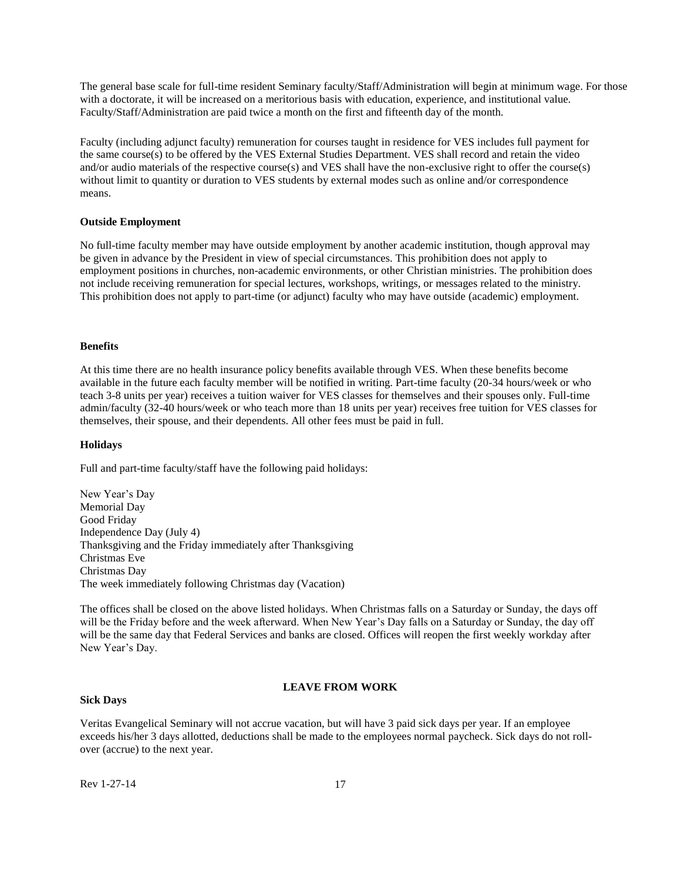The general base scale for full-time resident Seminary faculty/Staff/Administration will begin at minimum wage. For those with a doctorate, it will be increased on a meritorious basis with education, experience, and institutional value. Faculty/Staff/Administration are paid twice a month on the first and fifteenth day of the month.

Faculty (including adjunct faculty) remuneration for courses taught in residence for VES includes full payment for the same course(s) to be offered by the VES External Studies Department. VES shall record and retain the video and/or audio materials of the respective course(s) and VES shall have the non-exclusive right to offer the course(s) without limit to quantity or duration to VES students by external modes such as online and/or correspondence means.

**Outside Employment**

No full-time faculty member may have outside employment by another academic institution, though approval may be given in advance by the President in view of special circumstances. This prohibition does not apply to employment positions in churches, non-academic environments, or other Christian ministries. The prohibition does not include receiving remuneration for special lectures, workshops, writings, or messages related to the ministry. This prohibition does not apply to part-time (or adjunct) faculty who may have outside (academic) employment.

**Benefits**

At this time there are no health insurance policy benefits available through VES. When these benefits become available in the future each faculty member will be notified in writing. Part-time faculty (20-34 hours/week or who teach 3-8 units per year) receives a tuition waiver for VES classes for themselves and their spouses only. Full-time admin/faculty (32-40 hours/week or who teach more than 18 units per year) receives free tuition for VES classes for themselves, their spouse, and their dependents. All other fees must be paid in full.

**Holidays**

Full and part-time faculty/staff have the following paid holidays:

New Year's Day
Memorial Day
Good Friday
Independence Day (July 4)
Thanksgiving and the Friday immediately after Thanksgiving
Christmas Eve
Christmas Day
The week immediately following Christmas day (Vacation)

The offices shall be closed on the above listed holidays. When Christmas falls on a Saturday or Sunday, the days off will be the Friday before and the week afterward. When New Year's Day falls on a Saturday or Sunday, the day off will be the same day that Federal Services and banks are closed. Offices will reopen the first weekly workday after New Year's Day.

## LEAVE FROM WORK

**Sick Days**

Veritas Evangelical Seminary will not accrue vacation, but will have 3 paid sick days per year. If an employee exceeds his/her 3 days allotted, deductions shall be made to the employees normal paycheck. Sick days do not roll-over (accrue) to the next year.

Rev 1-27-14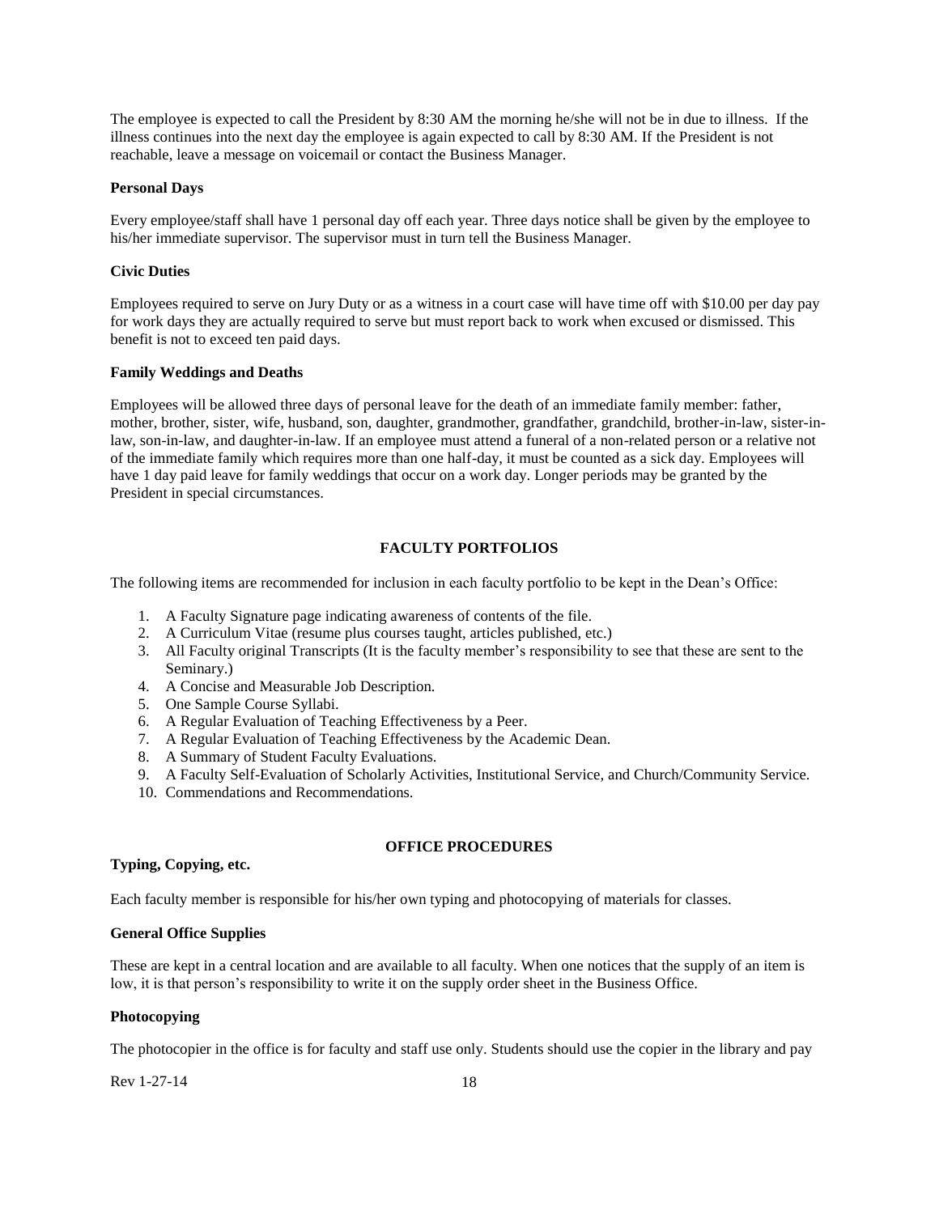The employee is expected to call the President by 8:30 AM the morning he/she will not be in due to illness. If the illness continues into the next day the employee is again expected to call by 8:30 AM. If the President is not reachable, leave a message on voicemail or contact the Business Manager.

**Personal Days**

Every employee/staff shall have 1 personal day off each year. Three days notice shall be given by the employee to his/her immediate supervisor. The supervisor must in turn tell the Business Manager.

**Civic Duties**

Employees required to serve on Jury Duty or as a witness in a court case will have time off with $10.00 per day pay for work days they are actually required to serve but must report back to work when excused or dismissed. This benefit is not to exceed ten paid days.

**Family Weddings and Deaths**

Employees will be allowed three days of personal leave for the death of an immediate family member: father, mother, brother, sister, wife, husband, son, daughter, grandmother, grandfather, grandchild, brother-in-law, sister-in-law, son-in-law, and daughter-in-law. If an employee must attend a funeral of a non-related person or a relative not of the immediate family which requires more than one half-day, it must be counted as a sick day. Employees will have 1 day paid leave for family weddings that occur on a work day. Longer periods may be granted by the President in special circumstances.

## FACULTY PORTFOLIOS

The following items are recommended for inclusion in each faculty portfolio to be kept in the Dean's Office:

1. A Faculty Signature page indicating awareness of contents of the file.
2. A Curriculum Vitae (resume plus courses taught, articles published, etc.)
3. All Faculty original Transcripts (It is the faculty member's responsibility to see that these are sent to the Seminary.)
4. A Concise and Measurable Job Description.
5. One Sample Course Syllabi.
6. A Regular Evaluation of Teaching Effectiveness by a Peer.
7. A Regular Evaluation of Teaching Effectiveness by the Academic Dean.
8. A Summary of Student Faculty Evaluations.
9. A Faculty Self-Evaluation of Scholarly Activities, Institutional Service, and Church/Community Service.
10. Commendations and Recommendations.

## OFFICE PROCEDURES

**Typing, Copying, etc.**

Each faculty member is responsible for his/her own typing and photocopying of materials for classes.

**General Office Supplies**

These are kept in a central location and are available to all faculty. When one notices that the supply of an item is low, it is that person's responsibility to write it on the supply order sheet in the Business Office.

**Photocopying**

The photocopier in the office is for faculty and staff use only. Students should use the copier in the library and pay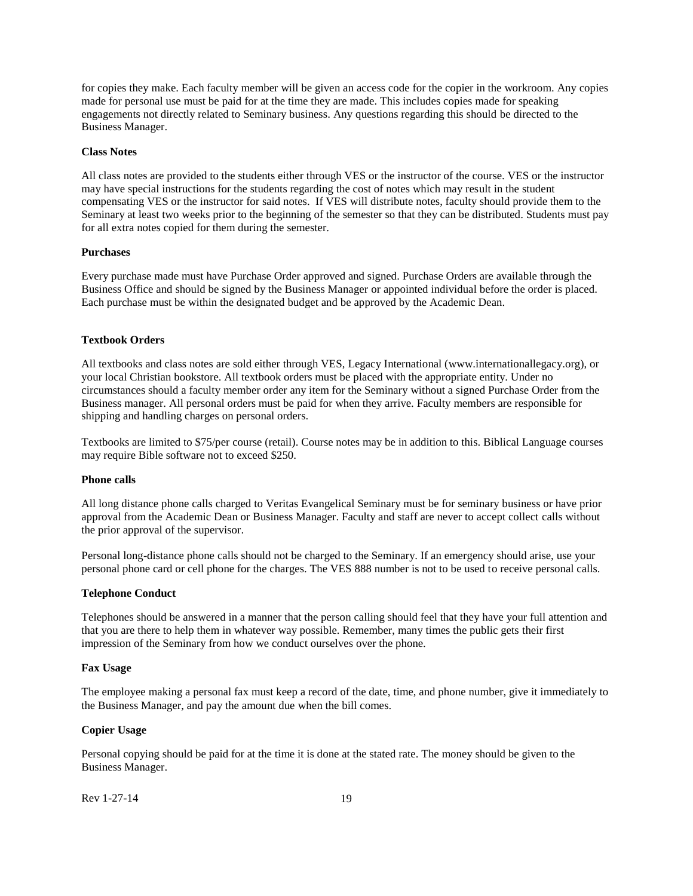for copies they make. Each faculty member will be given an access code for the copier in the workroom. Any copies made for personal use must be paid for at the time they are made. This includes copies made for speaking engagements not directly related to Seminary business. Any questions regarding this should be directed to the Business Manager.

**Class Notes**

All class notes are provided to the students either through VES or the instructor of the course. VES or the instructor may have special instructions for the students regarding the cost of notes which may result in the student compensating VES or the instructor for said notes. If VES will distribute notes, faculty should provide them to the Seminary at least two weeks prior to the beginning of the semester so that they can be distributed. Students must pay for all extra notes copied for them during the semester.

**Purchases**

Every purchase made must have Purchase Order approved and signed. Purchase Orders are available through the Business Office and should be signed by the Business Manager or appointed individual before the order is placed. Each purchase must be within the designated budget and be approved by the Academic Dean.

**Textbook Orders**

All textbooks and class notes are sold either through VES, Legacy International (www.internationallegacy.org), or your local Christian bookstore. All textbook orders must be placed with the appropriate entity. Under no circumstances should a faculty member order any item for the Seminary without a signed Purchase Order from the Business manager. All personal orders must be paid for when they arrive. Faculty members are responsible for shipping and handling charges on personal orders.

Textbooks are limited to $75/per course (retail). Course notes may be in addition to this. Biblical Language courses may require Bible software not to exceed $250.

**Phone calls**

All long distance phone calls charged to Veritas Evangelical Seminary must be for seminary business or have prior approval from the Academic Dean or Business Manager. Faculty and staff are never to accept collect calls without the prior approval of the supervisor.

Personal long-distance phone calls should not be charged to the Seminary. If an emergency should arise, use your personal phone card or cell phone for the charges. The VES 888 number is not to be used to receive personal calls.

**Telephone Conduct**

Telephones should be answered in a manner that the person calling should feel that they have your full attention and that you are there to help them in whatever way possible. Remember, many times the public gets their first impression of the Seminary from how we conduct ourselves over the phone.

**Fax Usage**

The employee making a personal fax must keep a record of the date, time, and phone number, give it immediately to the Business Manager, and pay the amount due when the bill comes.

**Copier Usage**

Personal copying should be paid for at the time it is done at the stated rate. The money should be given to the Business Manager.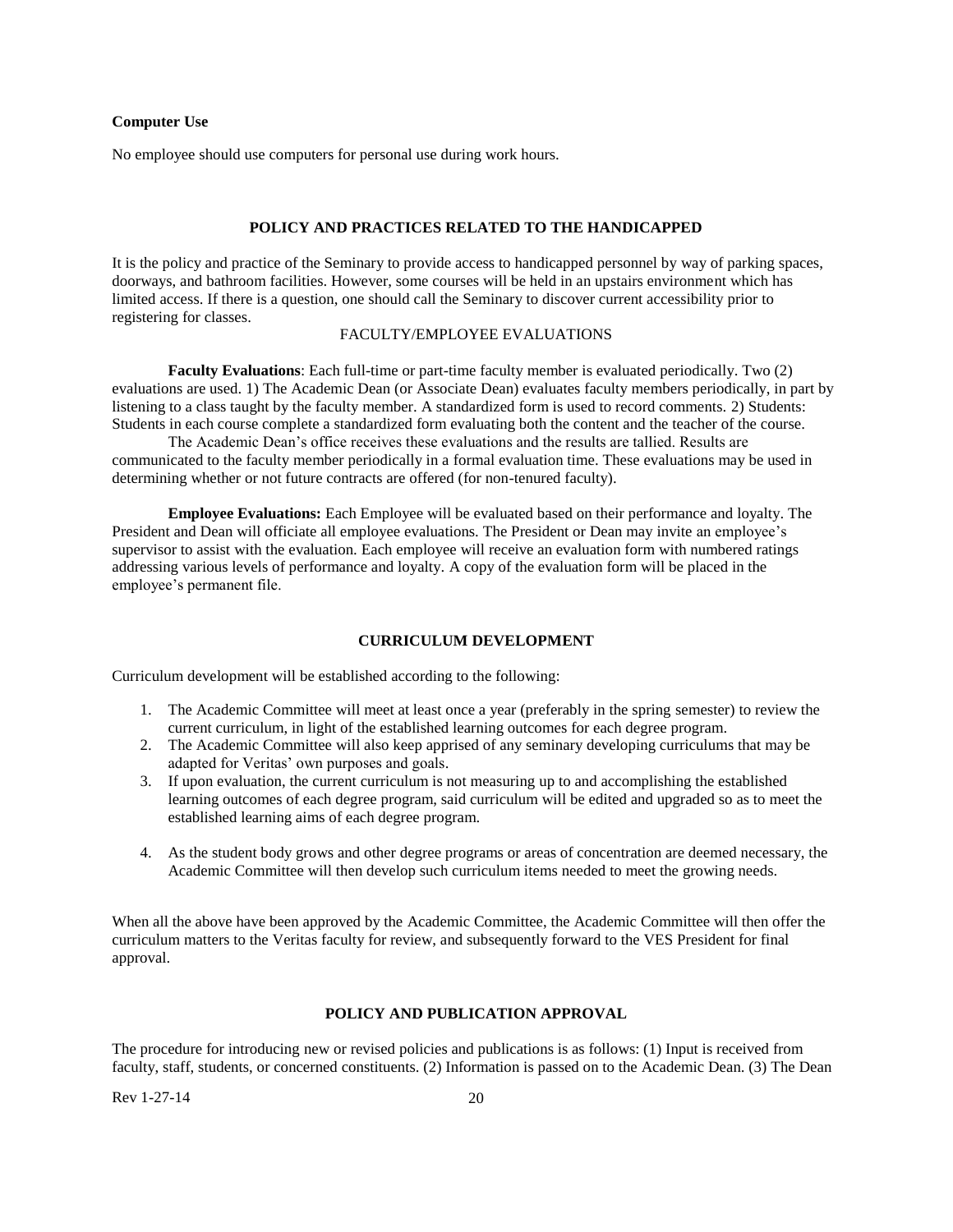**Computer Use**

No employee should use computers for personal use during work hours.

## POLICY AND PRACTICES RELATED TO THE HANDICAPPED

It is the policy and practice of the Seminary to provide access to handicapped personnel by way of parking spaces, doorways, and bathroom facilities. However, some courses will be held in an upstairs environment which has limited access. If there is a question, one should call the Seminary to discover current accessibility prior to registering for classes.

## FACULTY/EMPLOYEE EVALUATIONS

**Faculty Evaluations**: Each full-time or part-time faculty member is evaluated periodically. Two (2) evaluations are used. 1) The Academic Dean (or Associate Dean) evaluates faculty members periodically, in part by listening to a class taught by the faculty member. A standardized form is used to record comments. 2) Students: Students in each course complete a standardized form evaluating both the content and the teacher of the course.

The Academic Dean's office receives these evaluations and the results are tallied. Results are communicated to the faculty member periodically in a formal evaluation time. These evaluations may be used in determining whether or not future contracts are offered (for non-tenured faculty).

**Employee Evaluations:** Each Employee will be evaluated based on their performance and loyalty. The President and Dean will officiate all employee evaluations. The President or Dean may invite an employee's supervisor to assist with the evaluation. Each employee will receive an evaluation form with numbered ratings addressing various levels of performance and loyalty. A copy of the evaluation form will be placed in the employee's permanent file.

## CURRICULUM DEVELOPMENT

Curriculum development will be established according to the following:

1. The Academic Committee will meet at least once a year (preferably in the spring semester) to review the current curriculum, in light of the established learning outcomes for each degree program.
2. The Academic Committee will also keep apprised of any seminary developing curriculums that may be adapted for Veritas' own purposes and goals.
3. If upon evaluation, the current curriculum is not measuring up to and accomplishing the established learning outcomes of each degree program, said curriculum will be edited and upgraded so as to meet the established learning aims of each degree program.
4. As the student body grows and other degree programs or areas of concentration are deemed necessary, the Academic Committee will then develop such curriculum items needed to meet the growing needs.

When all the above have been approved by the Academic Committee, the Academic Committee will then offer the curriculum matters to the Veritas faculty for review, and subsequently forward to the VES President for final approval.

## POLICY AND PUBLICATION APPROVAL

The procedure for introducing new or revised policies and publications is as follows: (1) Input is received from faculty, staff, students, or concerned constituents. (2) Information is passed on to the Academic Dean. (3) The Dean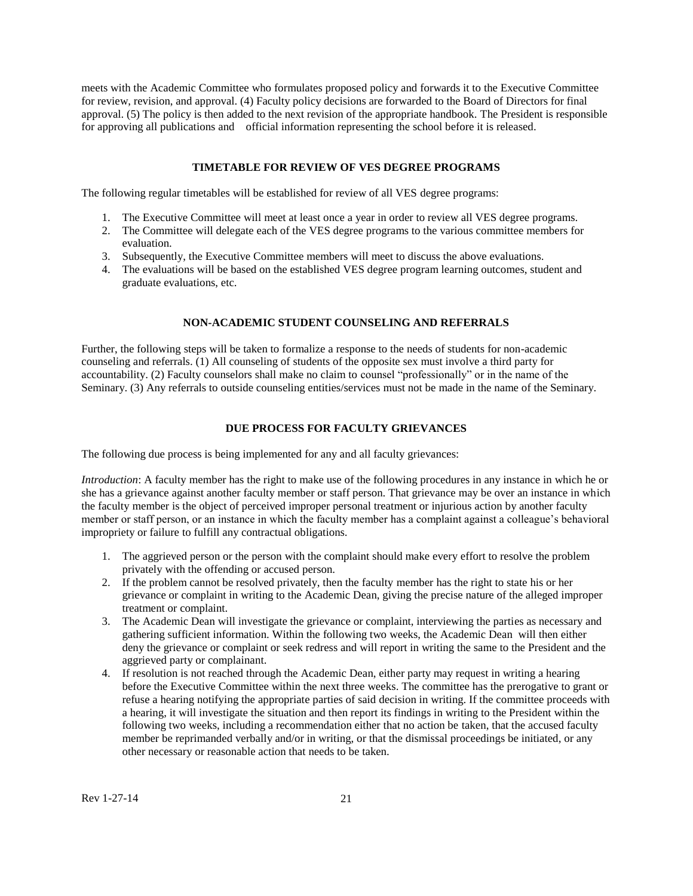meets with the Academic Committee who formulates proposed policy and forwards it to the Executive Committee for review, revision, and approval. (4) Faculty policy decisions are forwarded to the Board of Directors for final approval. (5) The policy is then added to the next revision of the appropriate handbook. The President is responsible for approving all publications and official information representing the school before it is released.

## TIMETABLE FOR REVIEW OF VES DEGREE PROGRAMS

The following regular timetables will be established for review of all VES degree programs:

1. The Executive Committee will meet at least once a year in order to review all VES degree programs.
2. The Committee will delegate each of the VES degree programs to the various committee members for evaluation.
3. Subsequently, the Executive Committee members will meet to discuss the above evaluations.
4. The evaluations will be based on the established VES degree program learning outcomes, student and graduate evaluations, etc.

## NON-ACADEMIC STUDENT COUNSELING AND REFERRALS

Further, the following steps will be taken to formalize a response to the needs of students for non-academic counseling and referrals. (1) All counseling of students of the opposite sex must involve a third party for accountability. (2) Faculty counselors shall make no claim to counsel "professionally" or in the name of the Seminary. (3) Any referrals to outside counseling entities/services must not be made in the name of the Seminary.

## DUE PROCESS FOR FACULTY GRIEVANCES

The following due process is being implemented for any and all faculty grievances:

*Introduction*: A faculty member has the right to make use of the following procedures in any instance in which he or she has a grievance against another faculty member or staff person. That grievance may be over an instance in which the faculty member is the object of perceived improper personal treatment or injurious action by another faculty member or staff person, or an instance in which the faculty member has a complaint against a colleague's behavioral impropriety or failure to fulfill any contractual obligations.

1. The aggrieved person or the person with the complaint should make every effort to resolve the problem privately with the offending or accused person.
2. If the problem cannot be resolved privately, then the faculty member has the right to state his or her grievance or complaint in writing to the Academic Dean, giving the precise nature of the alleged improper treatment or complaint.
3. The Academic Dean will investigate the grievance or complaint, interviewing the parties as necessary and gathering sufficient information. Within the following two weeks, the Academic Dean will then either deny the grievance or complaint or seek redress and will report in writing the same to the President and the aggrieved party or complainant.
4. If resolution is not reached through the Academic Dean, either party may request in writing a hearing before the Executive Committee within the next three weeks. The committee has the prerogative to grant or refuse a hearing notifying the appropriate parties of said decision in writing. If the committee proceeds with a hearing, it will investigate the situation and then report its findings in writing to the President within the following two weeks, including a recommendation either that no action be taken, that the accused faculty member be reprimanded verbally and/or in writing, or that the dismissal proceedings be initiated, or any other necessary or reasonable action that needs to be taken.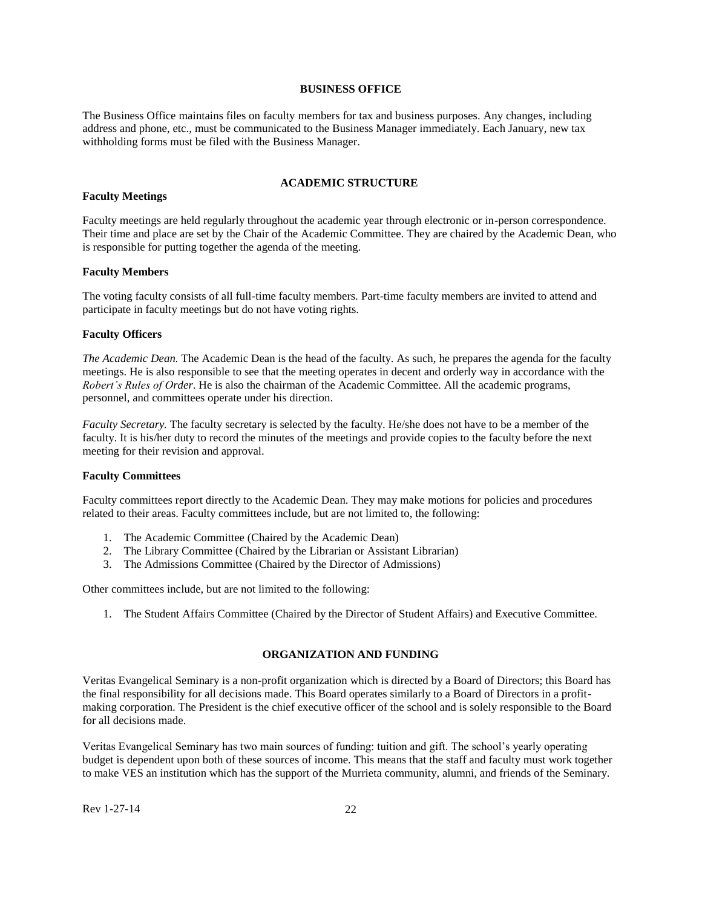## BUSINESS OFFICE

The Business Office maintains files on faculty members for tax and business purposes. Any changes, including address and phone, etc., must be communicated to the Business Manager immediately. Each January, new tax withholding forms must be filed with the Business Manager.

## ACADEMIC STRUCTURE

### Faculty Meetings

Faculty meetings are held regularly throughout the academic year through electronic or in-person correspondence. Their time and place are set by the Chair of the Academic Committee. They are chaired by the Academic Dean, who is responsible for putting together the agenda of the meeting.

### Faculty Members

The voting faculty consists of all full-time faculty members. Part-time faculty members are invited to attend and participate in faculty meetings but do not have voting rights.

### Faculty Officers

*The Academic Dean.* The Academic Dean is the head of the faculty. As such, he prepares the agenda for the faculty meetings. He is also responsible to see that the meeting operates in decent and orderly way in accordance with the *Robert's Rules of Order*. He is also the chairman of the Academic Committee. All the academic programs, personnel, and committees operate under his direction.

*Faculty Secretary.* The faculty secretary is selected by the faculty. He/she does not have to be a member of the faculty. It is his/her duty to record the minutes of the meetings and provide copies to the faculty before the next meeting for their revision and approval.

### Faculty Committees

Faculty committees report directly to the Academic Dean. They may make motions for policies and procedures related to their areas. Faculty committees include, but are not limited to, the following:

1. The Academic Committee (Chaired by the Academic Dean)
2. The Library Committee (Chaired by the Librarian or Assistant Librarian)
3. The Admissions Committee (Chaired by the Director of Admissions)

Other committees include, but are not limited to the following:

1. The Student Affairs Committee (Chaired by the Director of Student Affairs) and Executive Committee.

## ORGANIZATION AND FUNDING

Veritas Evangelical Seminary is a non-profit organization which is directed by a Board of Directors; this Board has the final responsibility for all decisions made. This Board operates similarly to a Board of Directors in a profit-making corporation. The President is the chief executive officer of the school and is solely responsible to the Board for all decisions made.

Veritas Evangelical Seminary has two main sources of funding: tuition and gift. The school's yearly operating budget is dependent upon both of these sources of income. This means that the staff and faculty must work together to make VES an institution which has the support of the Murrieta community, alumni, and friends of the Seminary.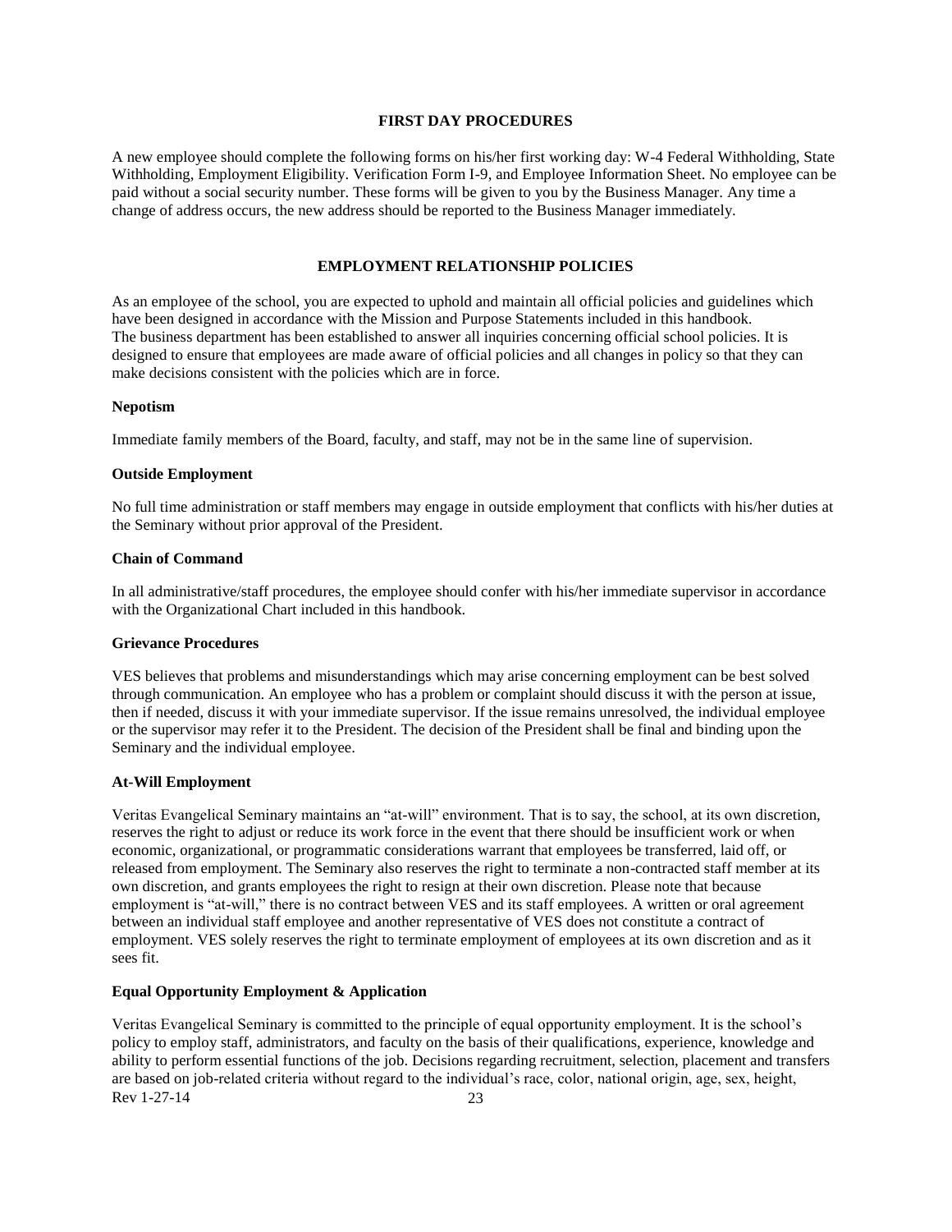## FIRST DAY PROCEDURES

A new employee should complete the following forms on his/her first working day: W-4 Federal Withholding, State Withholding, Employment Eligibility. Verification Form I-9, and Employee Information Sheet. No employee can be paid without a social security number. These forms will be given to you by the Business Manager. Any time a change of address occurs, the new address should be reported to the Business Manager immediately.

## EMPLOYMENT RELATIONSHIP POLICIES

As an employee of the school, you are expected to uphold and maintain all official policies and guidelines which have been designed in accordance with the Mission and Purpose Statements included in this handbook. The business department has been established to answer all inquiries concerning official school policies. It is designed to ensure that employees are made aware of official policies and all changes in policy so that they can make decisions consistent with the policies which are in force.

### Nepotism

Immediate family members of the Board, faculty, and staff, may not be in the same line of supervision.

### Outside Employment

No full time administration or staff members may engage in outside employment that conflicts with his/her duties at the Seminary without prior approval of the President.

### Chain of Command

In all administrative/staff procedures, the employee should confer with his/her immediate supervisor in accordance with the Organizational Chart included in this handbook.

### Grievance Procedures

VES believes that problems and misunderstandings which may arise concerning employment can be best solved through communication. An employee who has a problem or complaint should discuss it with the person at issue, then if needed, discuss it with your immediate supervisor. If the issue remains unresolved, the individual employee or the supervisor may refer it to the President. The decision of the President shall be final and binding upon the Seminary and the individual employee.

### At-Will Employment

Veritas Evangelical Seminary maintains an "at-will" environment. That is to say, the school, at its own discretion, reserves the right to adjust or reduce its work force in the event that there should be insufficient work or when economic, organizational, or programmatic considerations warrant that employees be transferred, laid off, or released from employment. The Seminary also reserves the right to terminate a non-contracted staff member at its own discretion, and grants employees the right to resign at their own discretion. Please note that because employment is "at-will," there is no contract between VES and its staff employees. A written or oral agreement between an individual staff employee and another representative of VES does not constitute a contract of employment. VES solely reserves the right to terminate employment of employees at its own discretion and as it sees fit.

### Equal Opportunity Employment & Application

Veritas Evangelical Seminary is committed to the principle of equal opportunity employment. It is the school's policy to employ staff, administrators, and faculty on the basis of their qualifications, experience, knowledge and ability to perform essential functions of the job. Decisions regarding recruitment, selection, placement and transfers are based on job-related criteria without regard to the individual's race, color, national origin, age, sex, height,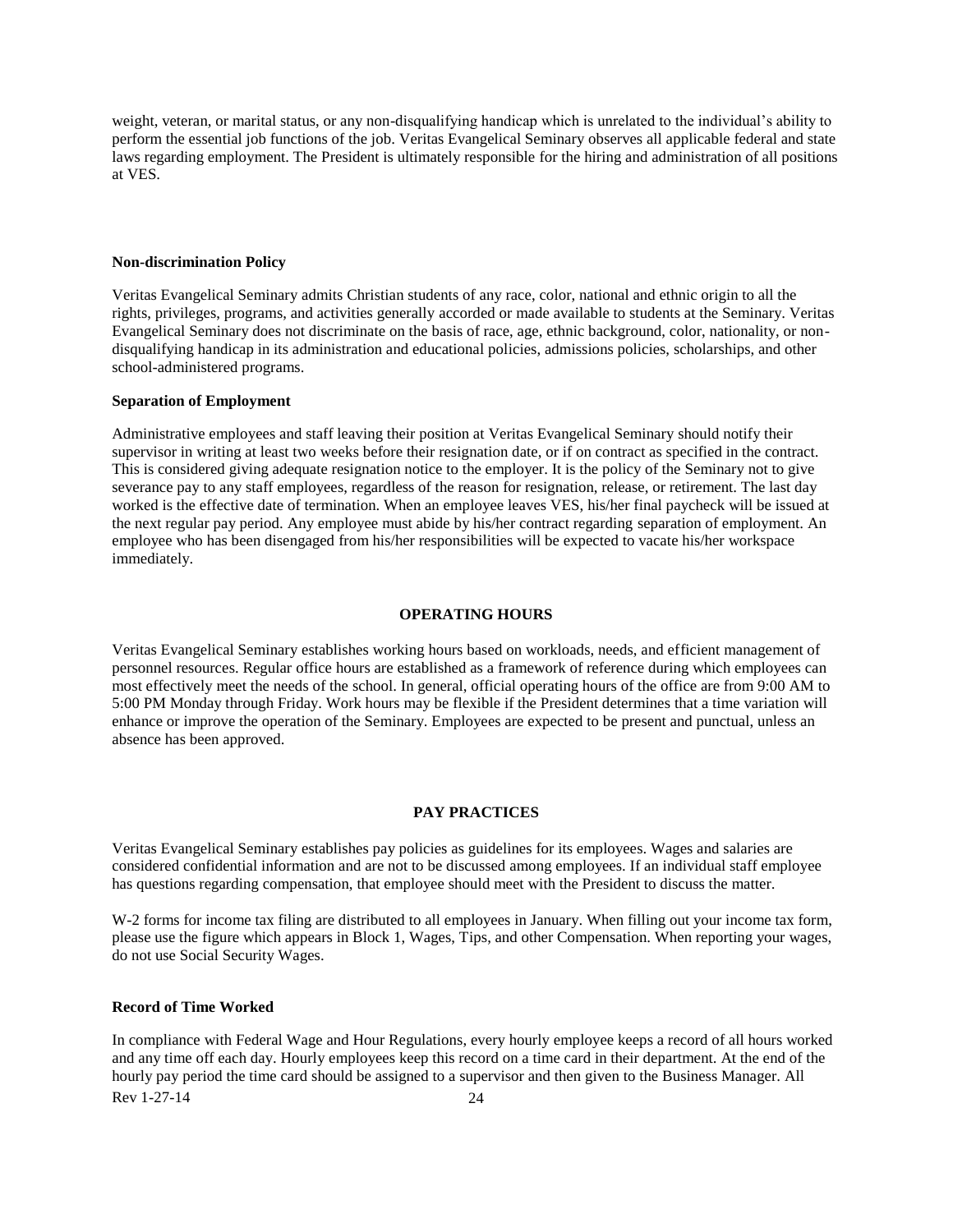weight, veteran, or marital status, or any non-disqualifying handicap which is unrelated to the individual's ability to perform the essential job functions of the job. Veritas Evangelical Seminary observes all applicable federal and state laws regarding employment. The President is ultimately responsible for the hiring and administration of all positions at VES.

**Non-discrimination Policy**

Veritas Evangelical Seminary admits Christian students of any race, color, national and ethnic origin to all the rights, privileges, programs, and activities generally accorded or made available to students at the Seminary. Veritas Evangelical Seminary does not discriminate on the basis of race, age, ethnic background, color, nationality, or non-disqualifying handicap in its administration and educational policies, admissions policies, scholarships, and other school-administered programs.

**Separation of Employment**

Administrative employees and staff leaving their position at Veritas Evangelical Seminary should notify their supervisor in writing at least two weeks before their resignation date, or if on contract as specified in the contract. This is considered giving adequate resignation notice to the employer. It is the policy of the Seminary not to give severance pay to any staff employees, regardless of the reason for resignation, release, or retirement. The last day worked is the effective date of termination. When an employee leaves VES, his/her final paycheck will be issued at the next regular pay period. Any employee must abide by his/her contract regarding separation of employment. An employee who has been disengaged from his/her responsibilities will be expected to vacate his/her workspace immediately.

## OPERATING HOURS

Veritas Evangelical Seminary establishes working hours based on workloads, needs, and efficient management of personnel resources. Regular office hours are established as a framework of reference during which employees can most effectively meet the needs of the school. In general, official operating hours of the office are from 9:00 AM to 5:00 PM Monday through Friday. Work hours may be flexible if the President determines that a time variation will enhance or improve the operation of the Seminary. Employees are expected to be present and punctual, unless an absence has been approved.

## PAY PRACTICES

Veritas Evangelical Seminary establishes pay policies as guidelines for its employees. Wages and salaries are considered confidential information and are not to be discussed among employees. If an individual staff employee has questions regarding compensation, that employee should meet with the President to discuss the matter.

W-2 forms for income tax filing are distributed to all employees in January. When filling out your income tax form, please use the figure which appears in Block 1, Wages, Tips, and other Compensation. When reporting your wages, do not use Social Security Wages.

**Record of Time Worked**

In compliance with Federal Wage and Hour Regulations, every hourly employee keeps a record of all hours worked and any time off each day. Hourly employees keep this record on a time card in their department. At the end of the hourly pay period the time card should be assigned to a supervisor and then given to the Business Manager. All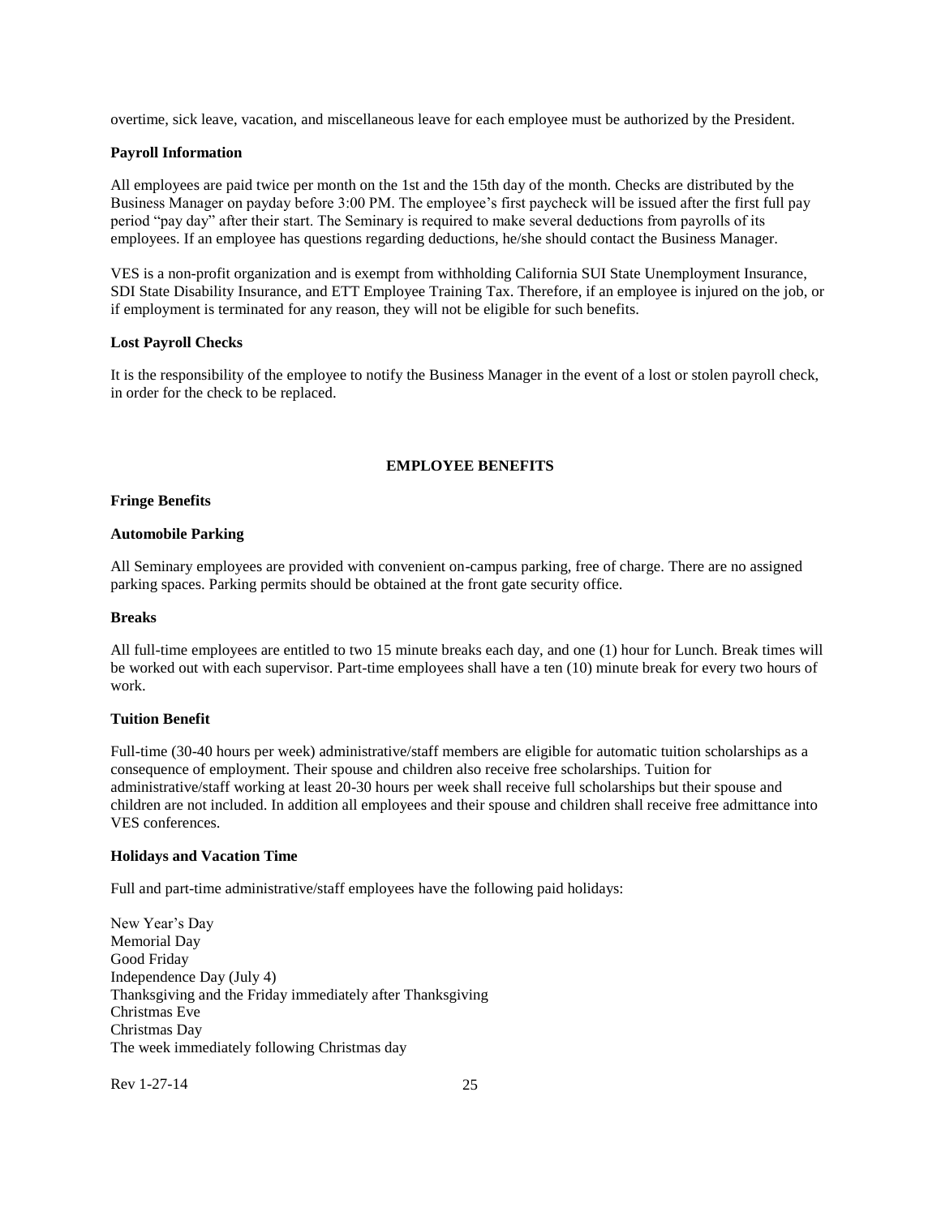overtime, sick leave, vacation, and miscellaneous leave for each employee must be authorized by the President.

**Payroll Information**

All employees are paid twice per month on the 1st and the 15th day of the month. Checks are distributed by the Business Manager on payday before 3:00 PM. The employee's first paycheck will be issued after the first full pay period "pay day" after their start. The Seminary is required to make several deductions from payrolls of its employees. If an employee has questions regarding deductions, he/she should contact the Business Manager.

VES is a non-profit organization and is exempt from withholding California SUI State Unemployment Insurance, SDI State Disability Insurance, and ETT Employee Training Tax. Therefore, if an employee is injured on the job, or if employment is terminated for any reason, they will not be eligible for such benefits.

**Lost Payroll Checks**

It is the responsibility of the employee to notify the Business Manager in the event of a lost or stolen payroll check, in order for the check to be replaced.

## EMPLOYEE BENEFITS

**Fringe Benefits**

**Automobile Parking**

All Seminary employees are provided with convenient on-campus parking, free of charge. There are no assigned parking spaces. Parking permits should be obtained at the front gate security office.

**Breaks**

All full-time employees are entitled to two 15 minute breaks each day, and one (1) hour for Lunch. Break times will be worked out with each supervisor. Part-time employees shall have a ten (10) minute break for every two hours of work.

**Tuition Benefit**

Full-time (30-40 hours per week) administrative/staff members are eligible for automatic tuition scholarships as a consequence of employment. Their spouse and children also receive free scholarships. Tuition for administrative/staff working at least 20-30 hours per week shall receive full scholarships but their spouse and children are not included. In addition all employees and their spouse and children shall receive free admittance into VES conferences.

**Holidays and Vacation Time**

Full and part-time administrative/staff employees have the following paid holidays:

New Year's Day
Memorial Day
Good Friday
Independence Day (July 4)
Thanksgiving and the Friday immediately after Thanksgiving
Christmas Eve
Christmas Day
The week immediately following Christmas day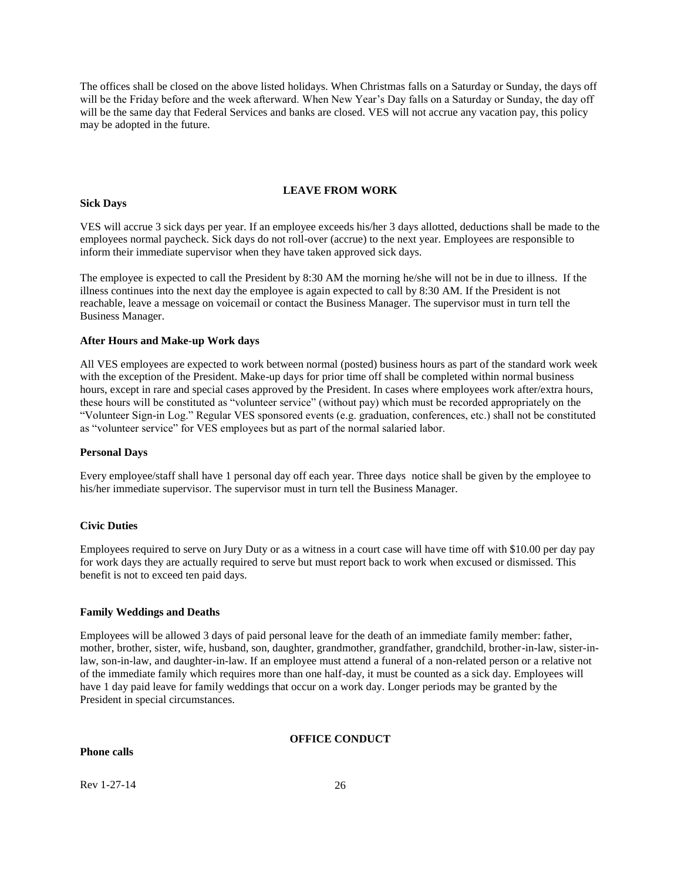The offices shall be closed on the above listed holidays. When Christmas falls on a Saturday or Sunday, the days off will be the Friday before and the week afterward. When New Year's Day falls on a Saturday or Sunday, the day off will be the same day that Federal Services and banks are closed. VES will not accrue any vacation pay, this policy may be adopted in the future.

## LEAVE FROM WORK

### Sick Days

VES will accrue 3 sick days per year. If an employee exceeds his/her 3 days allotted, deductions shall be made to the employees normal paycheck. Sick days do not roll-over (accrue) to the next year. Employees are responsible to inform their immediate supervisor when they have taken approved sick days.

The employee is expected to call the President by 8:30 AM the morning he/she will not be in due to illness. If the illness continues into the next day the employee is again expected to call by 8:30 AM. If the President is not reachable, leave a message on voicemail or contact the Business Manager. The supervisor must in turn tell the Business Manager.

### After Hours and Make-up Work days

All VES employees are expected to work between normal (posted) business hours as part of the standard work week with the exception of the President. Make-up days for prior time off shall be completed within normal business hours, except in rare and special cases approved by the President. In cases where employees work after/extra hours, these hours will be constituted as "volunteer service" (without pay) which must be recorded appropriately on the "Volunteer Sign-in Log." Regular VES sponsored events (e.g. graduation, conferences, etc.) shall not be constituted as "volunteer service" for VES employees but as part of the normal salaried labor.

### Personal Days

Every employee/staff shall have 1 personal day off each year. Three days notice shall be given by the employee to his/her immediate supervisor. The supervisor must in turn tell the Business Manager.

### Civic Duties

Employees required to serve on Jury Duty or as a witness in a court case will have time off with $10.00 per day pay for work days they are actually required to serve but must report back to work when excused or dismissed. This benefit is not to exceed ten paid days.

### Family Weddings and Deaths

Employees will be allowed 3 days of paid personal leave for the death of an immediate family member: father, mother, brother, sister, wife, husband, son, daughter, grandmother, grandfather, grandchild, brother-in-law, sister-in-law, son-in-law, and daughter-in-law. If an employee must attend a funeral of a non-related person or a relative not of the immediate family which requires more than one half-day, it must be counted as a sick day. Employees will have 1 day paid leave for family weddings that occur on a work day. Longer periods may be granted by the President in special circumstances.

## OFFICE CONDUCT

### Phone calls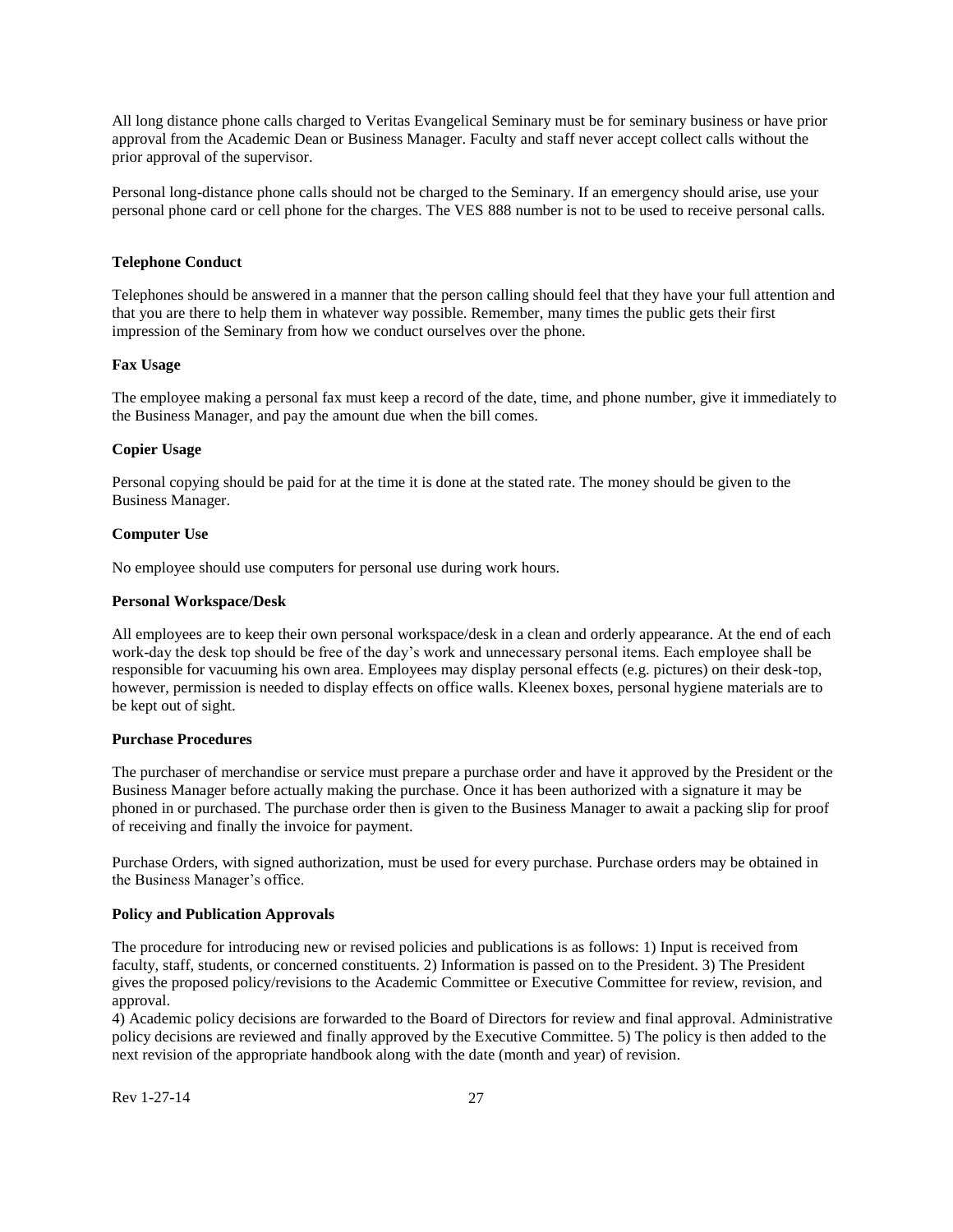All long distance phone calls charged to Veritas Evangelical Seminary must be for seminary business or have prior approval from the Academic Dean or Business Manager. Faculty and staff never accept collect calls without the prior approval of the supervisor.

Personal long-distance phone calls should not be charged to the Seminary. If an emergency should arise, use your personal phone card or cell phone for the charges. The VES 888 number is not to be used to receive personal calls.

**Telephone Conduct**

Telephones should be answered in a manner that the person calling should feel that they have your full attention and that you are there to help them in whatever way possible. Remember, many times the public gets their first impression of the Seminary from how we conduct ourselves over the phone.

**Fax Usage**

The employee making a personal fax must keep a record of the date, time, and phone number, give it immediately to the Business Manager, and pay the amount due when the bill comes.

**Copier Usage**

Personal copying should be paid for at the time it is done at the stated rate. The money should be given to the Business Manager.

**Computer Use**

No employee should use computers for personal use during work hours.

**Personal Workspace/Desk**

All employees are to keep their own personal workspace/desk in a clean and orderly appearance. At the end of each work-day the desk top should be free of the day's work and unnecessary personal items. Each employee shall be responsible for vacuuming his own area. Employees may display personal effects (e.g. pictures) on their desk-top, however, permission is needed to display effects on office walls. Kleenex boxes, personal hygiene materials are to be kept out of sight.

**Purchase Procedures**

The purchaser of merchandise or service must prepare a purchase order and have it approved by the President or the Business Manager before actually making the purchase. Once it has been authorized with a signature it may be phoned in or purchased. The purchase order then is given to the Business Manager to await a packing slip for proof of receiving and finally the invoice for payment.

Purchase Orders, with signed authorization, must be used for every purchase. Purchase orders may be obtained in the Business Manager's office.

**Policy and Publication Approvals**

The procedure for introducing new or revised policies and publications is as follows: 1) Input is received from faculty, staff, students, or concerned constituents. 2) Information is passed on to the President. 3) The President gives the proposed policy/revisions to the Academic Committee or Executive Committee for review, revision, and approval.
4) Academic policy decisions are forwarded to the Board of Directors for review and final approval. Administrative policy decisions are reviewed and finally approved by the Executive Committee. 5) The policy is then added to the next revision of the appropriate handbook along with the date (month and year) of revision.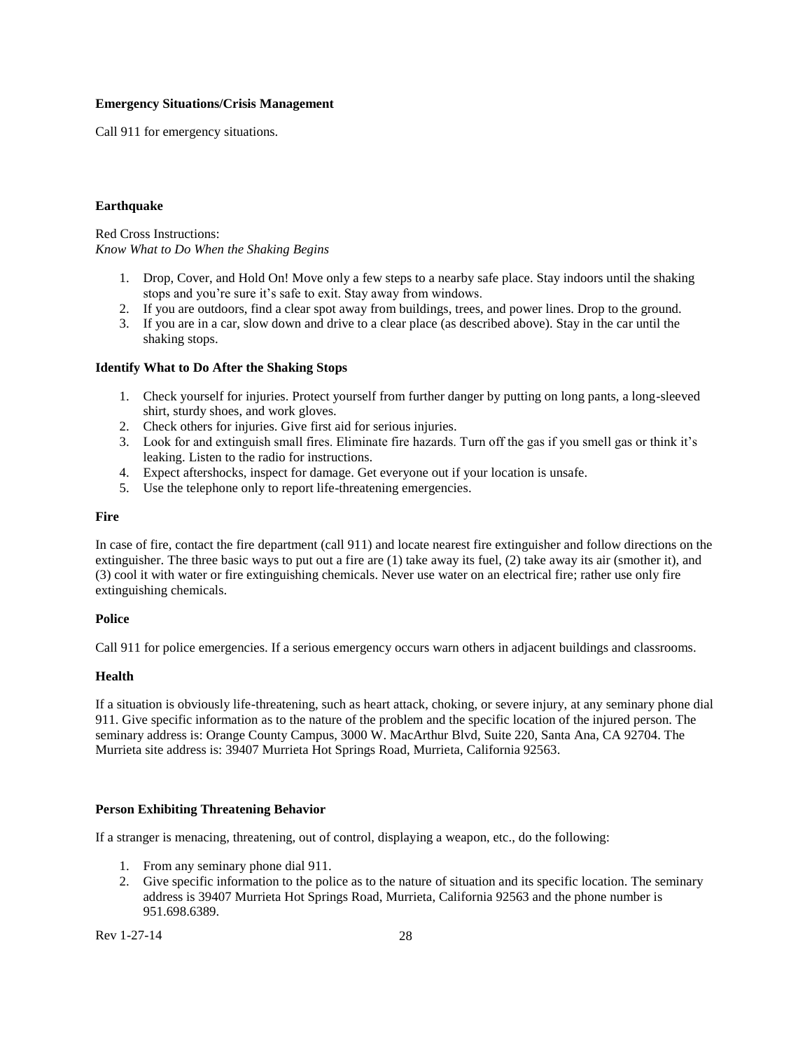**Emergency Situations/Crisis Management**

Call 911 for emergency situations.

**Earthquake**

Red Cross Instructions:
*Know What to Do When the Shaking Begins*

1. Drop, Cover, and Hold On! Move only a few steps to a nearby safe place. Stay indoors until the shaking stops and you're sure it's safe to exit. Stay away from windows.
2. If you are outdoors, find a clear spot away from buildings, trees, and power lines. Drop to the ground.
3. If you are in a car, slow down and drive to a clear place (as described above). Stay in the car until the shaking stops.

**Identify What to Do After the Shaking Stops**

1. Check yourself for injuries. Protect yourself from further danger by putting on long pants, a long-sleeved shirt, sturdy shoes, and work gloves.
2. Check others for injuries. Give first aid for serious injuries.
3. Look for and extinguish small fires. Eliminate fire hazards. Turn off the gas if you smell gas or think it's leaking. Listen to the radio for instructions.
4. Expect aftershocks, inspect for damage. Get everyone out if your location is unsafe.
5. Use the telephone only to report life-threatening emergencies.

**Fire**

In case of fire, contact the fire department (call 911) and locate nearest fire extinguisher and follow directions on the extinguisher. The three basic ways to put out a fire are (1) take away its fuel, (2) take away its air (smother it), and (3) cool it with water or fire extinguishing chemicals. Never use water on an electrical fire; rather use only fire extinguishing chemicals.

**Police**

Call 911 for police emergencies. If a serious emergency occurs warn others in adjacent buildings and classrooms.

**Health**

If a situation is obviously life-threatening, such as heart attack, choking, or severe injury, at any seminary phone dial 911. Give specific information as to the nature of the problem and the specific location of the injured person. The seminary address is: Orange County Campus, 3000 W. MacArthur Blvd, Suite 220, Santa Ana, CA 92704. The Murrieta site address is: 39407 Murrieta Hot Springs Road, Murrieta, California 92563.

**Person Exhibiting Threatening Behavior**

If a stranger is menacing, threatening, out of control, displaying a weapon, etc., do the following:

1. From any seminary phone dial 911.
2. Give specific information to the police as to the nature of situation and its specific location. The seminary address is 39407 Murrieta Hot Springs Road, Murrieta, California 92563 and the phone number is 951.698.6389.

Rev 1-27-14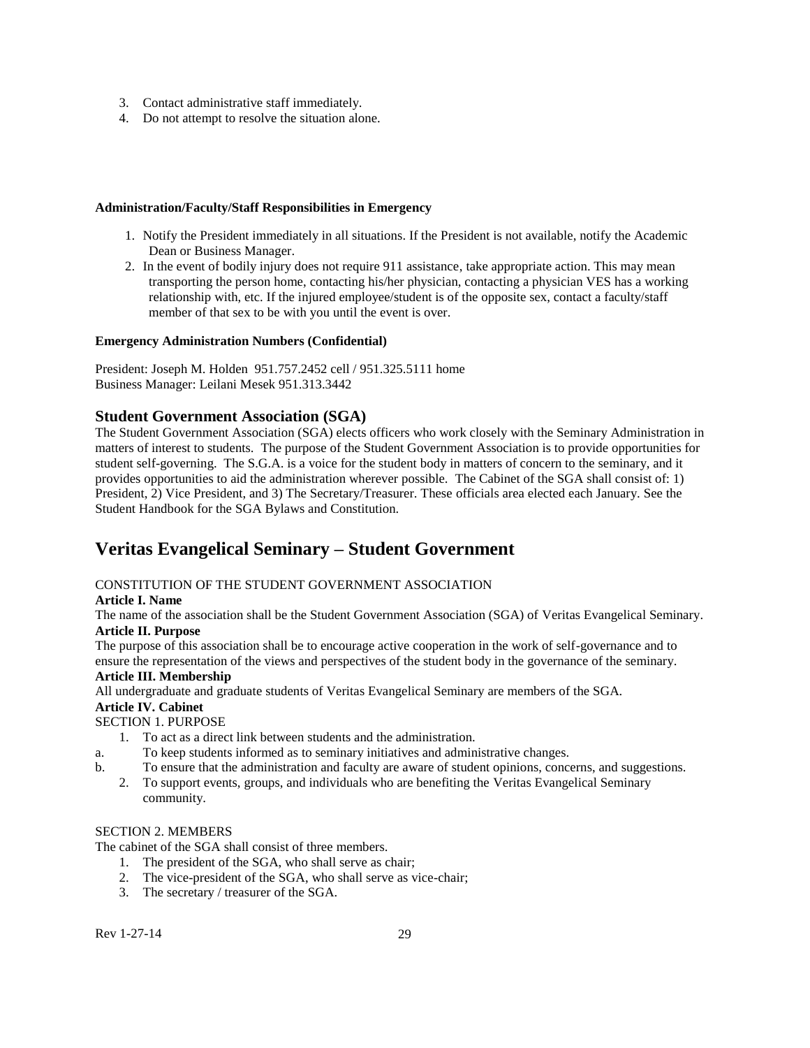3. Contact administrative staff immediately.
4. Do not attempt to resolve the situation alone.

**Administration/Faculty/Staff Responsibilities in Emergency**

1. Notify the President immediately in all situations. If the President is not available, notify the Academic Dean or Business Manager.
2. In the event of bodily injury does not require 911 assistance, take appropriate action. This may mean transporting the person home, contacting his/her physician, contacting a physician VES has a working relationship with, etc. If the injured employee/student is of the opposite sex, contact a faculty/staff member of that sex to be with you until the event is over.

**Emergency Administration Numbers (Confidential)**

President: Joseph M. Holden 951.757.2452 cell / 951.325.5111 home
Business Manager: Leilani Mesek 951.313.3442

## Student Government Association (SGA)

The Student Government Association (SGA) elects officers who work closely with the Seminary Administration in matters of interest to students. The purpose of the Student Government Association is to provide opportunities for student self-governing. The S.G.A. is a voice for the student body in matters of concern to the seminary, and it provides opportunities to aid the administration wherever possible. The Cabinet of the SGA shall consist of: 1) President, 2) Vice President, and 3) The Secretary/Treasurer. These officials area elected each January. See the Student Handbook for the SGA Bylaws and Constitution.

# Veritas Evangelical Seminary – Student Government

CONSTITUTION OF THE STUDENT GOVERNMENT ASSOCIATION

**Article I. Name**

The name of the association shall be the Student Government Association (SGA) of Veritas Evangelical Seminary.

**Article II. Purpose**

The purpose of this association shall be to encourage active cooperation in the work of self-governance and to ensure the representation of the views and perspectives of the student body in the governance of the seminary.

**Article III. Membership**

All undergraduate and graduate students of Veritas Evangelical Seminary are members of the SGA.

**Article IV. Cabinet**

SECTION 1. PURPOSE

1. To act as a direct link between students and the administration.

a. To keep students informed as to seminary initiatives and administrative changes.

b. To ensure that the administration and faculty are aware of student opinions, concerns, and suggestions.

2. To support events, groups, and individuals who are benefiting the Veritas Evangelical Seminary community.

SECTION 2. MEMBERS

The cabinet of the SGA shall consist of three members.

1. The president of the SGA, who shall serve as chair;
2. The vice-president of the SGA, who shall serve as vice-chair;
3. The secretary / treasurer of the SGA.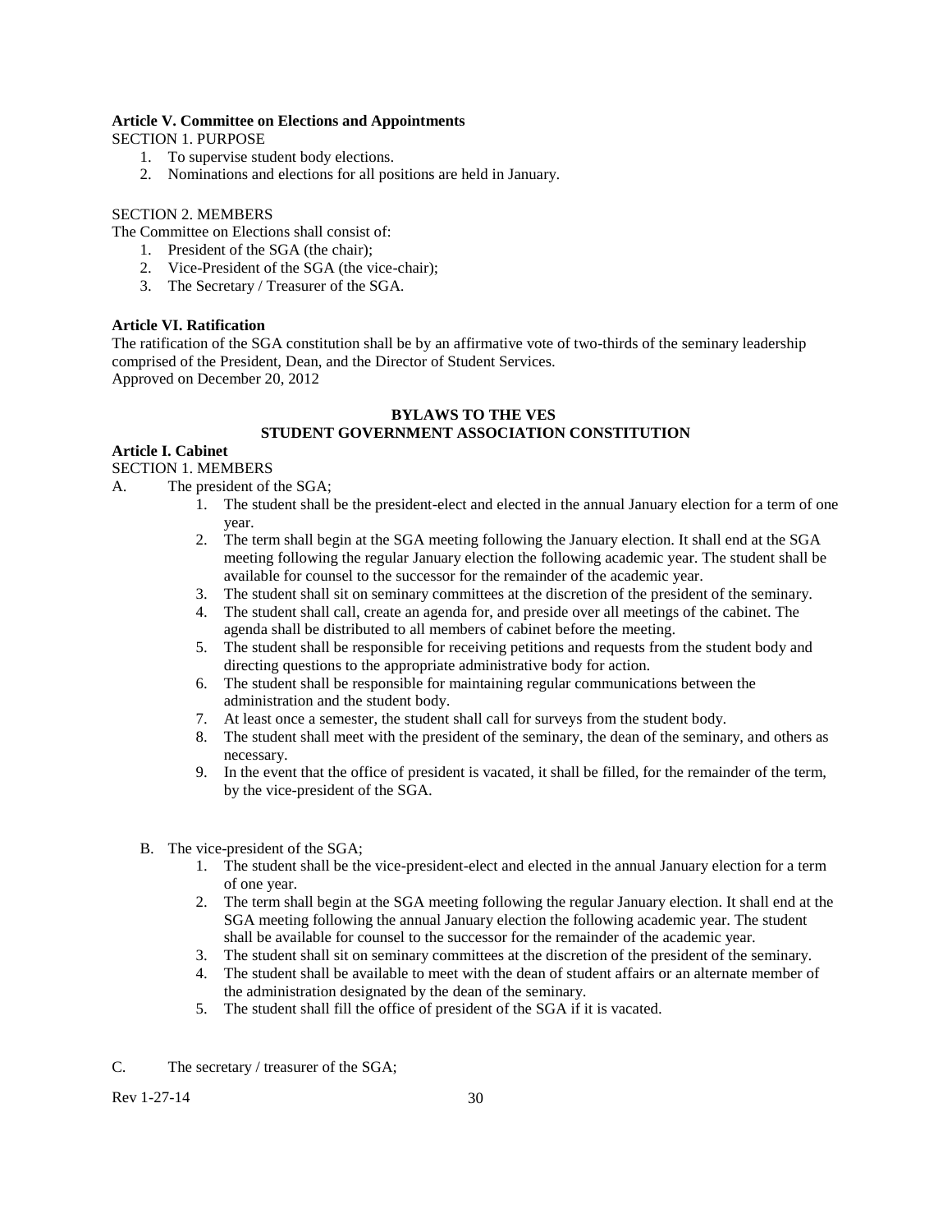**Article V. Committee on Elections and Appointments**

SECTION 1. PURPOSE

1. To supervise student body elections.
2. Nominations and elections for all positions are held in January.

SECTION 2. MEMBERS

The Committee on Elections shall consist of:

1. President of the SGA (the chair);
2. Vice-President of the SGA (the vice-chair);
3. The Secretary / Treasurer of the SGA.

**Article VI. Ratification**

The ratification of the SGA constitution shall be by an affirmative vote of two-thirds of the seminary leadership comprised of the President, Dean, and the Director of Student Services.

Approved on December 20, 2012

## BYLAWS TO THE VES STUDENT GOVERNMENT ASSOCIATION CONSTITUTION

**Article I. Cabinet**

SECTION 1. MEMBERS

A. The president of the SGA;
   1. The student shall be the president-elect and elected in the annual January election for a term of one year.
   2. The term shall begin at the SGA meeting following the January election. It shall end at the SGA meeting following the regular January election the following academic year. The student shall be available for counsel to the successor for the remainder of the academic year.
   3. The student shall sit on seminary committees at the discretion of the president of the seminary.
   4. The student shall call, create an agenda for, and preside over all meetings of the cabinet. The agenda shall be distributed to all members of cabinet before the meeting.
   5. The student shall be responsible for receiving petitions and requests from the student body and directing questions to the appropriate administrative body for action.
   6. The student shall be responsible for maintaining regular communications between the administration and the student body.
   7. At least once a semester, the student shall call for surveys from the student body.
   8. The student shall meet with the president of the seminary, the dean of the seminary, and others as necessary.
   9. In the event that the office of president is vacated, it shall be filled, for the remainder of the term, by the vice-president of the SGA.

B. The vice-president of the SGA;
   1. The student shall be the vice-president-elect and elected in the annual January election for a term of one year.
   2. The term shall begin at the SGA meeting following the regular January election. It shall end at the SGA meeting following the annual January election the following academic year. The student shall be available for counsel to the successor for the remainder of the academic year.
   3. The student shall sit on seminary committees at the discretion of the president of the seminary.
   4. The student shall be available to meet with the dean of student affairs or an alternate member of the administration designated by the dean of the seminary.
   5. The student shall fill the office of president of the SGA if it is vacated.

C. The secretary / treasurer of the SGA;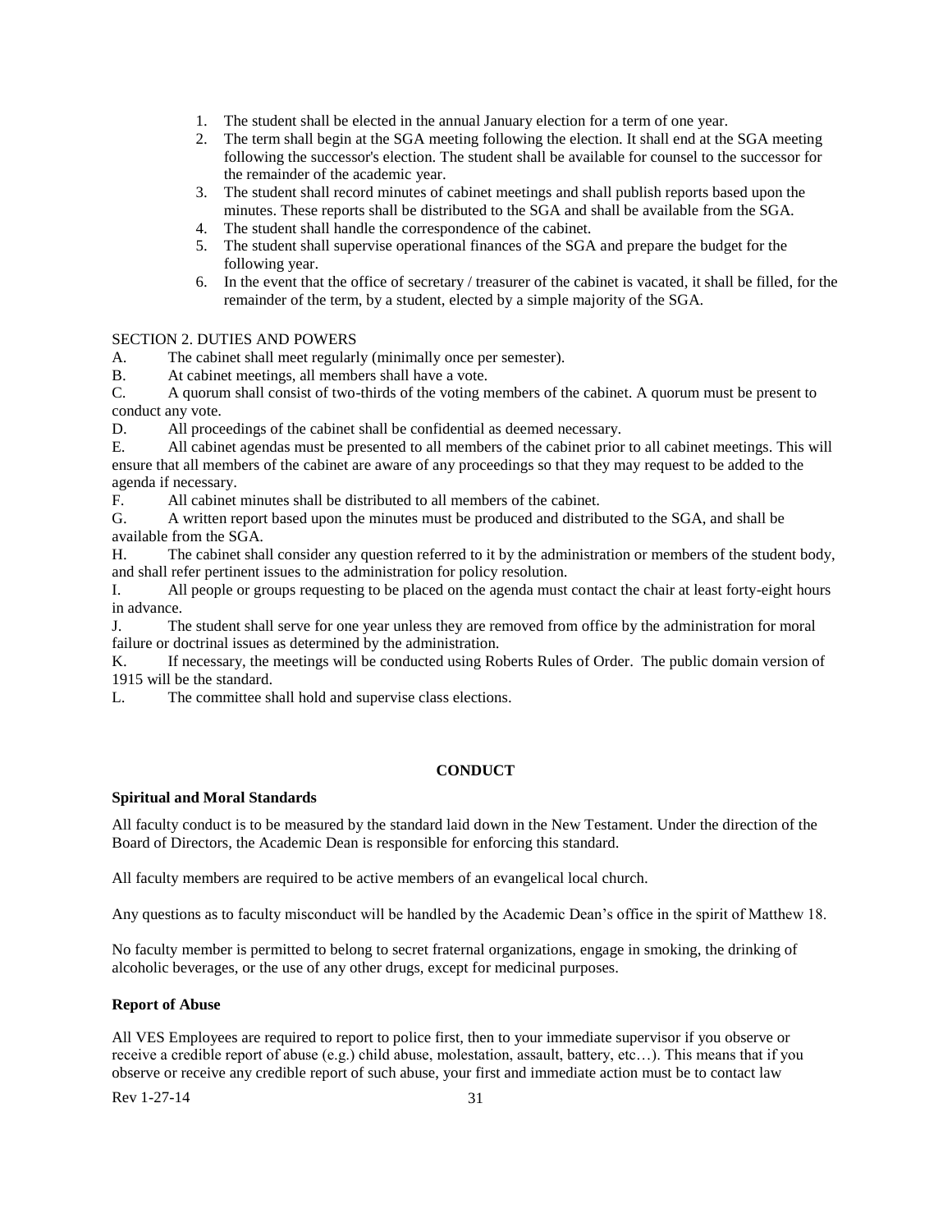1. The student shall be elected in the annual January election for a term of one year.
2. The term shall begin at the SGA meeting following the election. It shall end at the SGA meeting following the successor's election. The student shall be available for counsel to the successor for the remainder of the academic year.
3. The student shall record minutes of cabinet meetings and shall publish reports based upon the minutes. These reports shall be distributed to the SGA and shall be available from the SGA.
4. The student shall handle the correspondence of the cabinet.
5. The student shall supervise operational finances of the SGA and prepare the budget for the following year.
6. In the event that the office of secretary / treasurer of the cabinet is vacated, it shall be filled, for the remainder of the term, by a student, elected by a simple majority of the SGA.

SECTION 2. DUTIES AND POWERS

A. The cabinet shall meet regularly (minimally once per semester).

B. At cabinet meetings, all members shall have a vote.

C. A quorum shall consist of two-thirds of the voting members of the cabinet. A quorum must be present to conduct any vote.

D. All proceedings of the cabinet shall be confidential as deemed necessary.

E. All cabinet agendas must be presented to all members of the cabinet prior to all cabinet meetings. This will ensure that all members of the cabinet are aware of any proceedings so that they may request to be added to the agenda if necessary.

F. All cabinet minutes shall be distributed to all members of the cabinet.

G. A written report based upon the minutes must be produced and distributed to the SGA, and shall be available from the SGA.

H. The cabinet shall consider any question referred to it by the administration or members of the student body, and shall refer pertinent issues to the administration for policy resolution.

I. All people or groups requesting to be placed on the agenda must contact the chair at least forty-eight hours in advance.

J. The student shall serve for one year unless they are removed from office by the administration for moral failure or doctrinal issues as determined by the administration.

K. If necessary, the meetings will be conducted using Roberts Rules of Order. The public domain version of 1915 will be the standard.

L. The committee shall hold and supervise class elections.

## CONDUCT

**Spiritual and Moral Standards**

All faculty conduct is to be measured by the standard laid down in the New Testament. Under the direction of the Board of Directors, the Academic Dean is responsible for enforcing this standard.

All faculty members are required to be active members of an evangelical local church.

Any questions as to faculty misconduct will be handled by the Academic Dean's office in the spirit of Matthew 18.

No faculty member is permitted to belong to secret fraternal organizations, engage in smoking, the drinking of alcoholic beverages, or the use of any other drugs, except for medicinal purposes.

**Report of Abuse**

All VES Employees are required to report to police first, then to your immediate supervisor if you observe or receive a credible report of abuse (e.g.) child abuse, molestation, assault, battery, etc…). This means that if you observe or receive any credible report of such abuse, your first and immediate action must be to contact law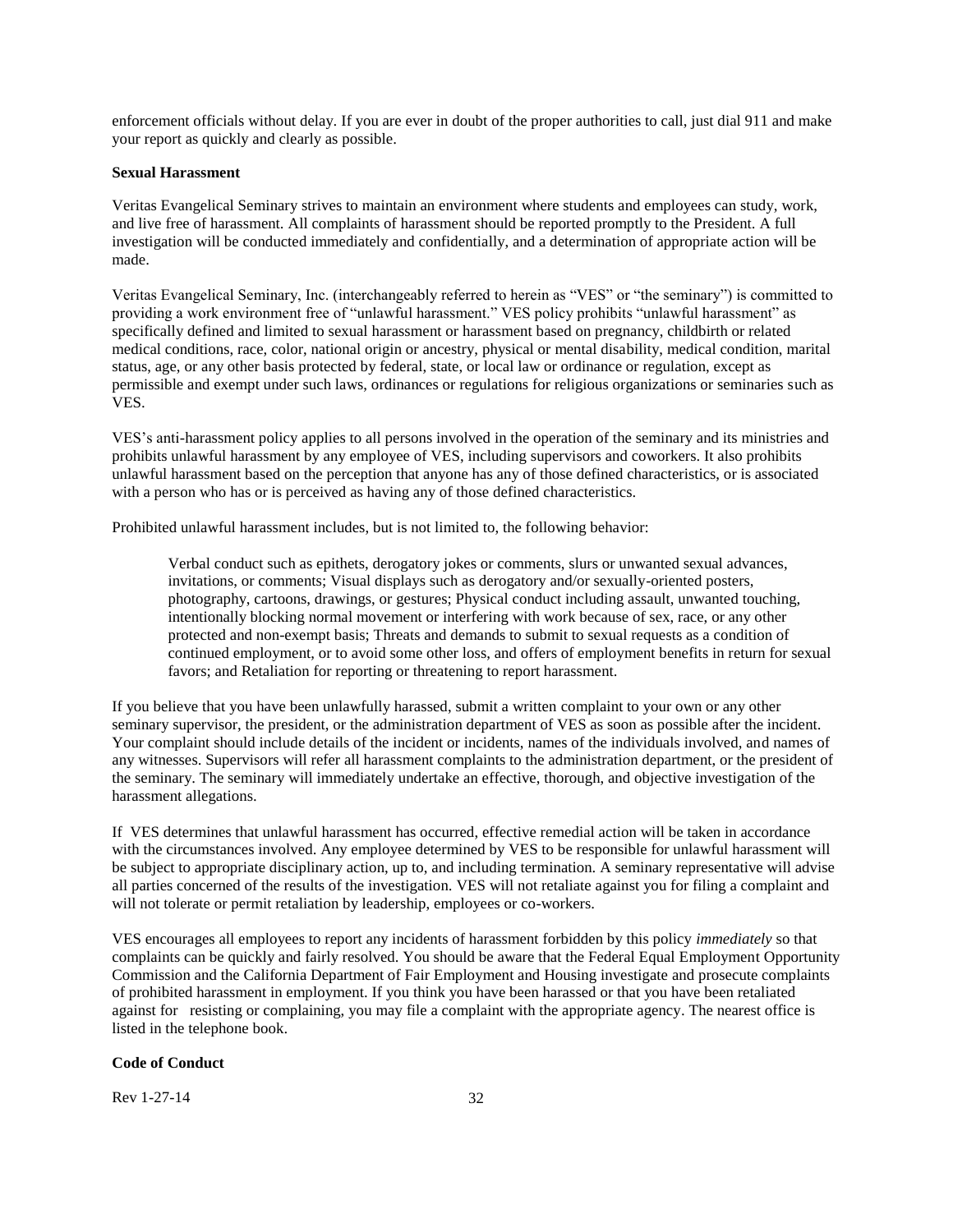enforcement officials without delay. If you are ever in doubt of the proper authorities to call, just dial 911 and make your report as quickly and clearly as possible.

**Sexual Harassment**

Veritas Evangelical Seminary strives to maintain an environment where students and employees can study, work, and live free of harassment. All complaints of harassment should be reported promptly to the President. A full investigation will be conducted immediately and confidentially, and a determination of appropriate action will be made.

Veritas Evangelical Seminary, Inc. (interchangeably referred to herein as "VES" or "the seminary") is committed to providing a work environment free of "unlawful harassment." VES policy prohibits "unlawful harassment" as specifically defined and limited to sexual harassment or harassment based on pregnancy, childbirth or related medical conditions, race, color, national origin or ancestry, physical or mental disability, medical condition, marital status, age, or any other basis protected by federal, state, or local law or ordinance or regulation, except as permissible and exempt under such laws, ordinances or regulations for religious organizations or seminaries such as VES.

VES's anti-harassment policy applies to all persons involved in the operation of the seminary and its ministries and prohibits unlawful harassment by any employee of VES, including supervisors and coworkers. It also prohibits unlawful harassment based on the perception that anyone has any of those defined characteristics, or is associated with a person who has or is perceived as having any of those defined characteristics.

Prohibited unlawful harassment includes, but is not limited to, the following behavior:

> Verbal conduct such as epithets, derogatory jokes or comments, slurs or unwanted sexual advances, invitations, or comments; Visual displays such as derogatory and/or sexually-oriented posters, photography, cartoons, drawings, or gestures; Physical conduct including assault, unwanted touching, intentionally blocking normal movement or interfering with work because of sex, race, or any other protected and non-exempt basis; Threats and demands to submit to sexual requests as a condition of continued employment, or to avoid some other loss, and offers of employment benefits in return for sexual favors; and Retaliation for reporting or threatening to report harassment.

If you believe that you have been unlawfully harassed, submit a written complaint to your own or any other seminary supervisor, the president, or the administration department of VES as soon as possible after the incident. Your complaint should include details of the incident or incidents, names of the individuals involved, and names of any witnesses. Supervisors will refer all harassment complaints to the administration department, or the president of the seminary. The seminary will immediately undertake an effective, thorough, and objective investigation of the harassment allegations.

If VES determines that unlawful harassment has occurred, effective remedial action will be taken in accordance with the circumstances involved. Any employee determined by VES to be responsible for unlawful harassment will be subject to appropriate disciplinary action, up to, and including termination. A seminary representative will advise all parties concerned of the results of the investigation. VES will not retaliate against you for filing a complaint and will not tolerate or permit retaliation by leadership, employees or co-workers.

VES encourages all employees to report any incidents of harassment forbidden by this policy *immediately* so that complaints can be quickly and fairly resolved. You should be aware that the Federal Equal Employment Opportunity Commission and the California Department of Fair Employment and Housing investigate and prosecute complaints of prohibited harassment in employment. If you think you have been harassed or that you have been retaliated against for resisting or complaining, you may file a complaint with the appropriate agency. The nearest office is listed in the telephone book.

**Code of Conduct**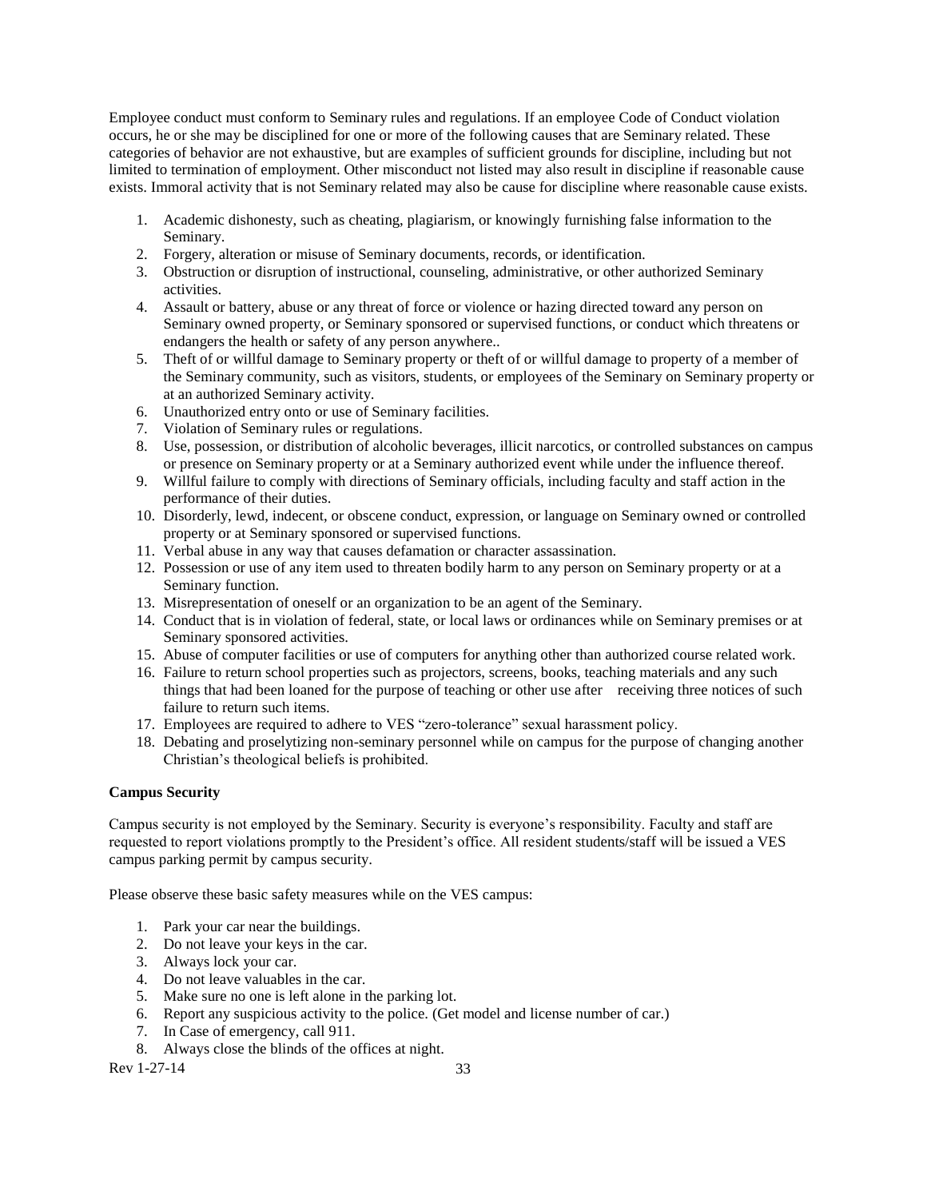Employee conduct must conform to Seminary rules and regulations. If an employee Code of Conduct violation occurs, he or she may be disciplined for one or more of the following causes that are Seminary related. These categories of behavior are not exhaustive, but are examples of sufficient grounds for discipline, including but not limited to termination of employment. Other misconduct not listed may also result in discipline if reasonable cause exists. Immoral activity that is not Seminary related may also be cause for discipline where reasonable cause exists.

1. Academic dishonesty, such as cheating, plagiarism, or knowingly furnishing false information to the Seminary.
2. Forgery, alteration or misuse of Seminary documents, records, or identification.
3. Obstruction or disruption of instructional, counseling, administrative, or other authorized Seminary activities.
4. Assault or battery, abuse or any threat of force or violence or hazing directed toward any person on Seminary owned property, or Seminary sponsored or supervised functions, or conduct which threatens or endangers the health or safety of any person anywhere..
5. Theft of or willful damage to Seminary property or theft of or willful damage to property of a member of the Seminary community, such as visitors, students, or employees of the Seminary on Seminary property or at an authorized Seminary activity.
6. Unauthorized entry onto or use of Seminary facilities.
7. Violation of Seminary rules or regulations.
8. Use, possession, or distribution of alcoholic beverages, illicit narcotics, or controlled substances on campus or presence on Seminary property or at a Seminary authorized event while under the influence thereof.
9. Willful failure to comply with directions of Seminary officials, including faculty and staff action in the performance of their duties.
10. Disorderly, lewd, indecent, or obscene conduct, expression, or language on Seminary owned or controlled property or at Seminary sponsored or supervised functions.
11. Verbal abuse in any way that causes defamation or character assassination.
12. Possession or use of any item used to threaten bodily harm to any person on Seminary property or at a Seminary function.
13. Misrepresentation of oneself or an organization to be an agent of the Seminary.
14. Conduct that is in violation of federal, state, or local laws or ordinances while on Seminary premises or at Seminary sponsored activities.
15. Abuse of computer facilities or use of computers for anything other than authorized course related work.
16. Failure to return school properties such as projectors, screens, books, teaching materials and any such things that had been loaned for the purpose of teaching or other use after receiving three notices of such failure to return such items.
17. Employees are required to adhere to VES "zero-tolerance" sexual harassment policy.
18. Debating and proselytizing non-seminary personnel while on campus for the purpose of changing another Christian's theological beliefs is prohibited.

**Campus Security**

Campus security is not employed by the Seminary. Security is everyone's responsibility. Faculty and staff are requested to report violations promptly to the President's office. All resident students/staff will be issued a VES campus parking permit by campus security.

Please observe these basic safety measures while on the VES campus:

1. Park your car near the buildings.
2. Do not leave your keys in the car.
3. Always lock your car.
4. Do not leave valuables in the car.
5. Make sure no one is left alone in the parking lot.
6. Report any suspicious activity to the police. (Get model and license number of car.)
7. In Case of emergency, call 911.
8. Always close the blinds of the offices at night.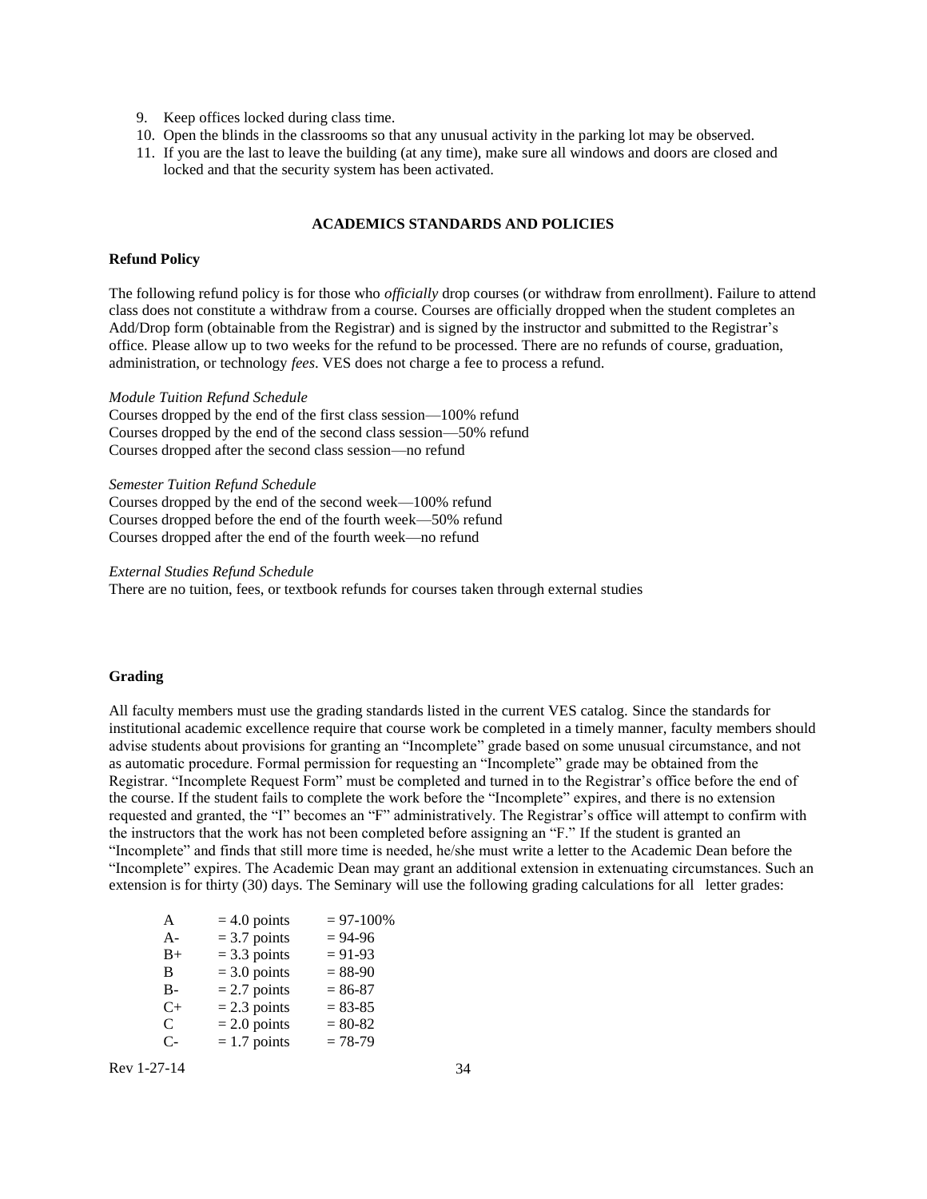9. Keep offices locked during class time.
10. Open the blinds in the classrooms so that any unusual activity in the parking lot may be observed.
11. If you are the last to leave the building (at any time), make sure all windows and doors are closed and locked and that the security system has been activated.

## ACADEMICS STANDARDS AND POLICIES

### Refund Policy

The following refund policy is for those who *officially* drop courses (or withdraw from enrollment). Failure to attend class does not constitute a withdraw from a course. Courses are officially dropped when the student completes an Add/Drop form (obtainable from the Registrar) and is signed by the instructor and submitted to the Registrar's office. Please allow up to two weeks for the refund to be processed. There are no refunds of course, graduation, administration, or technology *fees*. VES does not charge a fee to process a refund.

*Module Tuition Refund Schedule*
Courses dropped by the end of the first class session—100% refund
Courses dropped by the end of the second class session—50% refund
Courses dropped after the second class session—no refund

*Semester Tuition Refund Schedule*
Courses dropped by the end of the second week—100% refund
Courses dropped before the end of the fourth week—50% refund
Courses dropped after the end of the fourth week—no refund

*External Studies Refund Schedule*
There are no tuition, fees, or textbook refunds for courses taken through external studies

### Grading

All faculty members must use the grading standards listed in the current VES catalog. Since the standards for institutional academic excellence require that course work be completed in a timely manner, faculty members should advise students about provisions for granting an "Incomplete" grade based on some unusual circumstance, and not as automatic procedure. Formal permission for requesting an "Incomplete" grade may be obtained from the Registrar. "Incomplete Request Form" must be completed and turned in to the Registrar's office before the end of the course. If the student fails to complete the work before the "Incomplete" expires, and there is no extension requested and granted, the "I" becomes an "F" administratively. The Registrar's office will attempt to confirm with the instructors that the work has not been completed before assigning an "F." If the student is granted an "Incomplete" and finds that still more time is needed, he/she must write a letter to the Academic Dean before the "Incomplete" expires. The Academic Dean may grant an additional extension in extenuating circumstances. Such an extension is for thirty (30) days. The Seminary will use the following grading calculations for all letter grades:

| | | |
|---|---|---|
| A | = 4.0 points | = 97-100% |
| A- | = 3.7 points | = 94-96 |
| B+ | = 3.3 points | = 91-93 |
| B | = 3.0 points | = 88-90 |
| B- | = 2.7 points | = 86-87 |
| C+ | = 2.3 points | = 83-85 |
| C | = 2.0 points | = 80-82 |
| C- | = 1.7 points | = 78-79 |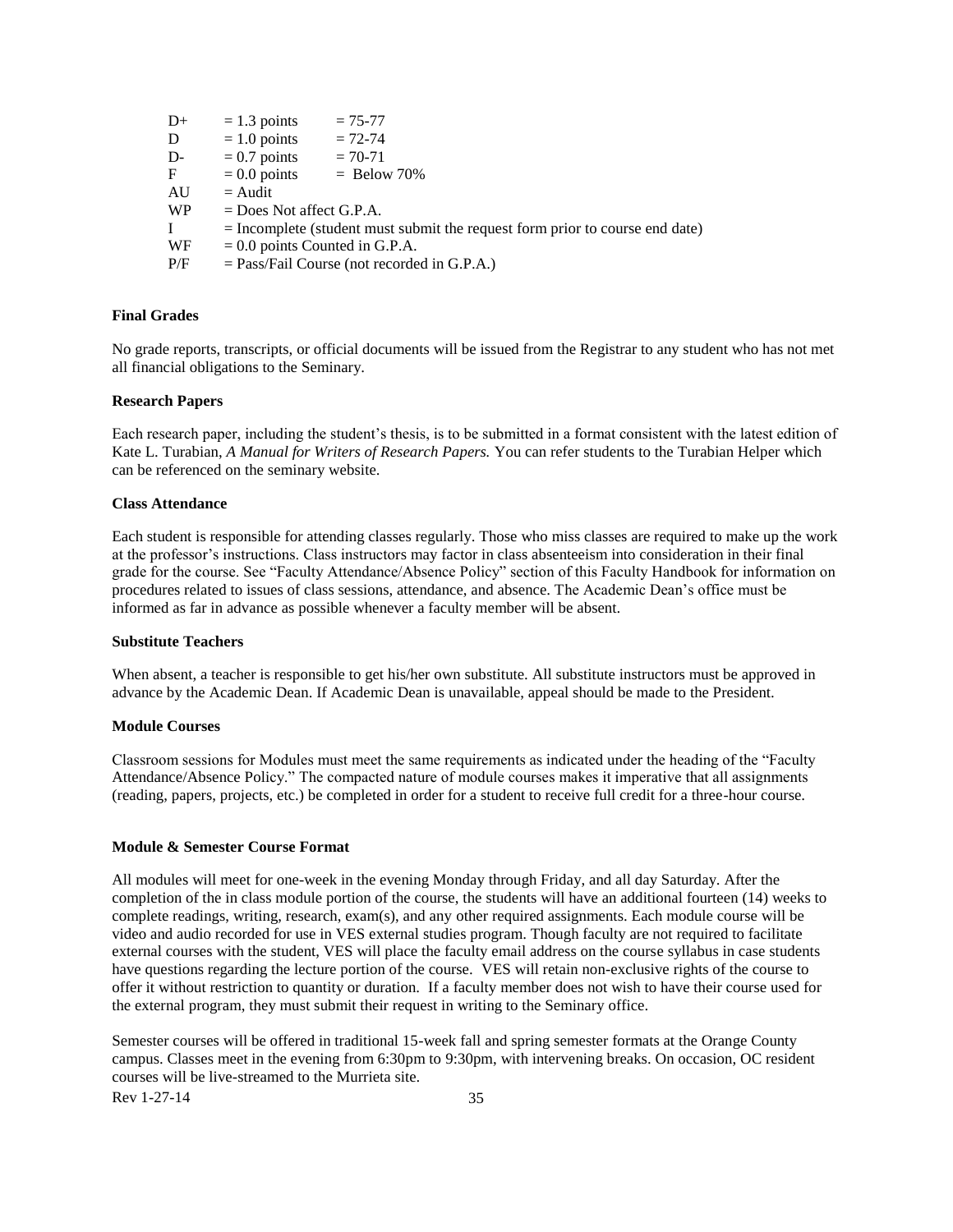| | | |
|---|---|---|
| D+ | = 1.3 points | = 75-77 |
| D | = 1.0 points | = 72-74 |
| D- | = 0.7 points | = 70-71 |
| F | = 0.0 points | = Below 70% |
| AU | = Audit | |
| WP | = Does Not affect G.P.A. | |
| I | = Incomplete (student must submit the request form prior to course end date) | |
| WF | = 0.0 points Counted in G.P.A. | |
| P/F | = Pass/Fail Course (not recorded in G.P.A.) | |

**Final Grades**

No grade reports, transcripts, or official documents will be issued from the Registrar to any student who has not met all financial obligations to the Seminary.

**Research Papers**

Each research paper, including the student's thesis, is to be submitted in a format consistent with the latest edition of Kate L. Turabian, *A Manual for Writers of Research Papers.* You can refer students to the Turabian Helper which can be referenced on the seminary website.

**Class Attendance**

Each student is responsible for attending classes regularly. Those who miss classes are required to make up the work at the professor's instructions. Class instructors may factor in class absenteeism into consideration in their final grade for the course. See "Faculty Attendance/Absence Policy" section of this Faculty Handbook for information on procedures related to issues of class sessions, attendance, and absence. The Academic Dean's office must be informed as far in advance as possible whenever a faculty member will be absent.

**Substitute Teachers**

When absent, a teacher is responsible to get his/her own substitute. All substitute instructors must be approved in advance by the Academic Dean. If Academic Dean is unavailable, appeal should be made to the President.

**Module Courses**

Classroom sessions for Modules must meet the same requirements as indicated under the heading of the "Faculty Attendance/Absence Policy." The compacted nature of module courses makes it imperative that all assignments (reading, papers, projects, etc.) be completed in order for a student to receive full credit for a three-hour course.

**Module & Semester Course Format**

All modules will meet for one-week in the evening Monday through Friday, and all day Saturday. After the completion of the in class module portion of the course, the students will have an additional fourteen (14) weeks to complete readings, writing, research, exam(s), and any other required assignments. Each module course will be video and audio recorded for use in VES external studies program. Though faculty are not required to facilitate external courses with the student, VES will place the faculty email address on the course syllabus in case students have questions regarding the lecture portion of the course. VES will retain non-exclusive rights of the course to offer it without restriction to quantity or duration. If a faculty member does not wish to have their course used for the external program, they must submit their request in writing to the Seminary office.

Semester courses will be offered in traditional 15-week fall and spring semester formats at the Orange County campus. Classes meet in the evening from 6:30pm to 9:30pm, with intervening breaks. On occasion, OC resident courses will be live-streamed to the Murrieta site.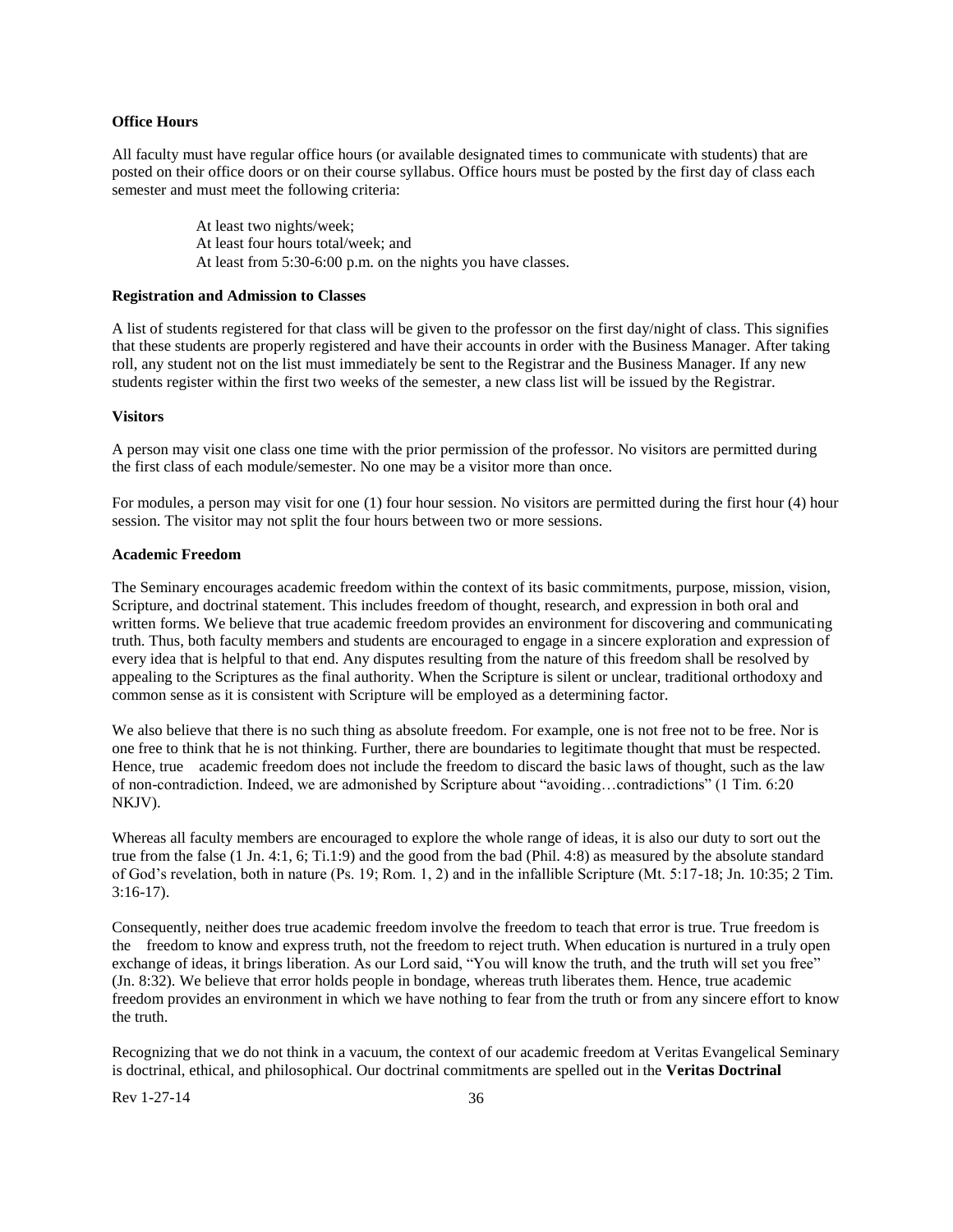**Office Hours**

All faculty must have regular office hours (or available designated times to communicate with students) that are posted on their office doors or on their course syllabus. Office hours must be posted by the first day of class each semester and must meet the following criteria:

At least two nights/week;
At least four hours total/week; and
At least from 5:30-6:00 p.m. on the nights you have classes.

**Registration and Admission to Classes**

A list of students registered for that class will be given to the professor on the first day/night of class. This signifies that these students are properly registered and have their accounts in order with the Business Manager. After taking roll, any student not on the list must immediately be sent to the Registrar and the Business Manager. If any new students register within the first two weeks of the semester, a new class list will be issued by the Registrar.

**Visitors**

A person may visit one class one time with the prior permission of the professor. No visitors are permitted during the first class of each module/semester. No one may be a visitor more than once.

For modules, a person may visit for one (1) four hour session. No visitors are permitted during the first hour (4) hour session. The visitor may not split the four hours between two or more sessions.

**Academic Freedom**

The Seminary encourages academic freedom within the context of its basic commitments, purpose, mission, vision, Scripture, and doctrinal statement. This includes freedom of thought, research, and expression in both oral and written forms. We believe that true academic freedom provides an environment for discovering and communicating truth. Thus, both faculty members and students are encouraged to engage in a sincere exploration and expression of every idea that is helpful to that end. Any disputes resulting from the nature of this freedom shall be resolved by appealing to the Scriptures as the final authority. When the Scripture is silent or unclear, traditional orthodoxy and common sense as it is consistent with Scripture will be employed as a determining factor.

We also believe that there is no such thing as absolute freedom. For example, one is not free not to be free. Nor is one free to think that he is not thinking. Further, there are boundaries to legitimate thought that must be respected. Hence, true academic freedom does not include the freedom to discard the basic laws of thought, such as the law of non-contradiction. Indeed, we are admonished by Scripture about "avoiding…contradictions" (1 Tim. 6:20 NKJV).

Whereas all faculty members are encouraged to explore the whole range of ideas, it is also our duty to sort out the true from the false (1 Jn. 4:1, 6; Ti.1:9) and the good from the bad (Phil. 4:8) as measured by the absolute standard of God's revelation, both in nature (Ps. 19; Rom. 1, 2) and in the infallible Scripture (Mt. 5:17-18; Jn. 10:35; 2 Tim. 3:16-17).

Consequently, neither does true academic freedom involve the freedom to teach that error is true. True freedom is the freedom to know and express truth, not the freedom to reject truth. When education is nurtured in a truly open exchange of ideas, it brings liberation. As our Lord said, "You will know the truth, and the truth will set you free" (Jn. 8:32). We believe that error holds people in bondage, whereas truth liberates them. Hence, true academic freedom provides an environment in which we have nothing to fear from the truth or from any sincere effort to know the truth.

Recognizing that we do not think in a vacuum, the context of our academic freedom at Veritas Evangelical Seminary is doctrinal, ethical, and philosophical. Our doctrinal commitments are spelled out in the **Veritas Doctrinal**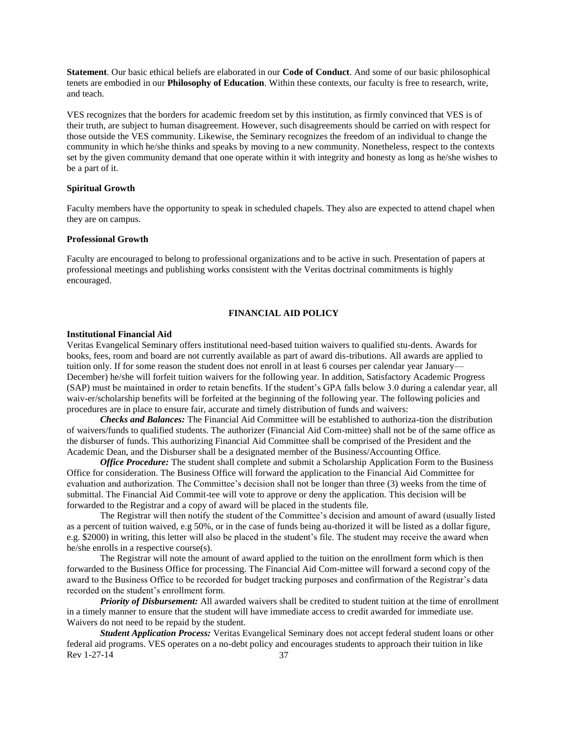**Statement**. Our basic ethical beliefs are elaborated in our **Code of Conduct**. And some of our basic philosophical tenets are embodied in our **Philosophy of Education**. Within these contexts, our faculty is free to research, write, and teach.

VES recognizes that the borders for academic freedom set by this institution, as firmly convinced that VES is of their truth, are subject to human disagreement. However, such disagreements should be carried on with respect for those outside the VES community. Likewise, the Seminary recognizes the freedom of an individual to change the community in which he/she thinks and speaks by moving to a new community. Nonetheless, respect to the contexts set by the given community demand that one operate within it with integrity and honesty as long as he/she wishes to be a part of it.

### Spiritual Growth

Faculty members have the opportunity to speak in scheduled chapels. They also are expected to attend chapel when they are on campus.

### Professional Growth

Faculty are encouraged to belong to professional organizations and to be active in such. Presentation of papers at professional meetings and publishing works consistent with the Veritas doctrinal commitments is highly encouraged.

## FINANCIAL AID POLICY

### Institutional Financial Aid

Veritas Evangelical Seminary offers institutional need-based tuition waivers to qualified stu-dents. Awards for books, fees, room and board are not currently available as part of award dis-tributions. All awards are applied to tuition only. If for some reason the student does not enroll in at least 6 courses per calendar year January—December) he/she will forfeit tuition waivers for the following year. In addition, Satisfactory Academic Progress (SAP) must be maintained in order to retain benefits. If the student's GPA falls below 3.0 during a calendar year, all waiv-er/scholarship benefits will be forfeited at the beginning of the following year. The following policies and procedures are in place to ensure fair, accurate and timely distribution of funds and waivers:

***Checks and Balances:*** The Financial Aid Committee will be established to authoriza-tion the distribution of waivers/funds to qualified students. The authorizer (Financial Aid Com-mittee) shall not be of the same office as the disburser of funds. This authorizing Financial Aid Committee shall be comprised of the President and the Academic Dean, and the Disburser shall be a designated member of the Business/Accounting Office.

***Office Procedure:*** The student shall complete and submit a Scholarship Application Form to the Business Office for consideration. The Business Office will forward the application to the Financial Aid Committee for evaluation and authorization. The Committee's decision shall not be longer than three (3) weeks from the time of submittal. The Financial Aid Commit-tee will vote to approve or deny the application. This decision will be forwarded to the Registrar and a copy of award will be placed in the students file.

The Registrar will then notify the student of the Committee's decision and amount of award (usually listed as a percent of tuition waived, e.g 50%, or in the case of funds being au-thorized it will be listed as a dollar figure, e.g. $2000) in writing, this letter will also be placed in the student's file. The student may receive the award when he/she enrolls in a respective course(s).

The Registrar will note the amount of award applied to the tuition on the enrollment form which is then forwarded to the Business Office for processing. The Financial Aid Com-mittee will forward a second copy of the award to the Business Office to be recorded for budget tracking purposes and confirmation of the Registrar's data recorded on the student's enrollment form.

***Priority of Disbursement:*** All awarded waivers shall be credited to student tuition at the time of enrollment in a timely manner to ensure that the student will have immediate access to credit awarded for immediate use. Waivers do not need to be repaid by the student.

***Student Application Process:*** Veritas Evangelical Seminary does not accept federal student loans or other federal aid programs. VES operates on a no-debt policy and encourages students to approach their tuition in like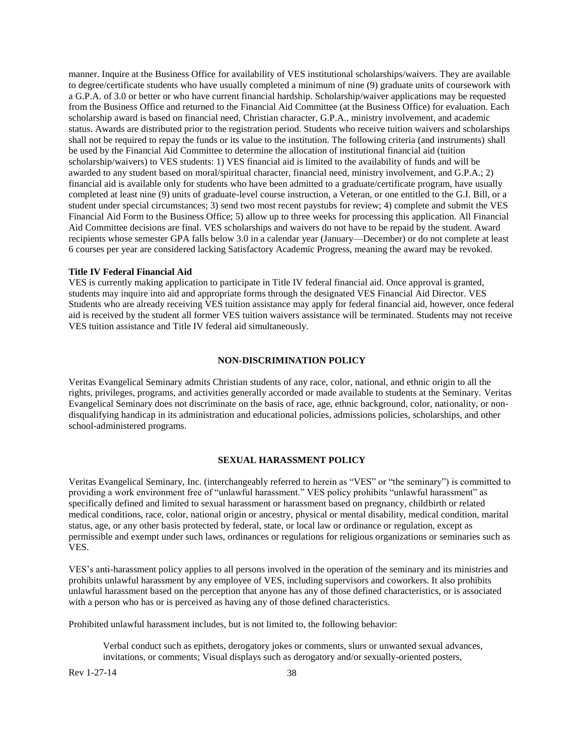manner. Inquire at the Business Office for availability of VES institutional scholarships/waivers. They are available to degree/certificate students who have usually completed a minimum of nine (9) graduate units of coursework with a G.P.A. of 3.0 or better or who have current financial hardship. Scholarship/waiver applications may be requested from the Business Office and returned to the Financial Aid Committee (at the Business Office) for evaluation. Each scholarship award is based on financial need, Christian character, G.P.A., ministry involvement, and academic status. Awards are distributed prior to the registration period. Students who receive tuition waivers and scholarships shall not be required to repay the funds or its value to the institution. The following criteria (and instruments) shall be used by the Financial Aid Committee to determine the allocation of institutional financial aid (tuition scholarship/waivers) to VES students: 1) VES financial aid is limited to the availability of funds and will be awarded to any student based on moral/spiritual character, financial need, ministry involvement, and G.P.A.; 2) financial aid is available only for students who have been admitted to a graduate/certificate program, have usually completed at least nine (9) units of graduate-level course instruction, a Veteran, or one entitled to the G.I. Bill, or a student under special circumstances; 3) send two most recent paystubs for review; 4) complete and submit the VES Financial Aid Form to the Business Office; 5) allow up to three weeks for processing this application. All Financial Aid Committee decisions are final. VES scholarships and waivers do not have to be repaid by the student. Award recipients whose semester GPA falls below 3.0 in a calendar year (January—December) or do not complete at least 6 courses per year are considered lacking Satisfactory Academic Progress, meaning the award may be revoked.

**Title IV Federal Financial Aid**

VES is currently making application to participate in Title IV federal financial aid. Once approval is granted, students may inquire into aid and appropriate forms through the designated VES Financial Aid Director. VES Students who are already receiving VES tuition assistance may apply for federal financial aid, however, once federal aid is received by the student all former VES tuition waivers assistance will be terminated. Students may not receive VES tuition assistance and Title IV federal aid simultaneously.

## NON-DISCRIMINATION POLICY

Veritas Evangelical Seminary admits Christian students of any race, color, national, and ethnic origin to all the rights, privileges, programs, and activities generally accorded or made available to students at the Seminary. Veritas Evangelical Seminary does not discriminate on the basis of race, age, ethnic background, color, nationality, or non-disqualifying handicap in its administration and educational policies, admissions policies, scholarships, and other school-administered programs.

## SEXUAL HARASSMENT POLICY

Veritas Evangelical Seminary, Inc. (interchangeably referred to herein as "VES" or "the seminary") is committed to providing a work environment free of "unlawful harassment." VES policy prohibits "unlawful harassment" as specifically defined and limited to sexual harassment or harassment based on pregnancy, childbirth or related medical conditions, race, color, national origin or ancestry, physical or mental disability, medical condition, marital status, age, or any other basis protected by federal, state, or local law or ordinance or regulation, except as permissible and exempt under such laws, ordinances or regulations for religious organizations or seminaries such as VES.

VES's anti-harassment policy applies to all persons involved in the operation of the seminary and its ministries and prohibits unlawful harassment by any employee of VES, including supervisors and coworkers. It also prohibits unlawful harassment based on the perception that anyone has any of those defined characteristics, or is associated with a person who has or is perceived as having any of those defined characteristics.

Prohibited unlawful harassment includes, but is not limited to, the following behavior:

> Verbal conduct such as epithets, derogatory jokes or comments, slurs or unwanted sexual advances, invitations, or comments; Visual displays such as derogatory and/or sexually-oriented posters,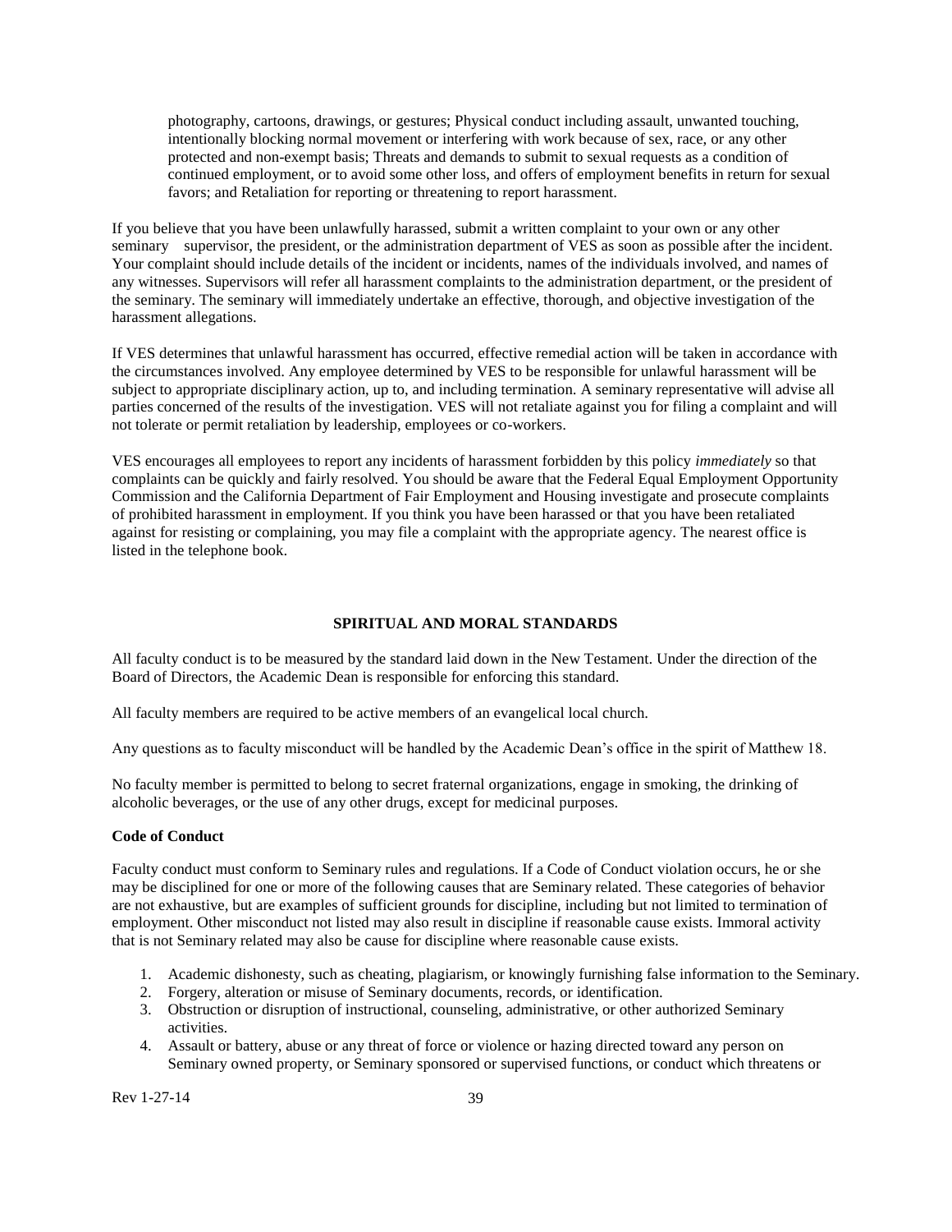photography, cartoons, drawings, or gestures; Physical conduct including assault, unwanted touching, intentionally blocking normal movement or interfering with work because of sex, race, or any other protected and non-exempt basis; Threats and demands to submit to sexual requests as a condition of continued employment, or to avoid some other loss, and offers of employment benefits in return for sexual favors; and Retaliation for reporting or threatening to report harassment.

If you believe that you have been unlawfully harassed, submit a written complaint to your own or any other seminary supervisor, the president, or the administration department of VES as soon as possible after the incident. Your complaint should include details of the incident or incidents, names of the individuals involved, and names of any witnesses. Supervisors will refer all harassment complaints to the administration department, or the president of the seminary. The seminary will immediately undertake an effective, thorough, and objective investigation of the harassment allegations.

If VES determines that unlawful harassment has occurred, effective remedial action will be taken in accordance with the circumstances involved. Any employee determined by VES to be responsible for unlawful harassment will be subject to appropriate disciplinary action, up to, and including termination. A seminary representative will advise all parties concerned of the results of the investigation. VES will not retaliate against you for filing a complaint and will not tolerate or permit retaliation by leadership, employees or co-workers.

VES encourages all employees to report any incidents of harassment forbidden by this policy *immediately* so that complaints can be quickly and fairly resolved. You should be aware that the Federal Equal Employment Opportunity Commission and the California Department of Fair Employment and Housing investigate and prosecute complaints of prohibited harassment in employment. If you think you have been harassed or that you have been retaliated against for resisting or complaining, you may file a complaint with the appropriate agency. The nearest office is listed in the telephone book.

## SPIRITUAL AND MORAL STANDARDS

All faculty conduct is to be measured by the standard laid down in the New Testament. Under the direction of the Board of Directors, the Academic Dean is responsible for enforcing this standard.

All faculty members are required to be active members of an evangelical local church.

Any questions as to faculty misconduct will be handled by the Academic Dean's office in the spirit of Matthew 18.

No faculty member is permitted to belong to secret fraternal organizations, engage in smoking, the drinking of alcoholic beverages, or the use of any other drugs, except for medicinal purposes.

**Code of Conduct**

Faculty conduct must conform to Seminary rules and regulations. If a Code of Conduct violation occurs, he or she may be disciplined for one or more of the following causes that are Seminary related. These categories of behavior are not exhaustive, but are examples of sufficient grounds for discipline, including but not limited to termination of employment. Other misconduct not listed may also result in discipline if reasonable cause exists. Immoral activity that is not Seminary related may also be cause for discipline where reasonable cause exists.

1. Academic dishonesty, such as cheating, plagiarism, or knowingly furnishing false information to the Seminary.
2. Forgery, alteration or misuse of Seminary documents, records, or identification.
3. Obstruction or disruption of instructional, counseling, administrative, or other authorized Seminary activities.
4. Assault or battery, abuse or any threat of force or violence or hazing directed toward any person on Seminary owned property, or Seminary sponsored or supervised functions, or conduct which threatens or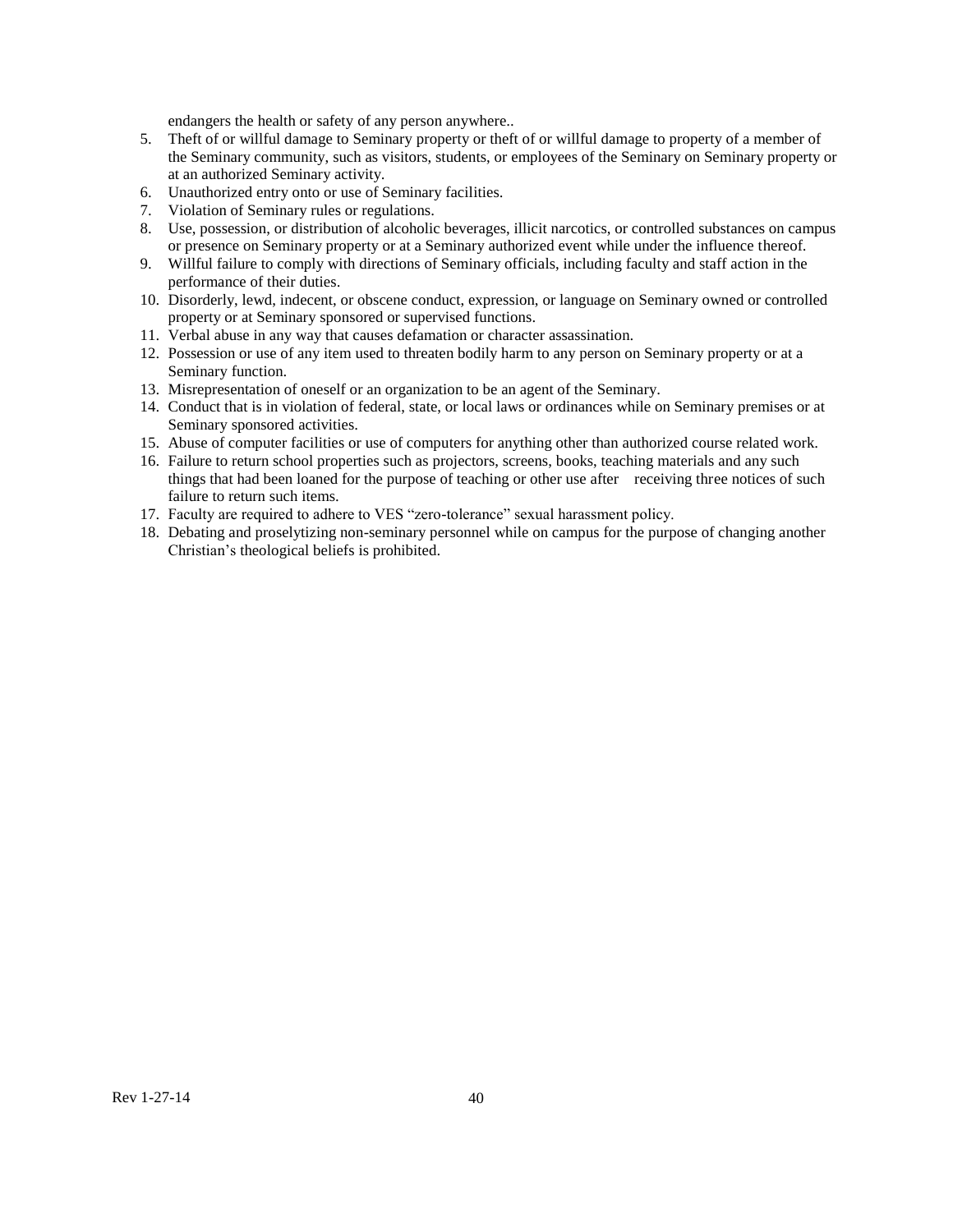endangers the health or safety of any person anywhere..

5. Theft of or willful damage to Seminary property or theft of or willful damage to property of a member of the Seminary community, such as visitors, students, or employees of the Seminary on Seminary property or at an authorized Seminary activity.
6. Unauthorized entry onto or use of Seminary facilities.
7. Violation of Seminary rules or regulations.
8. Use, possession, or distribution of alcoholic beverages, illicit narcotics, or controlled substances on campus or presence on Seminary property or at a Seminary authorized event while under the influence thereof.
9. Willful failure to comply with directions of Seminary officials, including faculty and staff action in the performance of their duties.
10. Disorderly, lewd, indecent, or obscene conduct, expression, or language on Seminary owned or controlled property or at Seminary sponsored or supervised functions.
11. Verbal abuse in any way that causes defamation or character assassination.
12. Possession or use of any item used to threaten bodily harm to any person on Seminary property or at a Seminary function.
13. Misrepresentation of oneself or an organization to be an agent of the Seminary.
14. Conduct that is in violation of federal, state, or local laws or ordinances while on Seminary premises or at Seminary sponsored activities.
15. Abuse of computer facilities or use of computers for anything other than authorized course related work.
16. Failure to return school properties such as projectors, screens, books, teaching materials and any such things that had been loaned for the purpose of teaching or other use after receiving three notices of such failure to return such items.
17. Faculty are required to adhere to VES "zero-tolerance" sexual harassment policy.
18. Debating and proselytizing non-seminary personnel while on campus for the purpose of changing another Christian's theological beliefs is prohibited.

Rev 1-27-14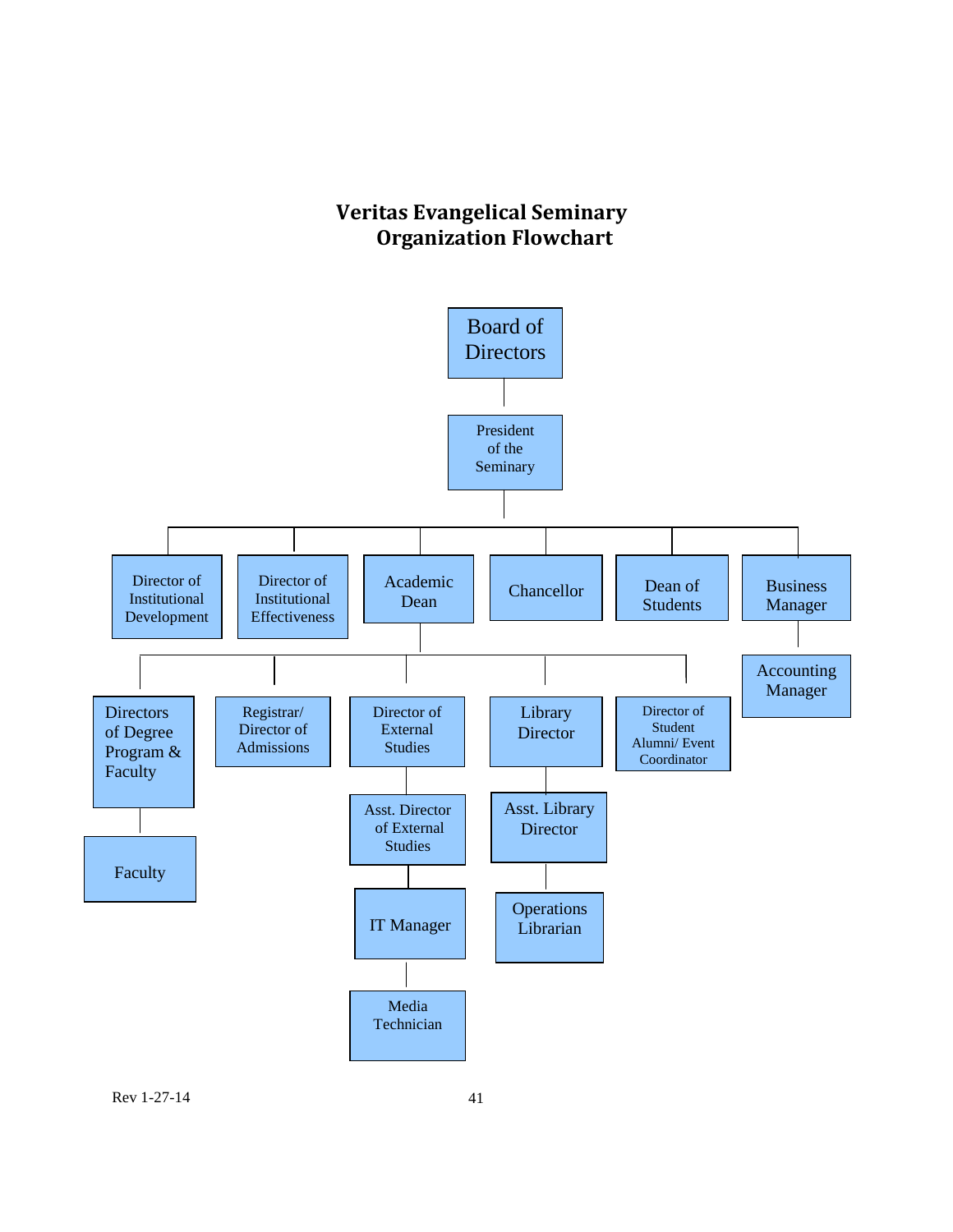# Veritas Evangelical Seminary Organization Flowchart

- Board of Directors
  - President of the Seminary
    - Director of Institutional Development
    - Director of Institutional Effectiveness
    - Academic Dean
      - Directors of Degree Program & Faculty
        - Faculty
      - Registrar/ Director of Admissions
      - Director of External Studies
        - Asst. Director of External Studies
          - IT Manager
            - Media Technician
      - Library Director
        - Asst. Library Director
          - Operations Librarian
      - Director of Student Alumni/ Event Coordinator
    - Chancellor
    - Dean of Students
    - Business Manager
      - Accounting Manager

Rev 1-27-14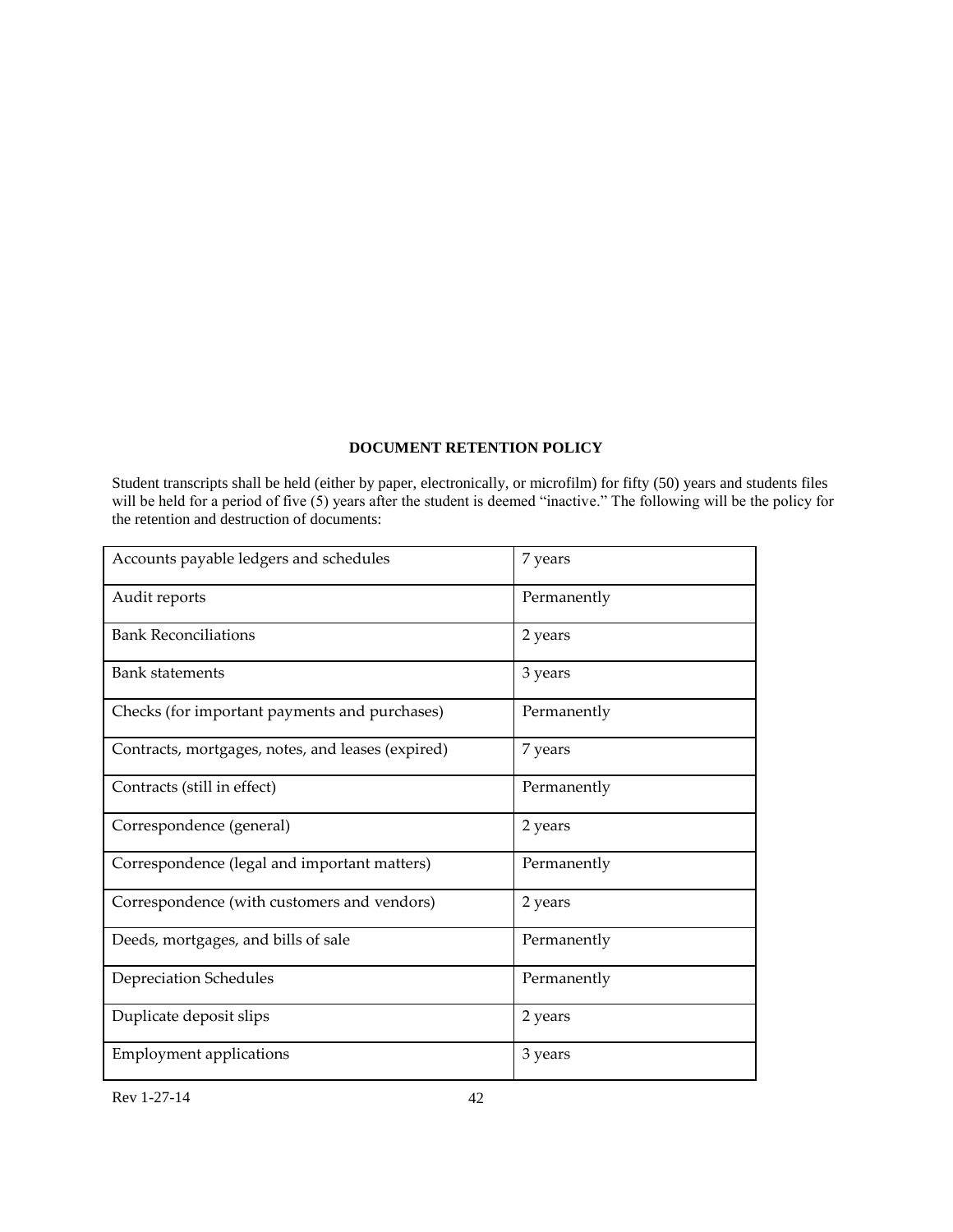## DOCUMENT RETENTION POLICY

Student transcripts shall be held (either by paper, electronically, or microfilm) for fifty (50) years and students files will be held for a period of five (5) years after the student is deemed "inactive." The following will be the policy for the retention and destruction of documents:

| | |
|---|---|
| Accounts payable ledgers and schedules | 7 years |
| Audit reports | Permanently |
| Bank Reconciliations | 2 years |
| Bank statements | 3 years |
| Checks (for important payments and purchases) | Permanently |
| Contracts, mortgages, notes, and leases (expired) | 7 years |
| Contracts (still in effect) | Permanently |
| Correspondence (general) | 2 years |
| Correspondence (legal and important matters) | Permanently |
| Correspondence (with customers and vendors) | 2 years |
| Deeds, mortgages, and bills of sale | Permanently |
| Depreciation Schedules | Permanently |
| Duplicate deposit slips | 2 years |
| Employment applications | 3 years |

Rev 1-27-14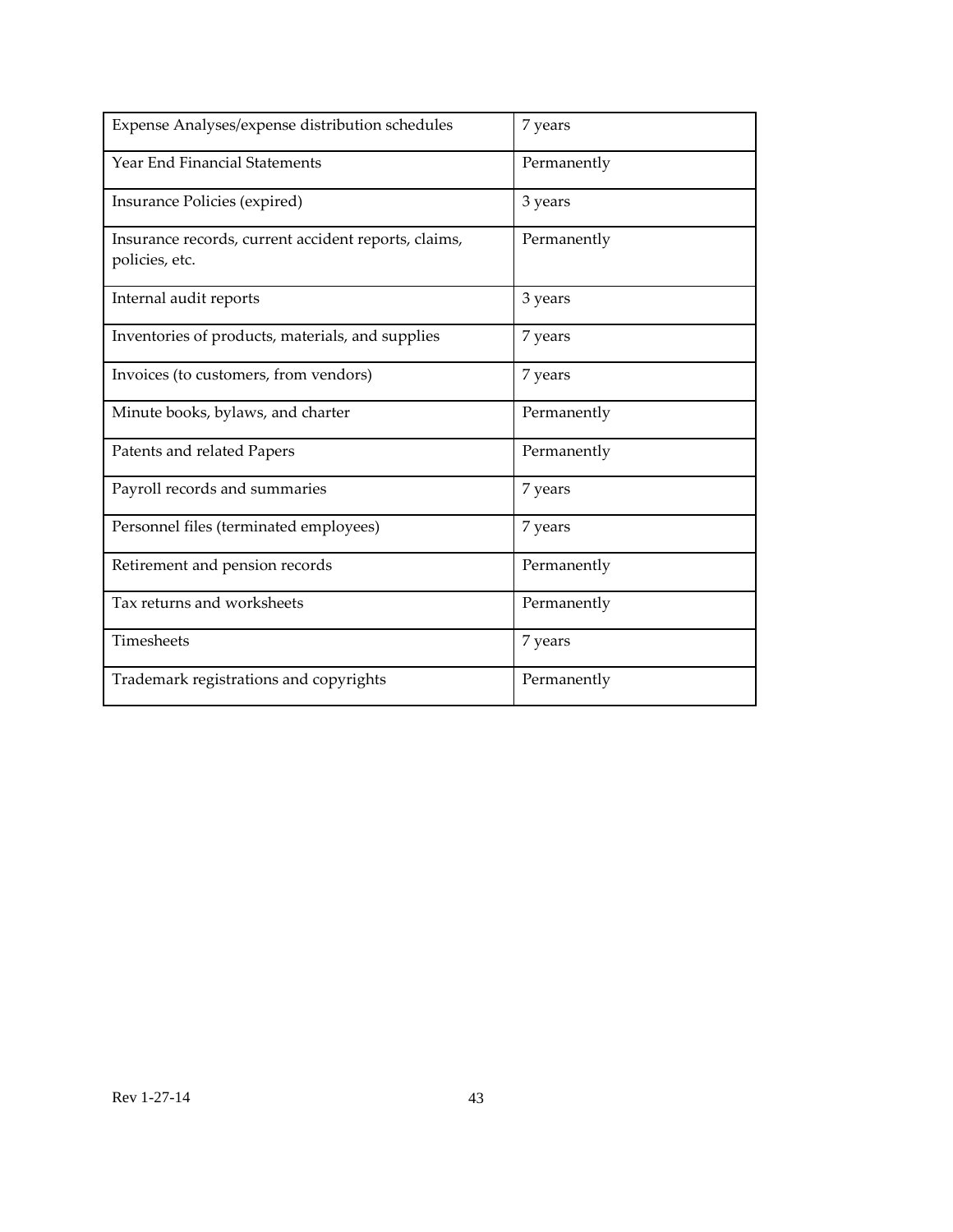| | |
|---|---|
| Expense Analyses/expense distribution schedules | 7 years |
| Year End Financial Statements | Permanently |
| Insurance Policies (expired) | 3 years |
| Insurance records, current accident reports, claims, policies, etc. | Permanently |
| Internal audit reports | 3 years |
| Inventories of products, materials, and supplies | 7 years |
| Invoices (to customers, from vendors) | 7 years |
| Minute books, bylaws, and charter | Permanently |
| Patents and related Papers | Permanently |
| Payroll records and summaries | 7 years |
| Personnel files (terminated employees) | 7 years |
| Retirement and pension records | Permanently |
| Tax returns and worksheets | Permanently |
| Timesheets | 7 years |
| Trademark registrations and copyrights | Permanently |

Rev 1-27-14